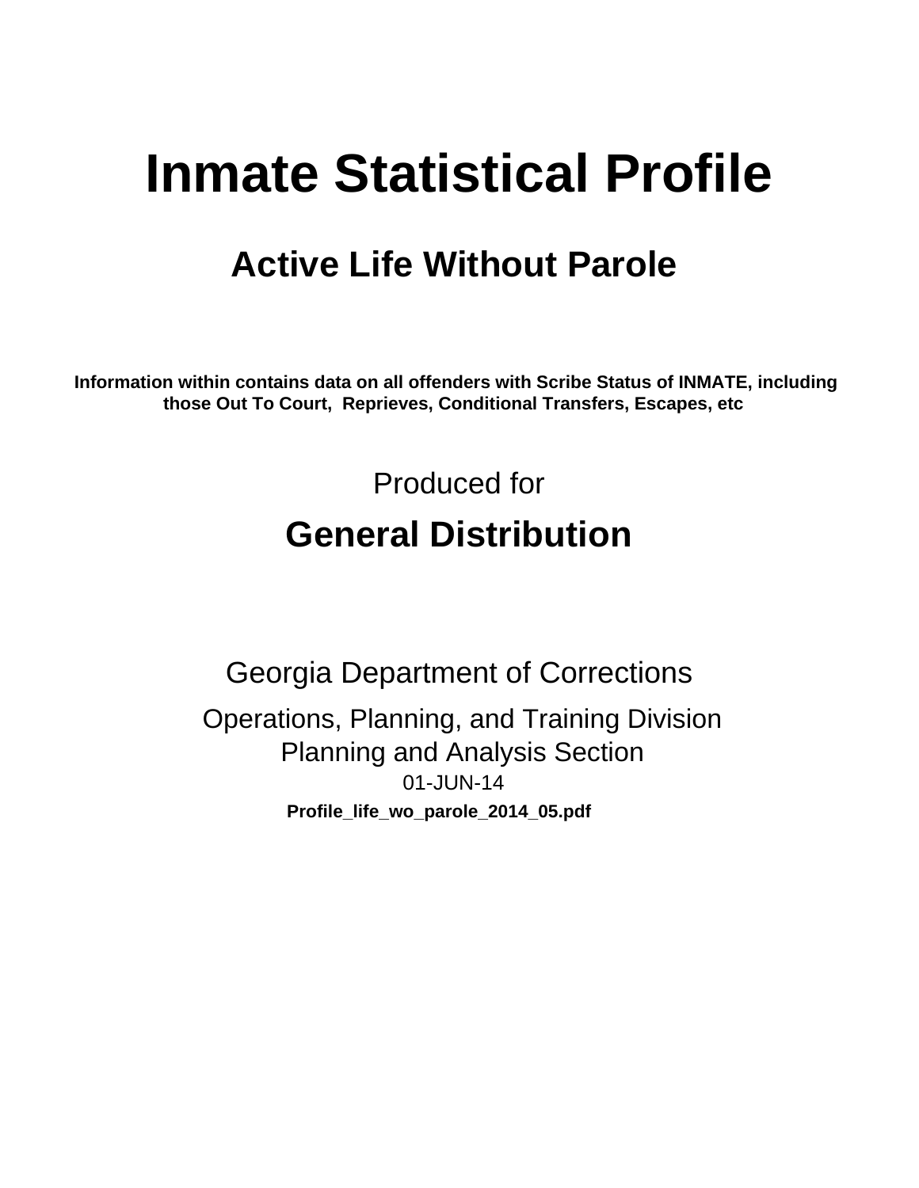# Inmate Statistical Profile

## Active Life Without Parole

**Information within contains data on all offenders with Scribe Status of INMATE, including those Out To Court, Reprieves, Conditional Transfers, Escapes, etc**

Produced for

## General Distribution

Georgia Department of Corrections

Operations, Planning, and Training Division
Planning and Analysis Section
01-JUN-14

**Profile_life_wo_parole_2014_05.pdf**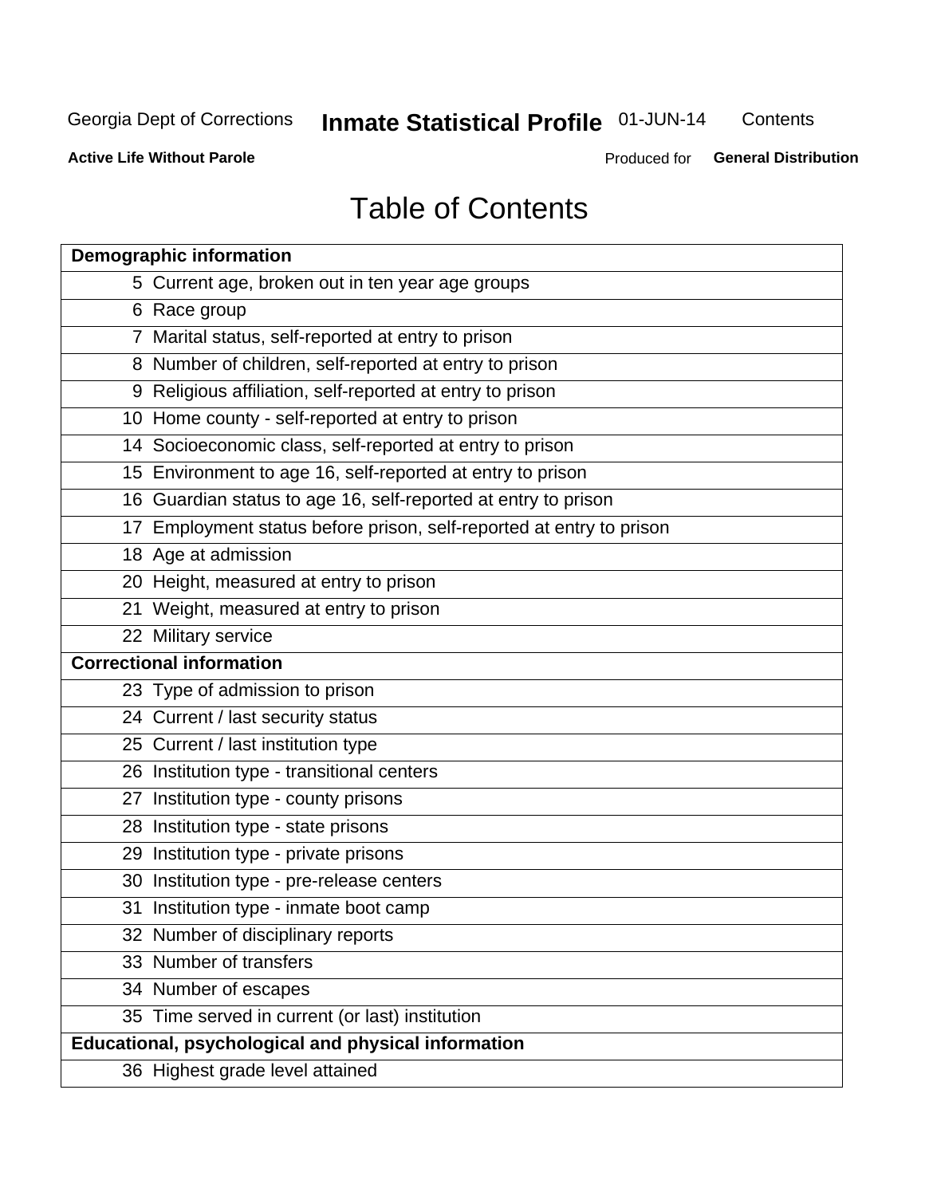Georgia Dept of Corrections **Inmate Statistical Profile** 01-JUN-14 Contents

**Active Life Without Parole** Produced for **General Distribution**

# Table of Contents

| **Demographic information** | |
|---|---|
| 5 | Current age, broken out in ten year age groups |
| 6 | Race group |
| 7 | Marital status, self-reported at entry to prison |
| 8 | Number of children, self-reported at entry to prison |
| 9 | Religious affiliation, self-reported at entry to prison |
| 10 | Home county - self-reported at entry to prison |
| 14 | Socioeconomic class, self-reported at entry to prison |
| 15 | Environment to age 16, self-reported at entry to prison |
| 16 | Guardian status to age 16, self-reported at entry to prison |
| 17 | Employment status before prison, self-reported at entry to prison |
| 18 | Age at admission |
| 20 | Height, measured at entry to prison |
| 21 | Weight, measured at entry to prison |
| 22 | Military service |
| **Correctional information** | |
| 23 | Type of admission to prison |
| 24 | Current / last security status |
| 25 | Current / last institution type |
| 26 | Institution type - transitional centers |
| 27 | Institution type - county prisons |
| 28 | Institution type - state prisons |
| 29 | Institution type - private prisons |
| 30 | Institution type - pre-release centers |
| 31 | Institution type - inmate boot camp |
| 32 | Number of disciplinary reports |
| 33 | Number of transfers |
| 34 | Number of escapes |
| 35 | Time served in current (or last) institution |
| **Educational, psychological and physical information** | |
| 36 | Highest grade level attained |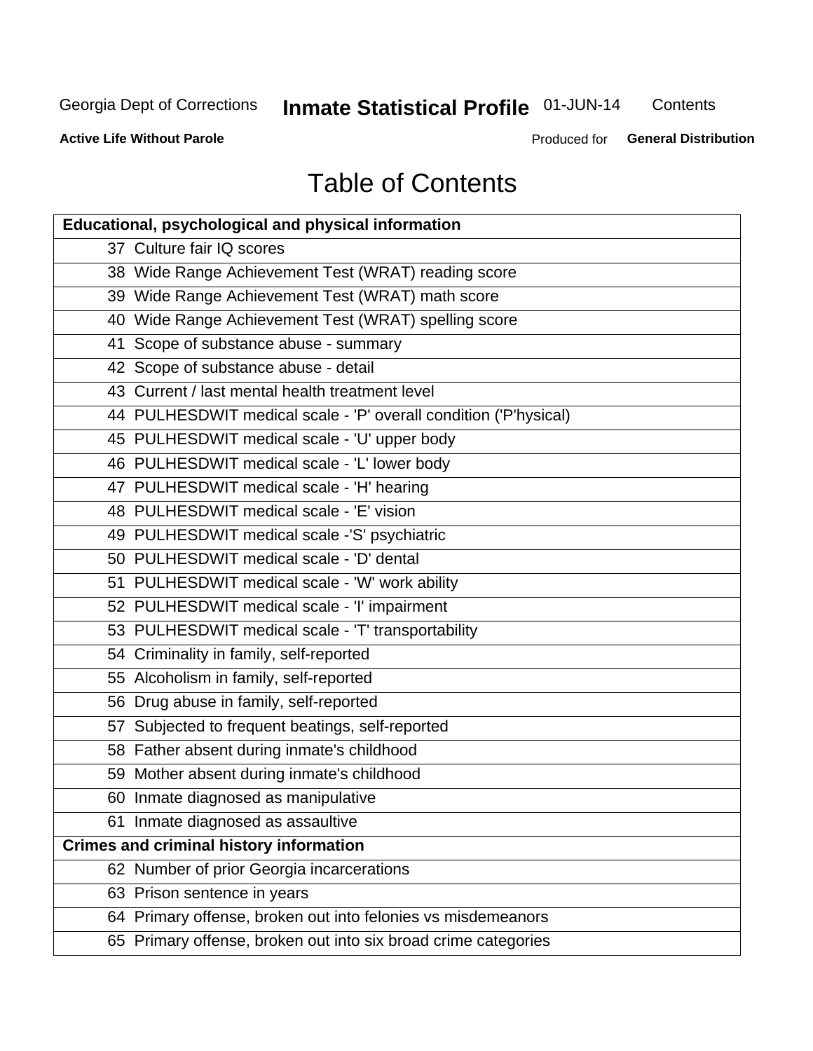# Table of Contents

| Educational, psychological and physical information |
|---|
| 37 Culture fair IQ scores |
| 38 Wide Range Achievement Test (WRAT) reading score |
| 39 Wide Range Achievement Test (WRAT) math score |
| 40 Wide Range Achievement Test (WRAT) spelling score |
| 41 Scope of substance abuse - summary |
| 42 Scope of substance abuse - detail |
| 43 Current / last mental health treatment level |
| 44 PULHESDWIT medical scale - 'P' overall condition ('P'hysical) |
| 45 PULHESDWIT medical scale - 'U' upper body |
| 46 PULHESDWIT medical scale - 'L' lower body |
| 47 PULHESDWIT medical scale - 'H' hearing |
| 48 PULHESDWIT medical scale - 'E' vision |
| 49 PULHESDWIT medical scale -'S' psychiatric |
| 50 PULHESDWIT medical scale - 'D' dental |
| 51 PULHESDWIT medical scale - 'W' work ability |
| 52 PULHESDWIT medical scale - 'I' impairment |
| 53 PULHESDWIT medical scale - 'T' transportability |
| 54 Criminality in family, self-reported |
| 55 Alcoholism in family, self-reported |
| 56 Drug abuse in family, self-reported |
| 57 Subjected to frequent beatings, self-reported |
| 58 Father absent during inmate's childhood |
| 59 Mother absent during inmate's childhood |
| 60 Inmate diagnosed as manipulative |
| 61 Inmate diagnosed as assaultive |
| **Crimes and criminal history information** |
| 62 Number of prior Georgia incarcerations |
| 63 Prison sentence in years |
| 64 Primary offense, broken out into felonies vs misdemeanors |
| 65 Primary offense, broken out into six broad crime categories |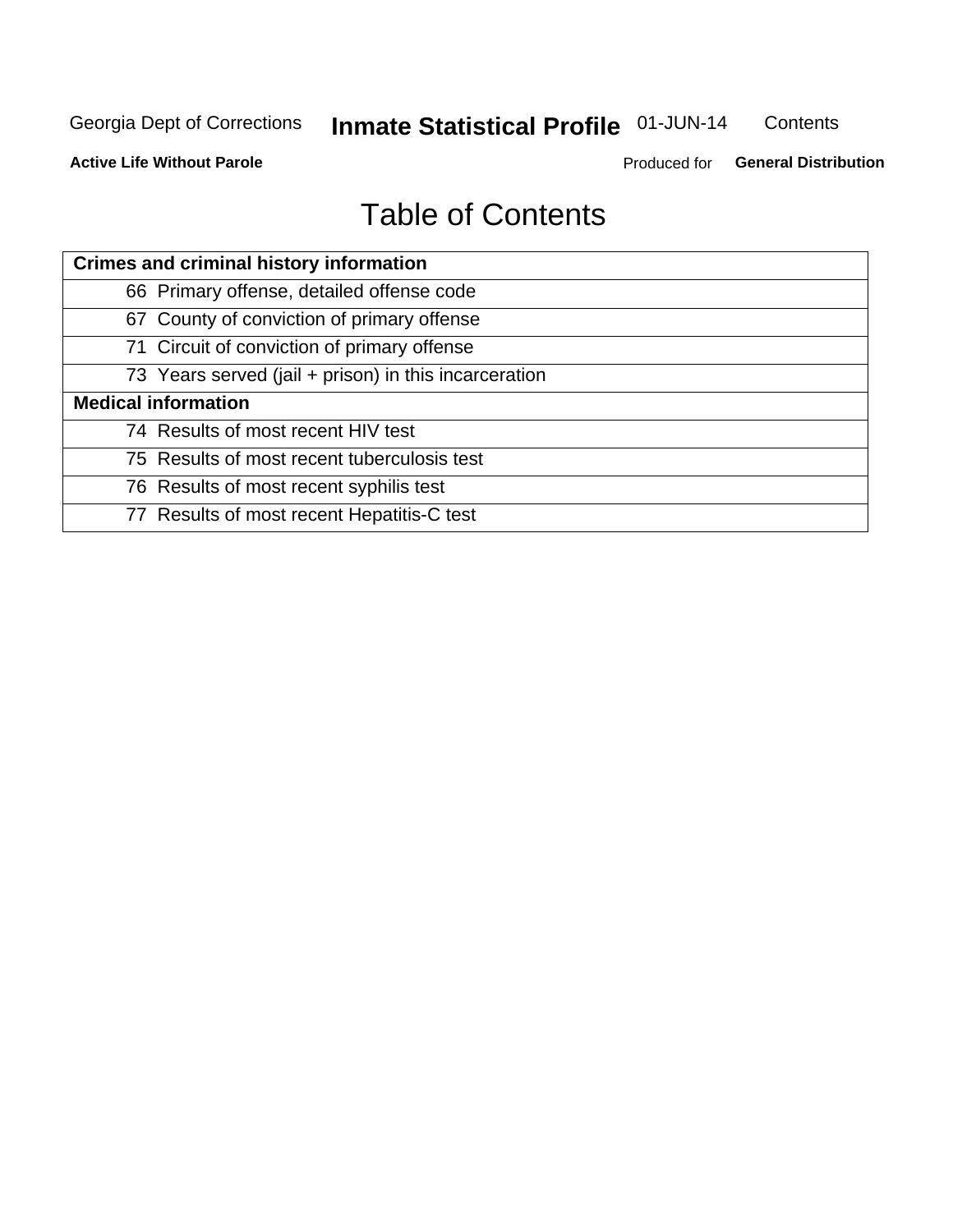# Table of Contents

| Crimes and criminal history information | |
|---|---|
| 66 | Primary offense, detailed offense code |
| 67 | County of conviction of primary offense |
| 71 | Circuit of conviction of primary offense |
| 73 | Years served (jail + prison) in this incarceration |
| **Medical information** | |
| 74 | Results of most recent HIV test |
| 75 | Results of most recent tuberculosis test |
| 76 | Results of most recent syphilis test |
| 77 | Results of most recent Hepatitis-C test |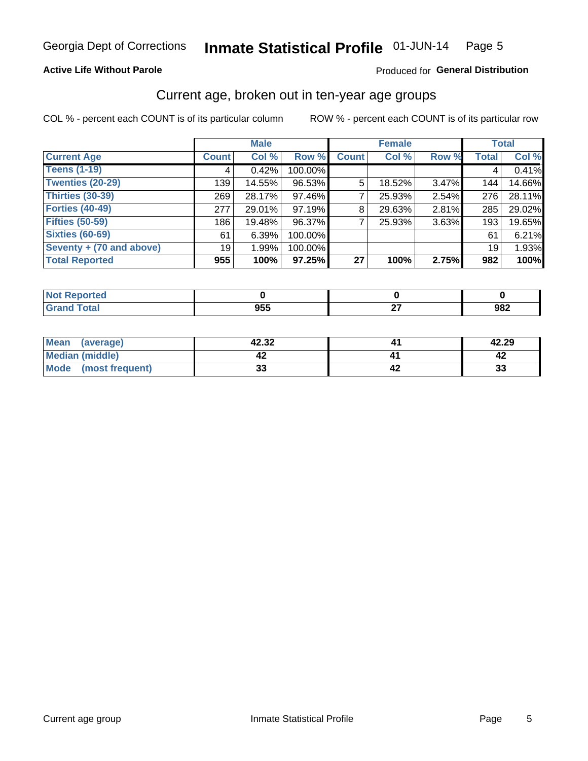Georgia Dept of Corrections **Inmate Statistical Profile** 01-JUN-14

**Active Life Without Parole**

Produced for **General Distribution**

## Current age, broken out in ten-year age groups

COL % - percent each COUNT is of its particular column ROW % - percent each COUNT is of its particular row

| | Male | | | Female | | | Total | |
|---|---|---|---|---|---|---|---|---|
| **Current Age** | **Count** | **Col %** | **Row %** | **Count** | **Col %** | **Row %** | **Total** | **Col %** |
| **Teens (1-19)** | 4 | 0.42% | 100.00% | | | | 4 | 0.41% |
| **Twenties (20-29)** | 139 | 14.55% | 96.53% | 5 | 18.52% | 3.47% | 144 | 14.66% |
| **Thirties (30-39)** | 269 | 28.17% | 97.46% | 7 | 25.93% | 2.54% | 276 | 28.11% |
| **Forties (40-49)** | 277 | 29.01% | 97.19% | 8 | 29.63% | 2.81% | 285 | 29.02% |
| **Fifties (50-59)** | 186 | 19.48% | 96.37% | 7 | 25.93% | 3.63% | 193 | 19.65% |
| **Sixties (60-69)** | 61 | 6.39% | 100.00% | | | | 61 | 6.21% |
| **Seventy + (70 and above)** | 19 | 1.99% | 100.00% | | | | 19 | 1.93% |
| **Total Reported** | **955** | **100%** | **97.25%** | **27** | **100%** | **2.75%** | **982** | **100%** |

| | Male | Female | Total |
|---|---|---|---|
| **Not Reported** | **0** | **0** | **0** |
| **Grand Total** | **955** | **27** | **982** |

| | Male | Female | Total |
|---|---|---|---|
| **Mean (average)** | **42.32** | **41** | **42.29** |
| **Median (middle)** | **42** | **41** | **42** |
| **Mode (most frequent)** | **33** | **42** | **33** |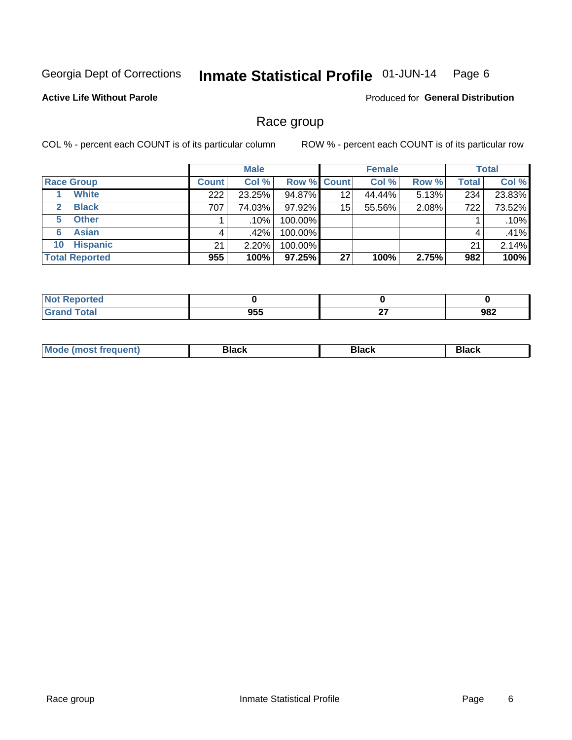Georgia Dept of Corrections **Inmate Statistical Profile** 01-JUN-14

**Active Life Without Parole**

Produced for **General Distribution**

## Race group

COL % - percent each COUNT is of its particular column ROW % - percent each COUNT is of its particular row

| | | Male | | | Female | | | Total | |
|---|---|---|---|---|---|---|---|---|---|
| Race Group | | Count | Col % | Row % | Count | Col % | Row % | Total | Col % |
| 1 | White | 222 | 23.25% | 94.87% | 12 | 44.44% | 5.13% | 234 | 23.83% |
| 2 | Black | 707 | 74.03% | 97.92% | 15 | 55.56% | 2.08% | 722 | 73.52% |
| 5 | Other | 1 | .10% | 100.00% | | | | 1 | .10% |
| 6 | Asian | 4 | .42% | 100.00% | | | | 4 | .41% |
| 10 | Hispanic | 21 | 2.20% | 100.00% | | | | 21 | 2.14% |
| **Total Reported** | | **955** | **100%** | **97.25%** | **27** | **100%** | **2.75%** | **982** | **100%** |

| | Male | Female | Total |
|---|---|---|---|
| Not Reported | **0** | **0** | **0** |
| Grand Total | **955** | **27** | **982** |

| | Male | Female | Total |
|---|---|---|---|
| Mode (most frequent) | **Black** | **Black** | **Black** |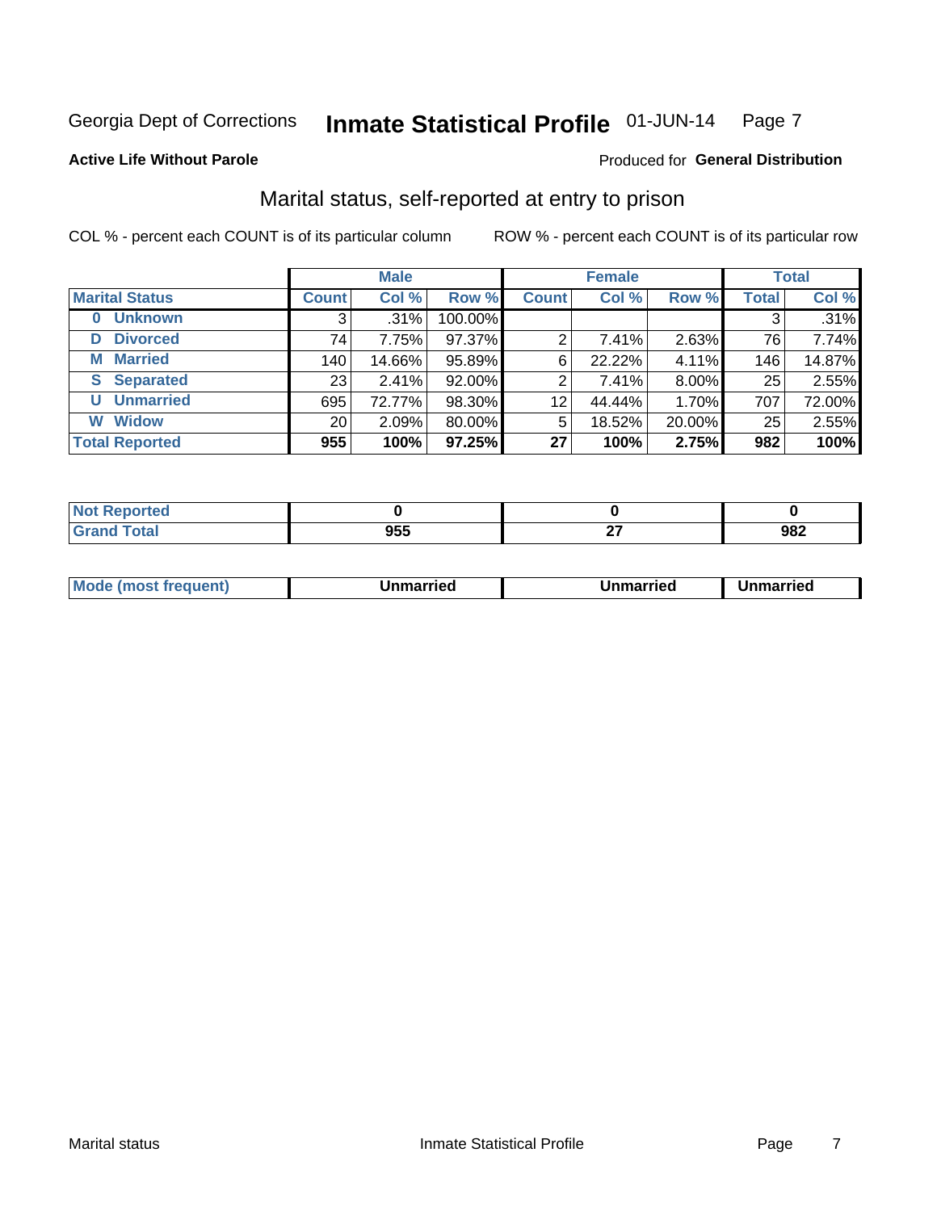Georgia Dept of Corrections **Inmate Statistical Profile** 01-JUN-14

**Active Life Without Parole**

Produced for **General Distribution**

## Marital status, self-reported at entry to prison

COL % - percent each COUNT is of its particular column

ROW % - percent each COUNT is of its particular row

| | Male | | | Female | | | Total | |
|---|---|---|---|---|---|---|---|---|
| **Marital Status** | **Count** | **Col %** | **Row %** | **Count** | **Col %** | **Row %** | **Total** | **Col %** |
| **0 Unknown** | 3 | .31% | 100.00% | | | | 3 | .31% |
| **D Divorced** | 74 | 7.75% | 97.37% | 2 | 7.41% | 2.63% | 76 | 7.74% |
| **M Married** | 140 | 14.66% | 95.89% | 6 | 22.22% | 4.11% | 146 | 14.87% |
| **S Separated** | 23 | 2.41% | 92.00% | 2 | 7.41% | 8.00% | 25 | 2.55% |
| **U Unmarried** | 695 | 72.77% | 98.30% | 12 | 44.44% | 1.70% | 707 | 72.00% |
| **W Widow** | 20 | 2.09% | 80.00% | 5 | 18.52% | 20.00% | 25 | 2.55% |
| **Total Reported** | **955** | **100%** | **97.25%** | **27** | **100%** | **2.75%** | **982** | **100%** |

| | Male | Female | Total |
|---|---|---|---|
| **Not Reported** | **0** | **0** | **0** |
| **Grand Total** | **955** | **27** | **982** |

| | Male | Female | Total |
|---|---|---|---|
| **Mode (most frequent)** | **Unmarried** | **Unmarried** | **Unmarried** |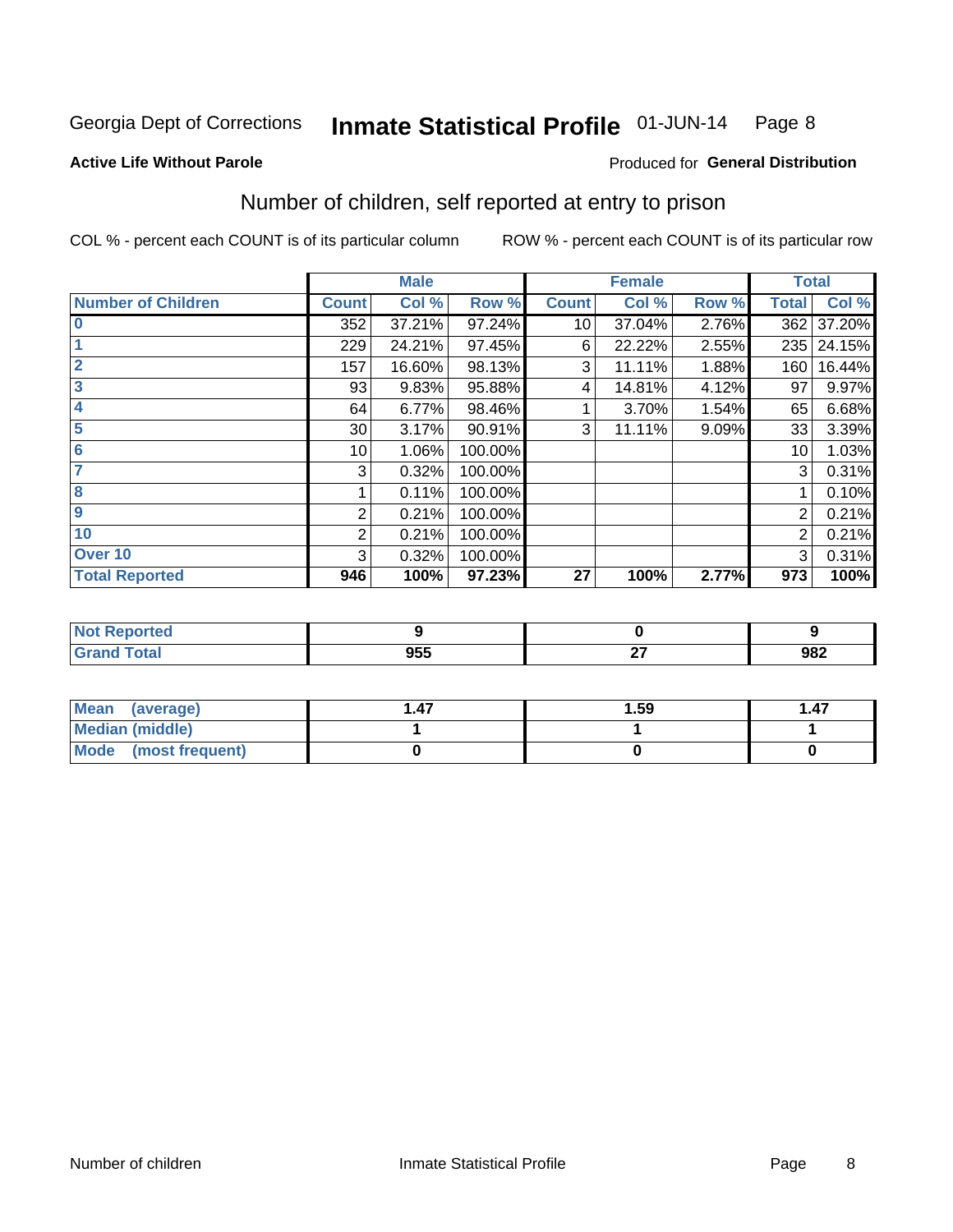Georgia Dept of Corrections **Inmate Statistical Profile** 01-JUN-14

**Active Life Without Parole**

Produced for **General Distribution**

## Number of children, self reported at entry to prison

COL % - percent each COUNT is of its particular column ROW % - percent each COUNT is of its particular row

| | Male | | | Female | | | Total | |
|---|---|---|---|---|---|---|---|---|
| **Number of Children** | **Count** | **Col %** | **Row %** | **Count** | **Col %** | **Row %** | **Total** | **Col %** |
| **0** | 352 | 37.21% | 97.24% | 10 | 37.04% | 2.76% | 362 | 37.20% |
| **1** | 229 | 24.21% | 97.45% | 6 | 22.22% | 2.55% | 235 | 24.15% |
| **2** | 157 | 16.60% | 98.13% | 3 | 11.11% | 1.88% | 160 | 16.44% |
| **3** | 93 | 9.83% | 95.88% | 4 | 14.81% | 4.12% | 97 | 9.97% |
| **4** | 64 | 6.77% | 98.46% | 1 | 3.70% | 1.54% | 65 | 6.68% |
| **5** | 30 | 3.17% | 90.91% | 3 | 11.11% | 9.09% | 33 | 3.39% |
| **6** | 10 | 1.06% | 100.00% | | | | 10 | 1.03% |
| **7** | 3 | 0.32% | 100.00% | | | | 3 | 0.31% |
| **8** | 1 | 0.11% | 100.00% | | | | 1 | 0.10% |
| **9** | 2 | 0.21% | 100.00% | | | | 2 | 0.21% |
| **10** | 2 | 0.21% | 100.00% | | | | 2 | 0.21% |
| **Over 10** | 3 | 0.32% | 100.00% | | | | 3 | 0.31% |
| **Total Reported** | **946** | **100%** | **97.23%** | **27** | **100%** | **2.77%** | **973** | **100%** |

| | Male | Female | Total |
|---|---|---|---|
| **Not Reported** | **9** | **0** | **9** |
| **Grand Total** | **955** | **27** | **982** |

| | Male | Female | Total |
|---|---|---|---|
| **Mean (average)** | **1.47** | **1.59** | **1.47** |
| **Median (middle)** | **1** | **1** | **1** |
| **Mode (most frequent)** | **0** | **0** | **0** |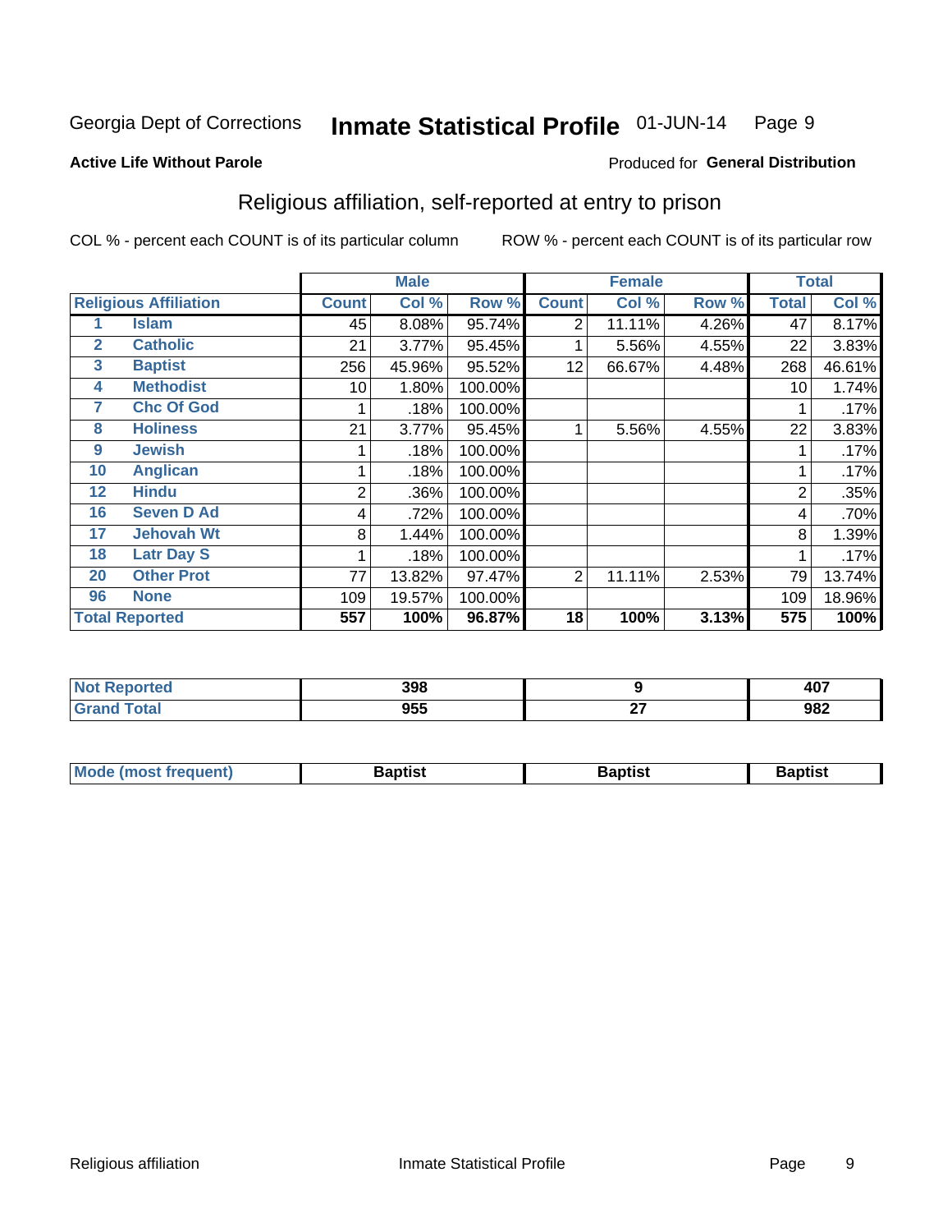Georgia Dept of Corrections **Inmate Statistical Profile** 01-JUN-14

**Active Life Without Parole**

Produced for **General Distribution**

## Religious affiliation, self-reported at entry to prison

COL % - percent each COUNT is of its particular column ROW % - percent each COUNT is of its particular row

| Religious Affiliation | | Male | | | Female | | | Total | |
|---|---|---|---|---|---|---|---|---|---|
| | | Count | Col % | Row % | Count | Col % | Row % | Total | Col % |
| 1 | Islam | 45 | 8.08% | 95.74% | 2 | 11.11% | 4.26% | 47 | 8.17% |
| 2 | Catholic | 21 | 3.77% | 95.45% | 1 | 5.56% | 4.55% | 22 | 3.83% |
| 3 | Baptist | 256 | 45.96% | 95.52% | 12 | 66.67% | 4.48% | 268 | 46.61% |
| 4 | Methodist | 10 | 1.80% | 100.00% | | | | 10 | 1.74% |
| 7 | Chc Of God | 1 | .18% | 100.00% | | | | 1 | .17% |
| 8 | Holiness | 21 | 3.77% | 95.45% | 1 | 5.56% | 4.55% | 22 | 3.83% |
| 9 | Jewish | 1 | .18% | 100.00% | | | | 1 | .17% |
| 10 | Anglican | 1 | .18% | 100.00% | | | | 1 | .17% |
| 12 | Hindu | 2 | .36% | 100.00% | | | | 2 | .35% |
| 16 | Seven D Ad | 4 | .72% | 100.00% | | | | 4 | .70% |
| 17 | Jehovah Wt | 8 | 1.44% | 100.00% | | | | 8 | 1.39% |
| 18 | Latr Day S | 1 | .18% | 100.00% | | | | 1 | .17% |
| 20 | Other Prot | 77 | 13.82% | 97.47% | 2 | 11.11% | 2.53% | 79 | 13.74% |
| 96 | None | 109 | 19.57% | 100.00% | | | | 109 | 18.96% |
| **Total Reported** | | **557** | **100%** | **96.87%** | **18** | **100%** | **3.13%** | **575** | **100%** |

| | Male | Female | Total |
|---|---|---|---|
| Not Reported | 398 | 9 | 407 |
| Grand Total | 955 | 27 | 982 |

| | Male | Female | Total |
|---|---|---|---|
| Mode (most frequent) | Baptist | Baptist | Baptist |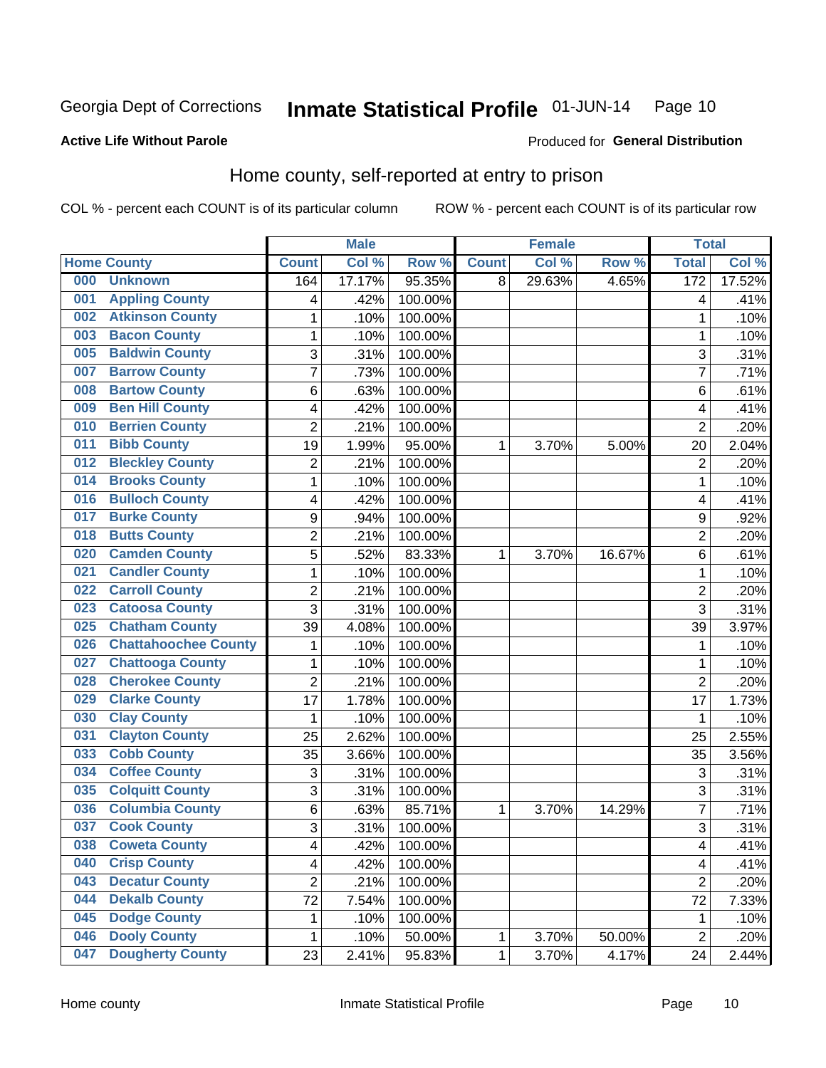Georgia Dept of Corrections **Inmate Statistical Profile** 01-JUN-14

**Active Life Without Parole**

Produced for **General Distribution**

## Home county, self-reported at entry to prison

COL % - percent each COUNT is of its particular column ROW % - percent each COUNT is of its particular row

| Home County | | Male | | | Female | | | Total | |
|---|---|---|---|---|---|---|---|---|---|
| | | Count | Col % | Row % | Count | Col % | Row % | Total | Col % |
| 000 | Unknown | 164 | 17.17% | 95.35% | 8 | 29.63% | 4.65% | 172 | 17.52% |
| 001 | Appling County | 4 | .42% | 100.00% | | | | 4 | .41% |
| 002 | Atkinson County | 1 | .10% | 100.00% | | | | 1 | .10% |
| 003 | Bacon County | 1 | .10% | 100.00% | | | | 1 | .10% |
| 005 | Baldwin County | 3 | .31% | 100.00% | | | | 3 | .31% |
| 007 | Barrow County | 7 | .73% | 100.00% | | | | 7 | .71% |
| 008 | Bartow County | 6 | .63% | 100.00% | | | | 6 | .61% |
| 009 | Ben Hill County | 4 | .42% | 100.00% | | | | 4 | .41% |
| 010 | Berrien County | 2 | .21% | 100.00% | | | | 2 | .20% |
| 011 | Bibb County | 19 | 1.99% | 95.00% | 1 | 3.70% | 5.00% | 20 | 2.04% |
| 012 | Bleckley County | 2 | .21% | 100.00% | | | | 2 | .20% |
| 014 | Brooks County | 1 | .10% | 100.00% | | | | 1 | .10% |
| 016 | Bulloch County | 4 | .42% | 100.00% | | | | 4 | .41% |
| 017 | Burke County | 9 | .94% | 100.00% | | | | 9 | .92% |
| 018 | Butts County | 2 | .21% | 100.00% | | | | 2 | .20% |
| 020 | Camden County | 5 | .52% | 83.33% | 1 | 3.70% | 16.67% | 6 | .61% |
| 021 | Candler County | 1 | .10% | 100.00% | | | | 1 | .10% |
| 022 | Carroll County | 2 | .21% | 100.00% | | | | 2 | .20% |
| 023 | Catoosa County | 3 | .31% | 100.00% | | | | 3 | .31% |
| 025 | Chatham County | 39 | 4.08% | 100.00% | | | | 39 | 3.97% |
| 026 | Chattahoochee County | 1 | .10% | 100.00% | | | | 1 | .10% |
| 027 | Chattooga County | 1 | .10% | 100.00% | | | | 1 | .10% |
| 028 | Cherokee County | 2 | .21% | 100.00% | | | | 2 | .20% |
| 029 | Clarke County | 17 | 1.78% | 100.00% | | | | 17 | 1.73% |
| 030 | Clay County | 1 | .10% | 100.00% | | | | 1 | .10% |
| 031 | Clayton County | 25 | 2.62% | 100.00% | | | | 25 | 2.55% |
| 033 | Cobb County | 35 | 3.66% | 100.00% | | | | 35 | 3.56% |
| 034 | Coffee County | 3 | .31% | 100.00% | | | | 3 | .31% |
| 035 | Colquitt County | 3 | .31% | 100.00% | | | | 3 | .31% |
| 036 | Columbia County | 6 | .63% | 85.71% | 1 | 3.70% | 14.29% | 7 | .71% |
| 037 | Cook County | 3 | .31% | 100.00% | | | | 3 | .31% |
| 038 | Coweta County | 4 | .42% | 100.00% | | | | 4 | .41% |
| 040 | Crisp County | 4 | .42% | 100.00% | | | | 4 | .41% |
| 043 | Decatur County | 2 | .21% | 100.00% | | | | 2 | .20% |
| 044 | Dekalb County | 72 | 7.54% | 100.00% | | | | 72 | 7.33% |
| 045 | Dodge County | 1 | .10% | 100.00% | | | | 1 | .10% |
| 046 | Dooly County | 1 | .10% | 50.00% | 1 | 3.70% | 50.00% | 2 | .20% |
| 047 | Dougherty County | 23 | 2.41% | 95.83% | 1 | 3.70% | 4.17% | 24 | 2.44% |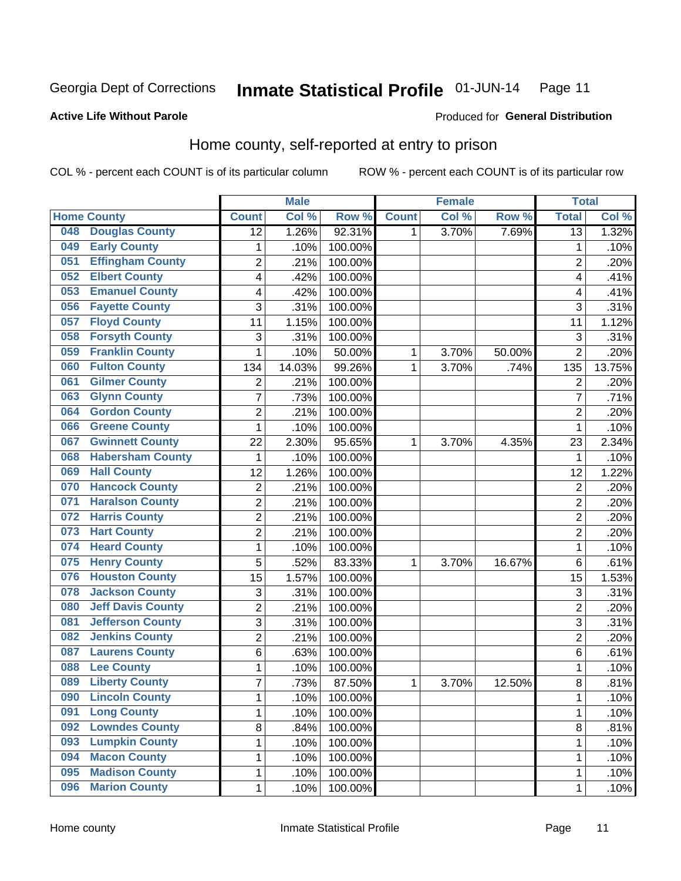Georgia Dept of Corrections **Inmate Statistical Profile** 01-JUN-14

**Active Life Without Parole**

Produced for **General Distribution**

## Home county, self-reported at entry to prison

COL % - percent each COUNT is of its particular column     ROW % - percent each COUNT is of its particular row

| Home County | | Male | | | Female | | | Total | |
|---|---|---|---|---|---|---|---|---|---|
| | | Count | Col % | Row % | Count | Col % | Row % | Total | Col % |
| 048 | Douglas County | 12 | 1.26% | 92.31% | 1 | 3.70% | 7.69% | 13 | 1.32% |
| 049 | Early County | 1 | .10% | 100.00% | | | | 1 | .10% |
| 051 | Effingham County | 2 | .21% | 100.00% | | | | 2 | .20% |
| 052 | Elbert County | 4 | .42% | 100.00% | | | | 4 | .41% |
| 053 | Emanuel County | 4 | .42% | 100.00% | | | | 4 | .41% |
| 056 | Fayette County | 3 | .31% | 100.00% | | | | 3 | .31% |
| 057 | Floyd County | 11 | 1.15% | 100.00% | | | | 11 | 1.12% |
| 058 | Forsyth County | 3 | .31% | 100.00% | | | | 3 | .31% |
| 059 | Franklin County | 1 | .10% | 50.00% | 1 | 3.70% | 50.00% | 2 | .20% |
| 060 | Fulton County | 134 | 14.03% | 99.26% | 1 | 3.70% | .74% | 135 | 13.75% |
| 061 | Gilmer County | 2 | .21% | 100.00% | | | | 2 | .20% |
| 063 | Glynn County | 7 | .73% | 100.00% | | | | 7 | .71% |
| 064 | Gordon County | 2 | .21% | 100.00% | | | | 2 | .20% |
| 066 | Greene County | 1 | .10% | 100.00% | | | | 1 | .10% |
| 067 | Gwinnett County | 22 | 2.30% | 95.65% | 1 | 3.70% | 4.35% | 23 | 2.34% |
| 068 | Habersham County | 1 | .10% | 100.00% | | | | 1 | .10% |
| 069 | Hall County | 12 | 1.26% | 100.00% | | | | 12 | 1.22% |
| 070 | Hancock County | 2 | .21% | 100.00% | | | | 2 | .20% |
| 071 | Haralson County | 2 | .21% | 100.00% | | | | 2 | .20% |
| 072 | Harris County | 2 | .21% | 100.00% | | | | 2 | .20% |
| 073 | Hart County | 2 | .21% | 100.00% | | | | 2 | .20% |
| 074 | Heard County | 1 | .10% | 100.00% | | | | 1 | .10% |
| 075 | Henry County | 5 | .52% | 83.33% | 1 | 3.70% | 16.67% | 6 | .61% |
| 076 | Houston County | 15 | 1.57% | 100.00% | | | | 15 | 1.53% |
| 078 | Jackson County | 3 | .31% | 100.00% | | | | 3 | .31% |
| 080 | Jeff Davis County | 2 | .21% | 100.00% | | | | 2 | .20% |
| 081 | Jefferson County | 3 | .31% | 100.00% | | | | 3 | .31% |
| 082 | Jenkins County | 2 | .21% | 100.00% | | | | 2 | .20% |
| 087 | Laurens County | 6 | .63% | 100.00% | | | | 6 | .61% |
| 088 | Lee County | 1 | .10% | 100.00% | | | | 1 | .10% |
| 089 | Liberty County | 7 | .73% | 87.50% | 1 | 3.70% | 12.50% | 8 | .81% |
| 090 | Lincoln County | 1 | .10% | 100.00% | | | | 1 | .10% |
| 091 | Long County | 1 | .10% | 100.00% | | | | 1 | .10% |
| 092 | Lowndes County | 8 | .84% | 100.00% | | | | 8 | .81% |
| 093 | Lumpkin County | 1 | .10% | 100.00% | | | | 1 | .10% |
| 094 | Macon County | 1 | .10% | 100.00% | | | | 1 | .10% |
| 095 | Madison County | 1 | .10% | 100.00% | | | | 1 | .10% |
| 096 | Marion County | 1 | .10% | 100.00% | | | | 1 | .10% |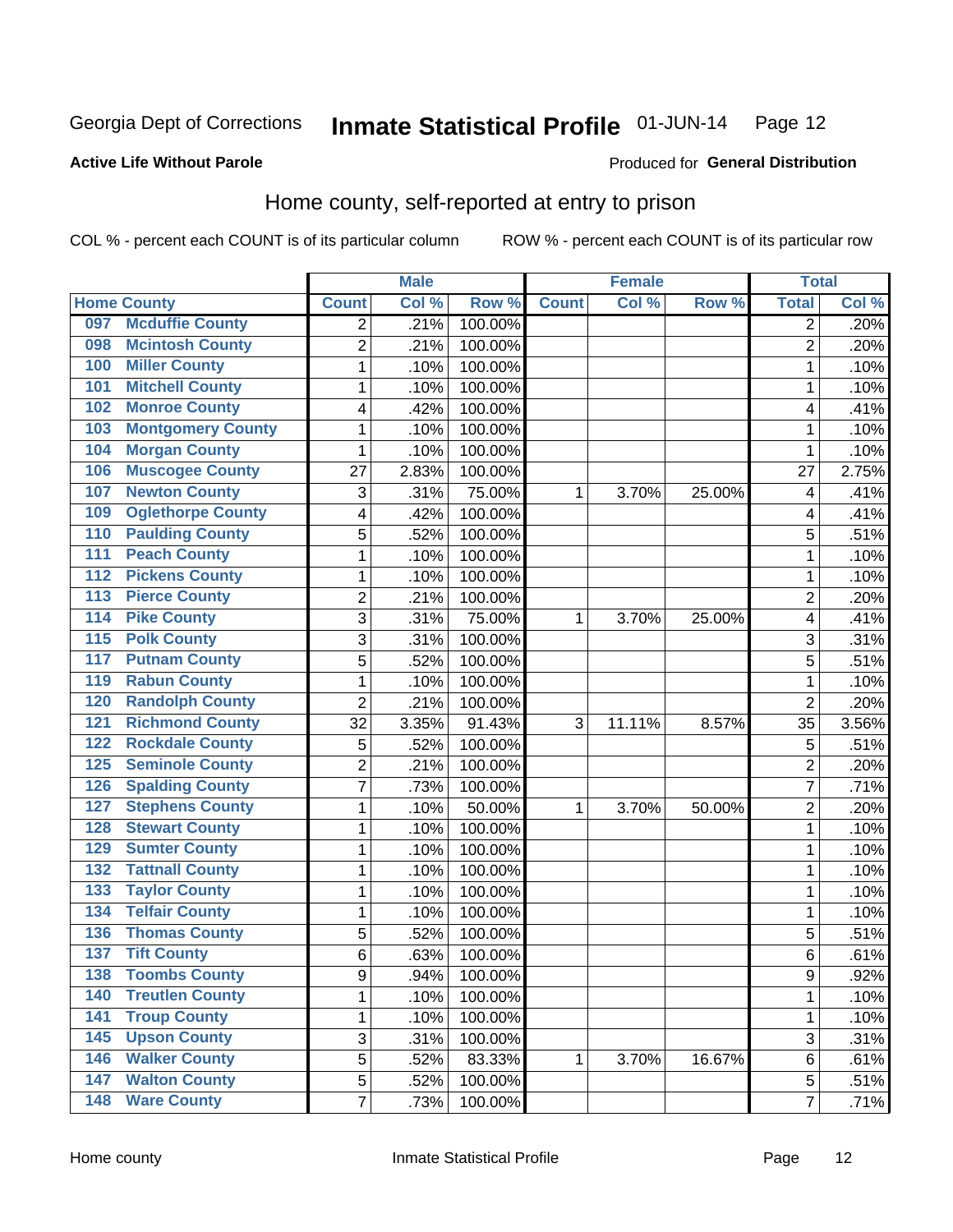Georgia Dept of Corrections **Inmate Statistical Profile** 01-JUN-14

**Active Life Without Parole**

Produced for **General Distribution**

## Home county, self-reported at entry to prison

COL % - percent each COUNT is of its particular column     ROW % - percent each COUNT is of its particular row

| Home County | | Male | | | Female | | | Total | |
|---|---|---|---|---|---|---|---|---|---|
| | | Count | Col % | Row % | Count | Col % | Row % | Total | Col % |
| 097 | Mcduffie County | 2 | .21% | 100.00% | | | | 2 | .20% |
| 098 | Mcintosh County | 2 | .21% | 100.00% | | | | 2 | .20% |
| 100 | Miller County | 1 | .10% | 100.00% | | | | 1 | .10% |
| 101 | Mitchell County | 1 | .10% | 100.00% | | | | 1 | .10% |
| 102 | Monroe County | 4 | .42% | 100.00% | | | | 4 | .41% |
| 103 | Montgomery County | 1 | .10% | 100.00% | | | | 1 | .10% |
| 104 | Morgan County | 1 | .10% | 100.00% | | | | 1 | .10% |
| 106 | Muscogee County | 27 | 2.83% | 100.00% | | | | 27 | 2.75% |
| 107 | Newton County | 3 | .31% | 75.00% | 1 | 3.70% | 25.00% | 4 | .41% |
| 109 | Oglethorpe County | 4 | .42% | 100.00% | | | | 4 | .41% |
| 110 | Paulding County | 5 | .52% | 100.00% | | | | 5 | .51% |
| 111 | Peach County | 1 | .10% | 100.00% | | | | 1 | .10% |
| 112 | Pickens County | 1 | .10% | 100.00% | | | | 1 | .10% |
| 113 | Pierce County | 2 | .21% | 100.00% | | | | 2 | .20% |
| 114 | Pike County | 3 | .31% | 75.00% | 1 | 3.70% | 25.00% | 4 | .41% |
| 115 | Polk County | 3 | .31% | 100.00% | | | | 3 | .31% |
| 117 | Putnam County | 5 | .52% | 100.00% | | | | 5 | .51% |
| 119 | Rabun County | 1 | .10% | 100.00% | | | | 1 | .10% |
| 120 | Randolph County | 2 | .21% | 100.00% | | | | 2 | .20% |
| 121 | Richmond County | 32 | 3.35% | 91.43% | 3 | 11.11% | 8.57% | 35 | 3.56% |
| 122 | Rockdale County | 5 | .52% | 100.00% | | | | 5 | .51% |
| 125 | Seminole County | 2 | .21% | 100.00% | | | | 2 | .20% |
| 126 | Spalding County | 7 | .73% | 100.00% | | | | 7 | .71% |
| 127 | Stephens County | 1 | .10% | 50.00% | 1 | 3.70% | 50.00% | 2 | .20% |
| 128 | Stewart County | 1 | .10% | 100.00% | | | | 1 | .10% |
| 129 | Sumter County | 1 | .10% | 100.00% | | | | 1 | .10% |
| 132 | Tattnall County | 1 | .10% | 100.00% | | | | 1 | .10% |
| 133 | Taylor County | 1 | .10% | 100.00% | | | | 1 | .10% |
| 134 | Telfair County | 1 | .10% | 100.00% | | | | 1 | .10% |
| 136 | Thomas County | 5 | .52% | 100.00% | | | | 5 | .51% |
| 137 | Tift County | 6 | .63% | 100.00% | | | | 6 | .61% |
| 138 | Toombs County | 9 | .94% | 100.00% | | | | 9 | .92% |
| 140 | Treutlen County | 1 | .10% | 100.00% | | | | 1 | .10% |
| 141 | Troup County | 1 | .10% | 100.00% | | | | 1 | .10% |
| 145 | Upson County | 3 | .31% | 100.00% | | | | 3 | .31% |
| 146 | Walker County | 5 | .52% | 83.33% | 1 | 3.70% | 16.67% | 6 | .61% |
| 147 | Walton County | 5 | .52% | 100.00% | | | | 5 | .51% |
| 148 | Ware County | 7 | .73% | 100.00% | | | | 7 | .71% |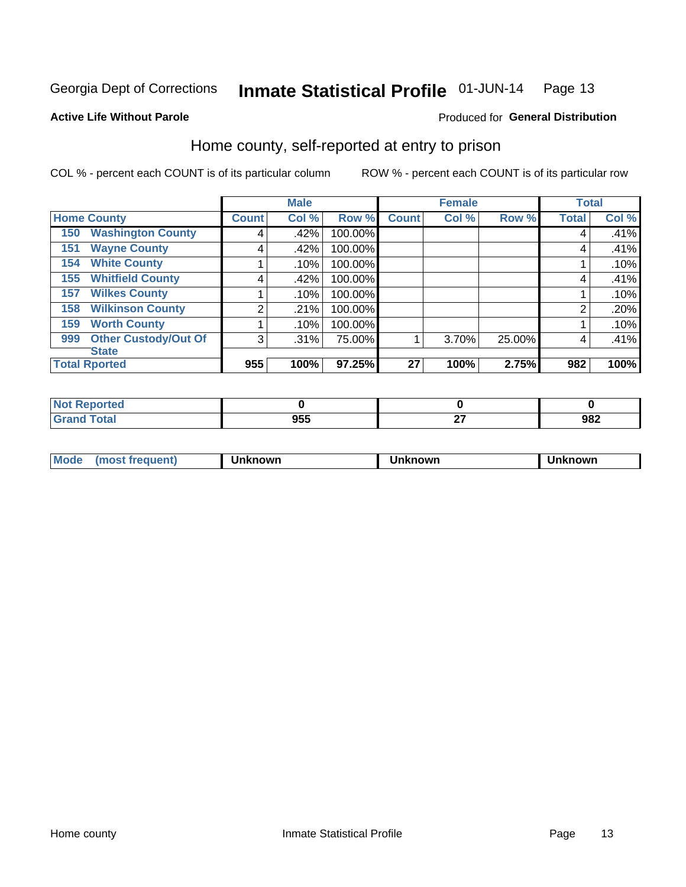Georgia Dept of Corrections **Inmate Statistical Profile** 01-JUN-14

**Active Life Without Parole**

Produced for **General Distribution**

## Home county, self-reported at entry to prison

COL % - percent each COUNT is of its particular column ROW % - percent each COUNT is of its particular row

| Home County | | Male | | | Female | | | Total | |
|---|---|---|---|---|---|---|---|---|---|
| | | Count | Col % | Row % | Count | Col % | Row % | Total | Col % |
| 150 | Washington County | 4 | .42% | 100.00% | | | | 4 | .41% |
| 151 | Wayne County | 4 | .42% | 100.00% | | | | 4 | .41% |
| 154 | White County | 1 | .10% | 100.00% | | | | 1 | .10% |
| 155 | Whitfield County | 4 | .42% | 100.00% | | | | 4 | .41% |
| 157 | Wilkes County | 1 | .10% | 100.00% | | | | 1 | .10% |
| 158 | Wilkinson County | 2 | .21% | 100.00% | | | | 2 | .20% |
| 159 | Worth County | 1 | .10% | 100.00% | | | | 1 | .10% |
| 999 | Other Custody/Out Of State | 3 | .31% | 75.00% | 1 | 3.70% | 25.00% | 4 | .41% |
| **Total Rported** | | **955** | **100%** | **97.25%** | **27** | **100%** | **2.75%** | **982** | **100%** |

| | Male | Female | Total |
|---|---|---|---|
| **Not Reported** | **0** | **0** | **0** |
| **Grand Total** | **955** | **27** | **982** |

| | Male | Female | Total |
|---|---|---|---|
| **Mode (most frequent)** | **Unknown** | **Unknown** | **Unknown** |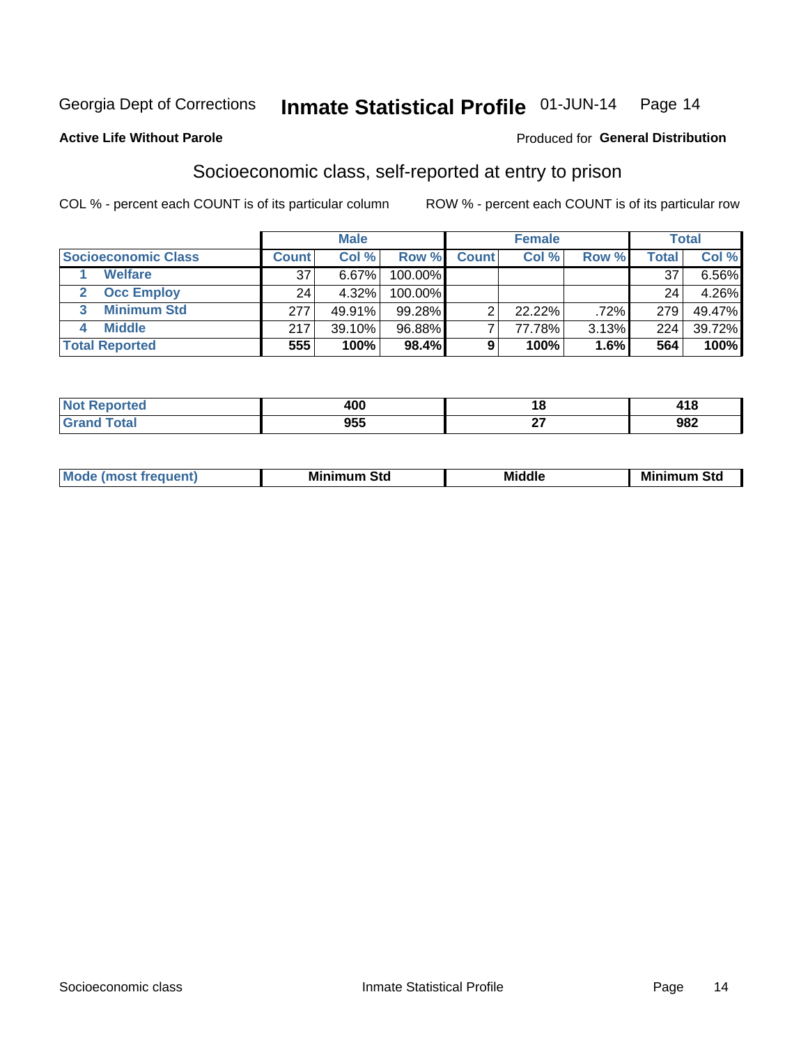Georgia Dept of Corrections **Inmate Statistical Profile** 01-JUN-14

**Active Life Without Parole**

Produced for **General Distribution**

## Socioeconomic class, self-reported at entry to prison

COL % - percent each COUNT is of its particular column    ROW % - percent each COUNT is of its particular row

| | Male | | | Female | | | Total | |
|---|---|---|---|---|---|---|---|---|
| **Socioeconomic Class** | **Count** | **Col %** | **Row %** | **Count** | **Col %** | **Row %** | **Total** | **Col %** |
| **1 Welfare** | 37 | 6.67% | 100.00% | | | | 37 | 6.56% |
| **2 Occ Employ** | 24 | 4.32% | 100.00% | | | | 24 | 4.26% |
| **3 Minimum Std** | 277 | 49.91% | 99.28% | 2 | 22.22% | .72% | 279 | 49.47% |
| **4 Middle** | 217 | 39.10% | 96.88% | 7 | 77.78% | 3.13% | 224 | 39.72% |
| **Total Reported** | **555** | **100%** | **98.4%** | **9** | **100%** | **1.6%** | **564** | **100%** |

| | Male | Female | Total |
|---|---|---|---|
| **Not Reported** | **400** | **18** | **418** |
| **Grand Total** | **955** | **27** | **982** |

| | Male | Female | Total |
|---|---|---|---|
| **Mode (most frequent)** | **Minimum Std** | **Middle** | **Minimum Std** |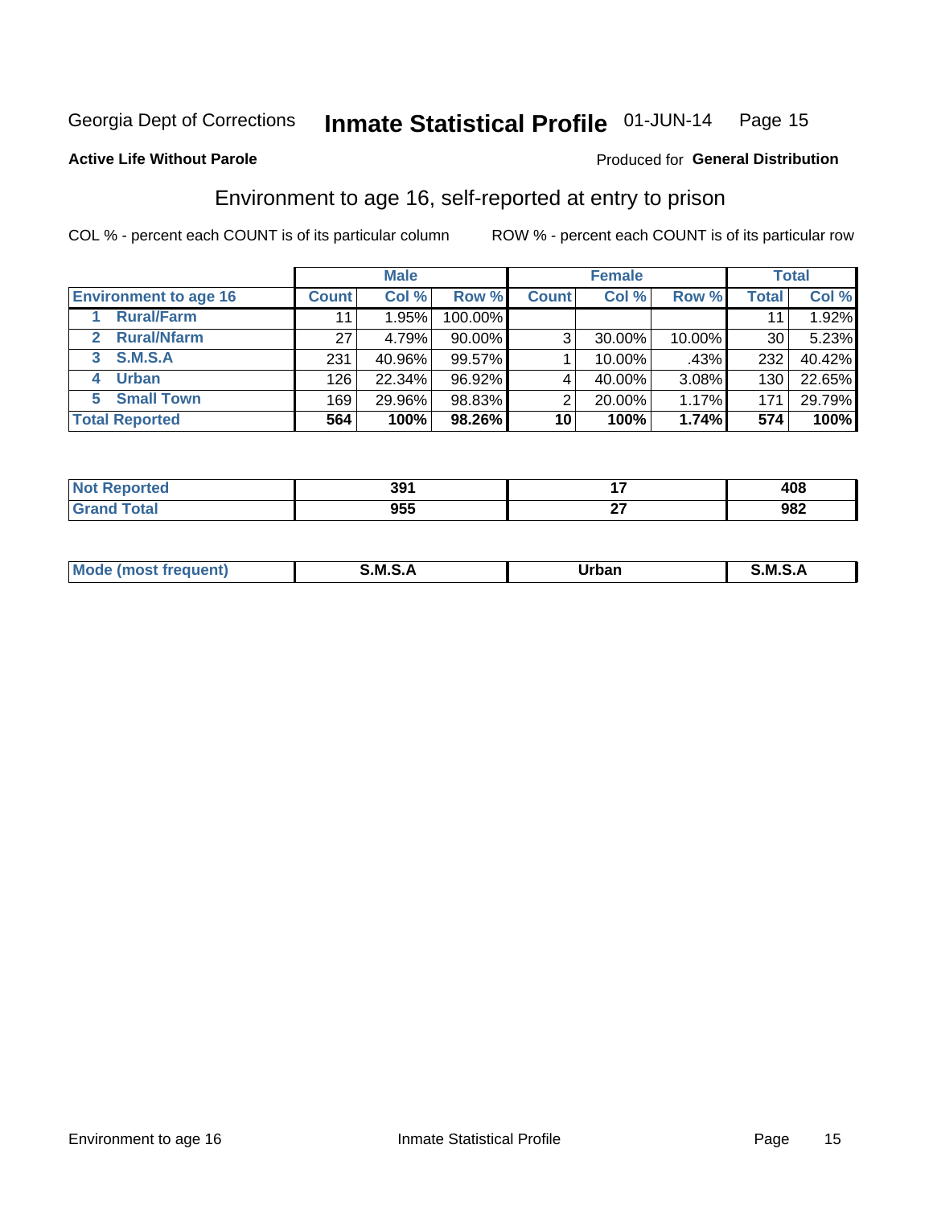Georgia Dept of Corrections **Inmate Statistical Profile** 01-JUN-14 Page 15

**Active Life Without Parole**

Produced for **General Distribution**

## Environment to age 16, self-reported at entry to prison

COL % - percent each COUNT is of its particular column ROW % - percent each COUNT is of its particular row

| | Male | | | Female | | | Total | |
|---|---|---|---|---|---|---|---|---|
| **Environment to age 16** | **Count** | **Col %** | **Row %** | **Count** | **Col %** | **Row %** | **Total** | **Col %** |
| 1 Rural/Farm | 11 | 1.95% | 100.00% | | | | 11 | 1.92% |
| 2 Rural/Nfarm | 27 | 4.79% | 90.00% | 3 | 30.00% | 10.00% | 30 | 5.23% |
| 3 S.M.S.A | 231 | 40.96% | 99.57% | 1 | 10.00% | .43% | 232 | 40.42% |
| 4 Urban | 126 | 22.34% | 96.92% | 4 | 40.00% | 3.08% | 130 | 22.65% |
| 5 Small Town | 169 | 29.96% | 98.83% | 2 | 20.00% | 1.17% | 171 | 29.79% |
| **Total Reported** | **564** | **100%** | **98.26%** | **10** | **100%** | **1.74%** | **574** | **100%** |

| | Male | Female | Total |
|---|---|---|---|
| Not Reported | 391 | 17 | 408 |
| Grand Total | 955 | 27 | 982 |

| | Male | Female | Total |
|---|---|---|---|
| Mode (most frequent) | S.M.S.A | Urban | S.M.S.A |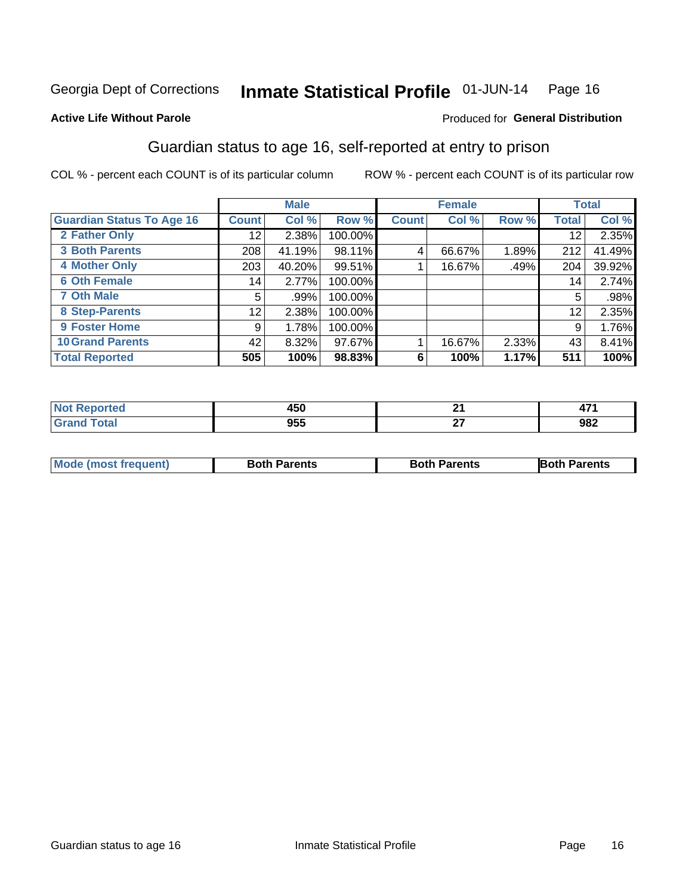Georgia Dept of Corrections **Inmate Statistical Profile** 01-JUN-14

**Active Life Without Parole**

Produced for **General Distribution**

## Guardian status to age 16, self-reported at entry to prison

COL % - percent each COUNT is of its particular column ROW % - percent each COUNT is of its particular row

| | Male | | | Female | | | Total | |
|---|---|---|---|---|---|---|---|---|
| **Guardian Status To Age 16** | **Count** | **Col %** | **Row %** | **Count** | **Col %** | **Row %** | **Total** | **Col %** |
| 2 Father Only | 12 | 2.38% | 100.00% | | | | 12 | 2.35% |
| 3 Both Parents | 208 | 41.19% | 98.11% | 4 | 66.67% | 1.89% | 212 | 41.49% |
| 4 Mother Only | 203 | 40.20% | 99.51% | 1 | 16.67% | .49% | 204 | 39.92% |
| 6 Oth Female | 14 | 2.77% | 100.00% | | | | 14 | 2.74% |
| 7 Oth Male | 5 | .99% | 100.00% | | | | 5 | .98% |
| 8 Step-Parents | 12 | 2.38% | 100.00% | | | | 12 | 2.35% |
| 9 Foster Home | 9 | 1.78% | 100.00% | | | | 9 | 1.76% |
| 10 Grand Parents | 42 | 8.32% | 97.67% | 1 | 16.67% | 2.33% | 43 | 8.41% |
| **Total Reported** | **505** | **100%** | **98.83%** | **6** | **100%** | **1.17%** | **511** | **100%** |

| | Male | Female | Total |
|---|---|---|---|
| Not Reported | 450 | 21 | 471 |
| Grand Total | 955 | 27 | 982 |

| | Male | Female | Total |
|---|---|---|---|
| Mode (most frequent) | Both Parents | Both Parents | Both Parents |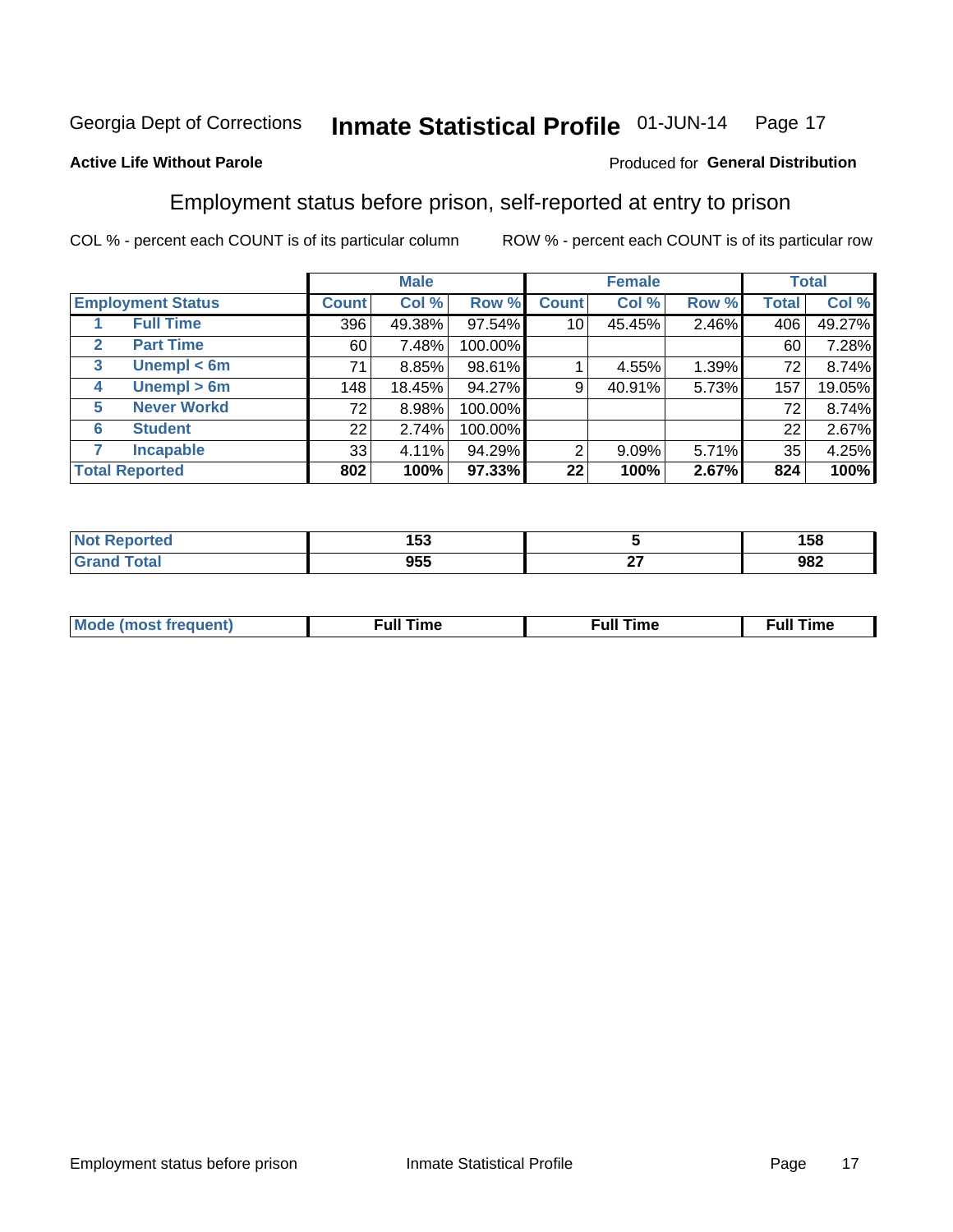Georgia Dept of Corrections **Inmate Statistical Profile** 01-JUN-14

**Active Life Without Parole**

Produced for **General Distribution**

## Employment status before prison, self-reported at entry to prison

COL % - percent each COUNT is of its particular column ROW % - percent each COUNT is of its particular row

| Employment Status | | Male | | | Female | | | Total | |
|---|---|---|---|---|---|---|---|---|---|
| | | Count | Col % | Row % | Count | Col % | Row % | Total | Col % |
| 1 | Full Time | 396 | 49.38% | 97.54% | 10 | 45.45% | 2.46% | 406 | 49.27% |
| 2 | Part Time | 60 | 7.48% | 100.00% | | | | 60 | 7.28% |
| 3 | Unempl < 6m | 71 | 8.85% | 98.61% | 1 | 4.55% | 1.39% | 72 | 8.74% |
| 4 | Unempl > 6m | 148 | 18.45% | 94.27% | 9 | 40.91% | 5.73% | 157 | 19.05% |
| 5 | Never Workd | 72 | 8.98% | 100.00% | | | | 72 | 8.74% |
| 6 | Student | 22 | 2.74% | 100.00% | | | | 22 | 2.67% |
| 7 | Incapable | 33 | 4.11% | 94.29% | 2 | 9.09% | 5.71% | 35 | 4.25% |
| **Total Reported** | | **802** | **100%** | **97.33%** | **22** | **100%** | **2.67%** | **824** | **100%** |

| | Male | Female | Total |
|---|---|---|---|
| Not Reported | 153 | 5 | 158 |
| Grand Total | 955 | 27 | 982 |

| | Male | Female | Total |
|---|---|---|---|
| Mode (most frequent) | Full Time | Full Time | Full Time |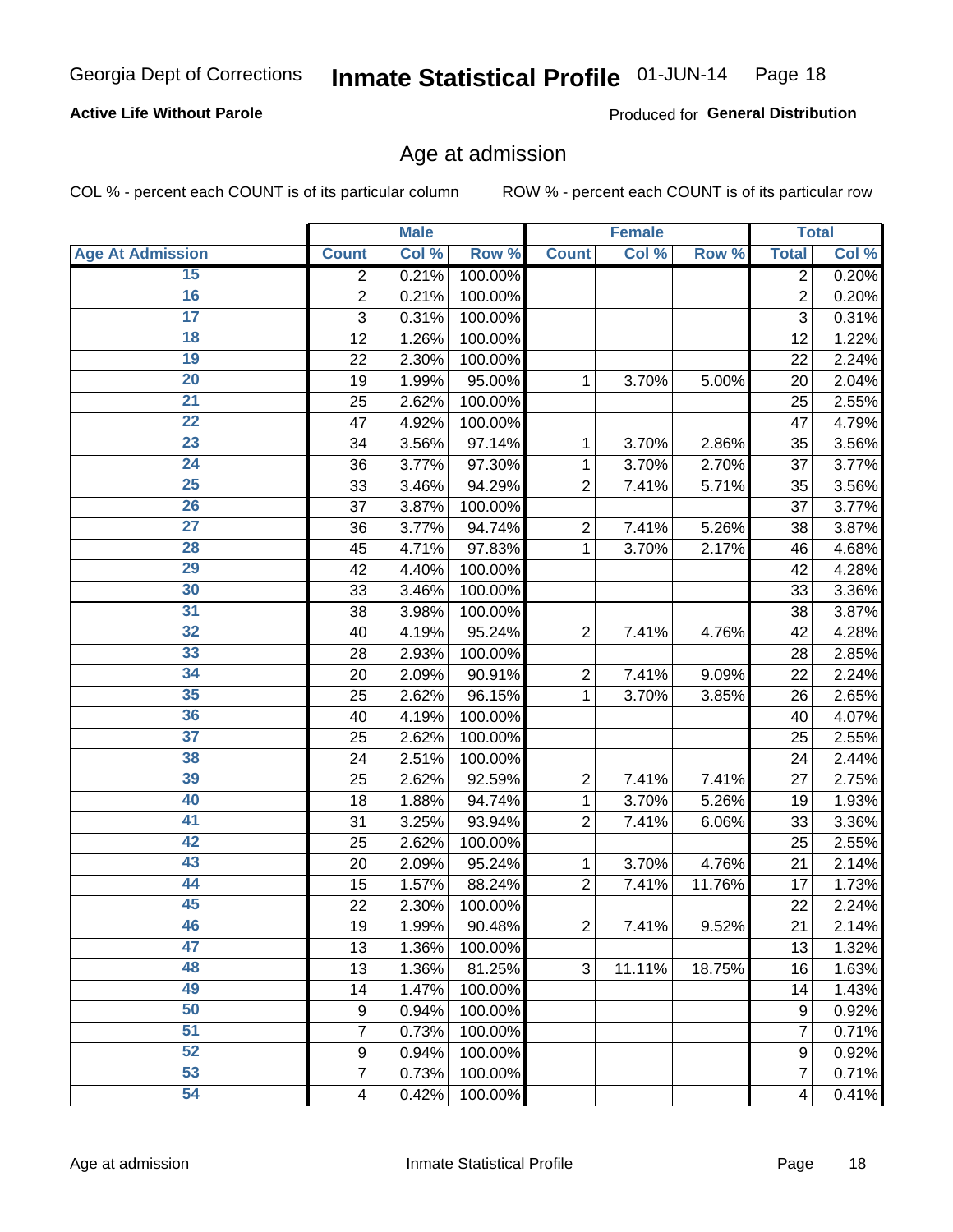Georgia Dept of Corrections **Inmate Statistical Profile** 01-JUN-14

**Active Life Without Parole** Produced for **General Distribution**

## Age at admission

COL % - percent each COUNT is of its particular column ROW % - percent each COUNT is of its particular row

| | Male | | | Female | | | Total | |
|---|---|---|---|---|---|---|---|---|
| Age At Admission | Count | Col % | Row % | Count | Col % | Row % | Total | Col % |
| 15 | 2 | 0.21% | 100.00% | | | | 2 | 0.20% |
| 16 | 2 | 0.21% | 100.00% | | | | 2 | 0.20% |
| 17 | 3 | 0.31% | 100.00% | | | | 3 | 0.31% |
| 18 | 12 | 1.26% | 100.00% | | | | 12 | 1.22% |
| 19 | 22 | 2.30% | 100.00% | | | | 22 | 2.24% |
| 20 | 19 | 1.99% | 95.00% | 1 | 3.70% | 5.00% | 20 | 2.04% |
| 21 | 25 | 2.62% | 100.00% | | | | 25 | 2.55% |
| 22 | 47 | 4.92% | 100.00% | | | | 47 | 4.79% |
| 23 | 34 | 3.56% | 97.14% | 1 | 3.70% | 2.86% | 35 | 3.56% |
| 24 | 36 | 3.77% | 97.30% | 1 | 3.70% | 2.70% | 37 | 3.77% |
| 25 | 33 | 3.46% | 94.29% | 2 | 7.41% | 5.71% | 35 | 3.56% |
| 26 | 37 | 3.87% | 100.00% | | | | 37 | 3.77% |
| 27 | 36 | 3.77% | 94.74% | 2 | 7.41% | 5.26% | 38 | 3.87% |
| 28 | 45 | 4.71% | 97.83% | 1 | 3.70% | 2.17% | 46 | 4.68% |
| 29 | 42 | 4.40% | 100.00% | | | | 42 | 4.28% |
| 30 | 33 | 3.46% | 100.00% | | | | 33 | 3.36% |
| 31 | 38 | 3.98% | 100.00% | | | | 38 | 3.87% |
| 32 | 40 | 4.19% | 95.24% | 2 | 7.41% | 4.76% | 42 | 4.28% |
| 33 | 28 | 2.93% | 100.00% | | | | 28 | 2.85% |
| 34 | 20 | 2.09% | 90.91% | 2 | 7.41% | 9.09% | 22 | 2.24% |
| 35 | 25 | 2.62% | 96.15% | 1 | 3.70% | 3.85% | 26 | 2.65% |
| 36 | 40 | 4.19% | 100.00% | | | | 40 | 4.07% |
| 37 | 25 | 2.62% | 100.00% | | | | 25 | 2.55% |
| 38 | 24 | 2.51% | 100.00% | | | | 24 | 2.44% |
| 39 | 25 | 2.62% | 92.59% | 2 | 7.41% | 7.41% | 27 | 2.75% |
| 40 | 18 | 1.88% | 94.74% | 1 | 3.70% | 5.26% | 19 | 1.93% |
| 41 | 31 | 3.25% | 93.94% | 2 | 7.41% | 6.06% | 33 | 3.36% |
| 42 | 25 | 2.62% | 100.00% | | | | 25 | 2.55% |
| 43 | 20 | 2.09% | 95.24% | 1 | 3.70% | 4.76% | 21 | 2.14% |
| 44 | 15 | 1.57% | 88.24% | 2 | 7.41% | 11.76% | 17 | 1.73% |
| 45 | 22 | 2.30% | 100.00% | | | | 22 | 2.24% |
| 46 | 19 | 1.99% | 90.48% | 2 | 7.41% | 9.52% | 21 | 2.14% |
| 47 | 13 | 1.36% | 100.00% | | | | 13 | 1.32% |
| 48 | 13 | 1.36% | 81.25% | 3 | 11.11% | 18.75% | 16 | 1.63% |
| 49 | 14 | 1.47% | 100.00% | | | | 14 | 1.43% |
| 50 | 9 | 0.94% | 100.00% | | | | 9 | 0.92% |
| 51 | 7 | 0.73% | 100.00% | | | | 7 | 0.71% |
| 52 | 9 | 0.94% | 100.00% | | | | 9 | 0.92% |
| 53 | 7 | 0.73% | 100.00% | | | | 7 | 0.71% |
| 54 | 4 | 0.42% | 100.00% | | | | 4 | 0.41% |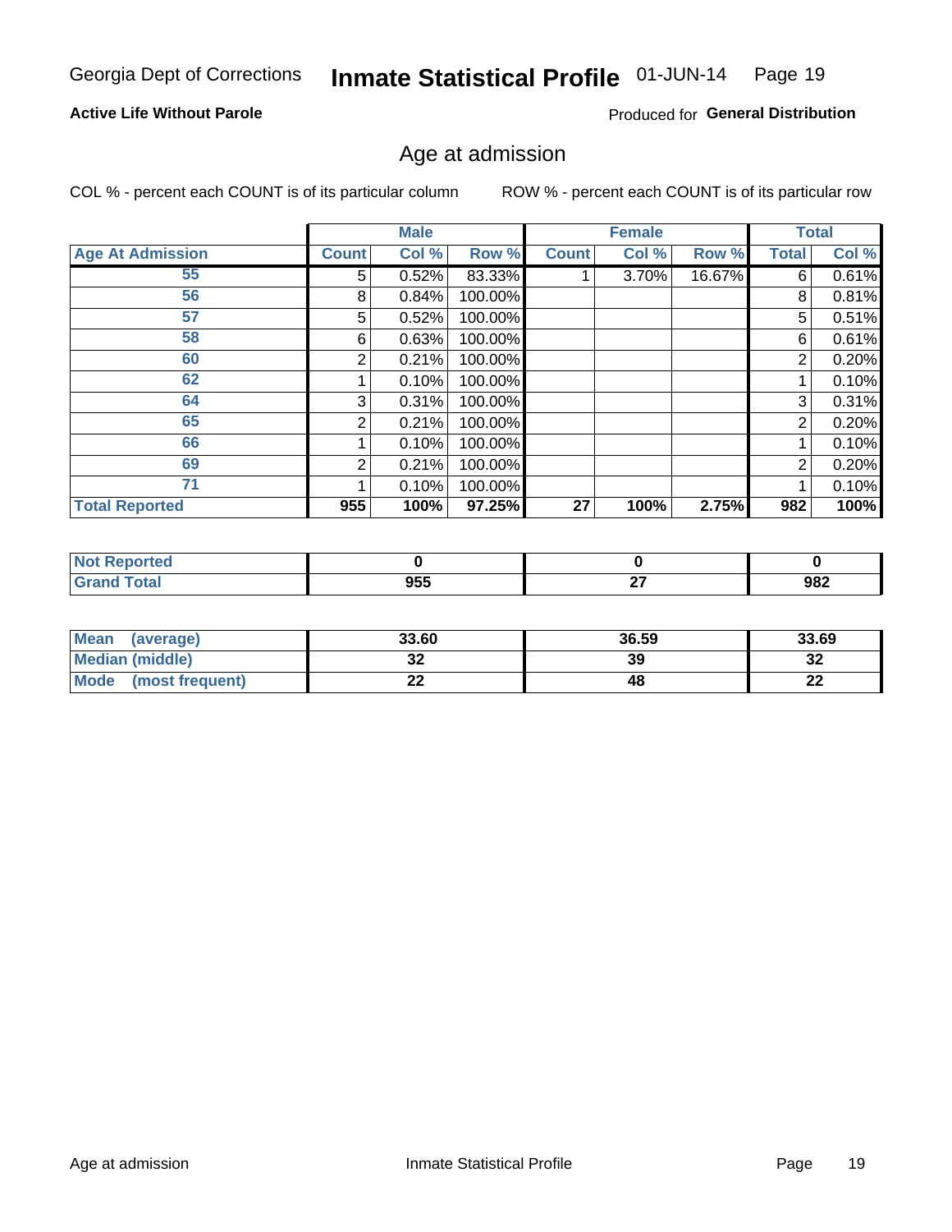Georgia Dept of Corrections **Inmate Statistical Profile** 01-JUN-14

**Active Life Without Parole**

Produced for **General Distribution**

## Age at admission

COL % - percent each COUNT is of its particular column    ROW % - percent each COUNT is of its particular row

| | Male | | | Female | | | Total | |
|---|---|---|---|---|---|---|---|---|
| **Age At Admission** | **Count** | **Col %** | **Row %** | **Count** | **Col %** | **Row %** | **Total** | **Col %** |
| 55 | 5 | 0.52% | 83.33% | 1 | 3.70% | 16.67% | 6 | 0.61% |
| 56 | 8 | 0.84% | 100.00% | | | | 8 | 0.81% |
| 57 | 5 | 0.52% | 100.00% | | | | 5 | 0.51% |
| 58 | 6 | 0.63% | 100.00% | | | | 6 | 0.61% |
| 60 | 2 | 0.21% | 100.00% | | | | 2 | 0.20% |
| 62 | 1 | 0.10% | 100.00% | | | | 1 | 0.10% |
| 64 | 3 | 0.31% | 100.00% | | | | 3 | 0.31% |
| 65 | 2 | 0.21% | 100.00% | | | | 2 | 0.20% |
| 66 | 1 | 0.10% | 100.00% | | | | 1 | 0.10% |
| 69 | 2 | 0.21% | 100.00% | | | | 2 | 0.20% |
| 71 | 1 | 0.10% | 100.00% | | | | 1 | 0.10% |
| **Total Reported** | **955** | **100%** | **97.25%** | **27** | **100%** | **2.75%** | **982** | **100%** |

| | Male | Female | Total |
|---|---|---|---|
| **Not Reported** | **0** | **0** | **0** |
| **Grand Total** | **955** | **27** | **982** |

| | Male | Female | Total |
|---|---|---|---|
| **Mean (average)** | **33.60** | **36.59** | **33.69** |
| **Median (middle)** | **32** | **39** | **32** |
| **Mode (most frequent)** | **22** | **48** | **22** |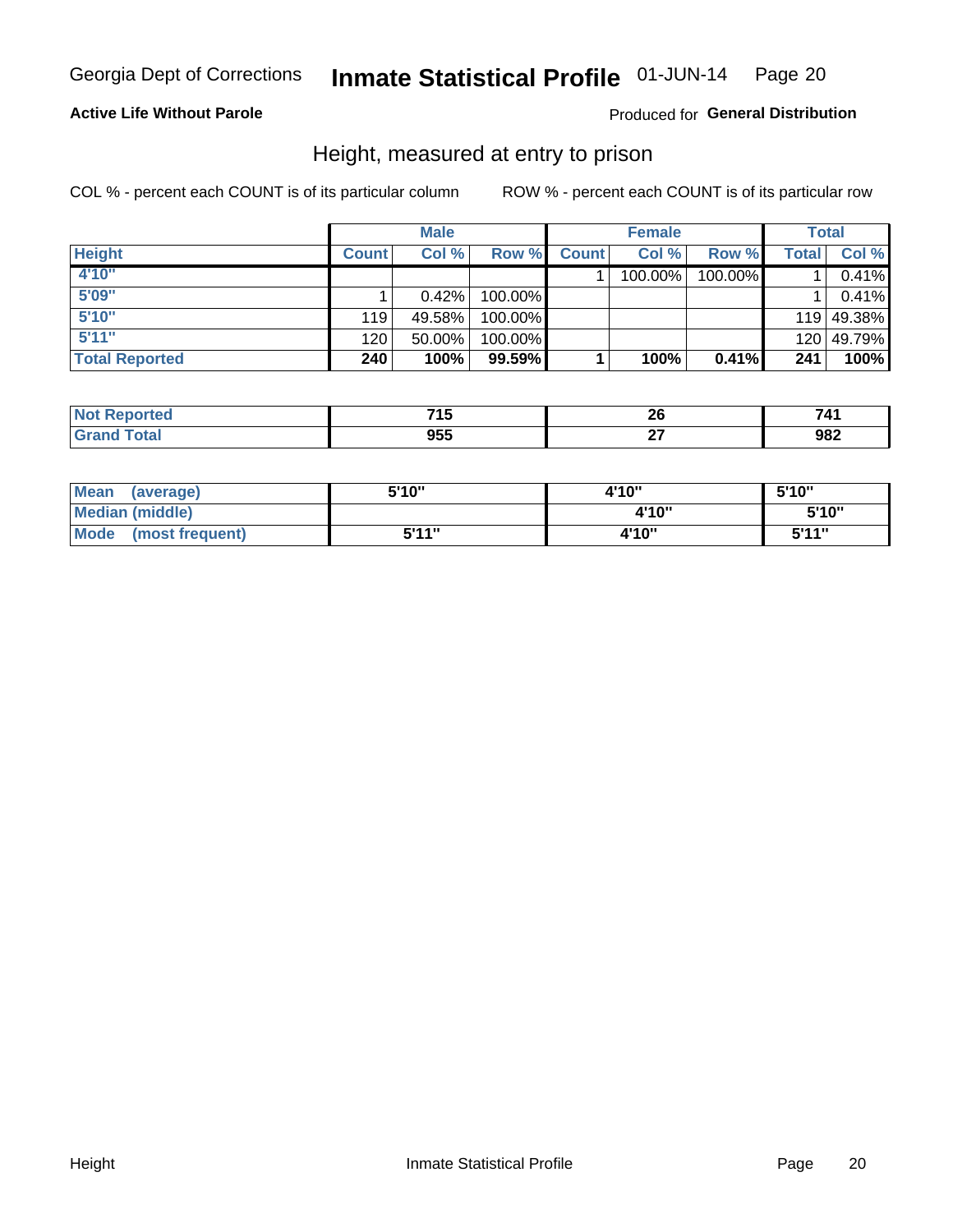Georgia Dept of Corrections **Inmate Statistical Profile** 01-JUN-14 Page 20

**Active Life Without Parole**

Produced for **General Distribution**

## Height, measured at entry to prison

COL % - percent each COUNT is of its particular column

ROW % - percent each COUNT is of its particular row

| | Male | | | Female | | | Total | |
|---|---|---|---|---|---|---|---|---|
| **Height** | **Count** | **Col %** | **Row %** | **Count** | **Col %** | **Row %** | **Total** | **Col %** |
| 4'10" | | | | 1 | 100.00% | 100.00% | 1 | 0.41% |
| 5'09" | 1 | 0.42% | 100.00% | | | | 1 | 0.41% |
| 5'10" | 119 | 49.58% | 100.00% | | | | 119 | 49.38% |
| 5'11" | 120 | 50.00% | 100.00% | | | | 120 | 49.79% |
| **Total Reported** | **240** | **100%** | **99.59%** | **1** | **100%** | **0.41%** | **241** | **100%** |

| | Male | Female | Total |
|---|---|---|---|
| Not Reported | 715 | 26 | 741 |
| Grand Total | 955 | 27 | 982 |

| | Male | Female | Total |
|---|---|---|---|
| Mean (average) | 5'10" | 4'10" | 5'10" |
| Median (middle) | | 4'10" | 5'10" |
| Mode (most frequent) | 5'11" | 4'10" | 5'11" |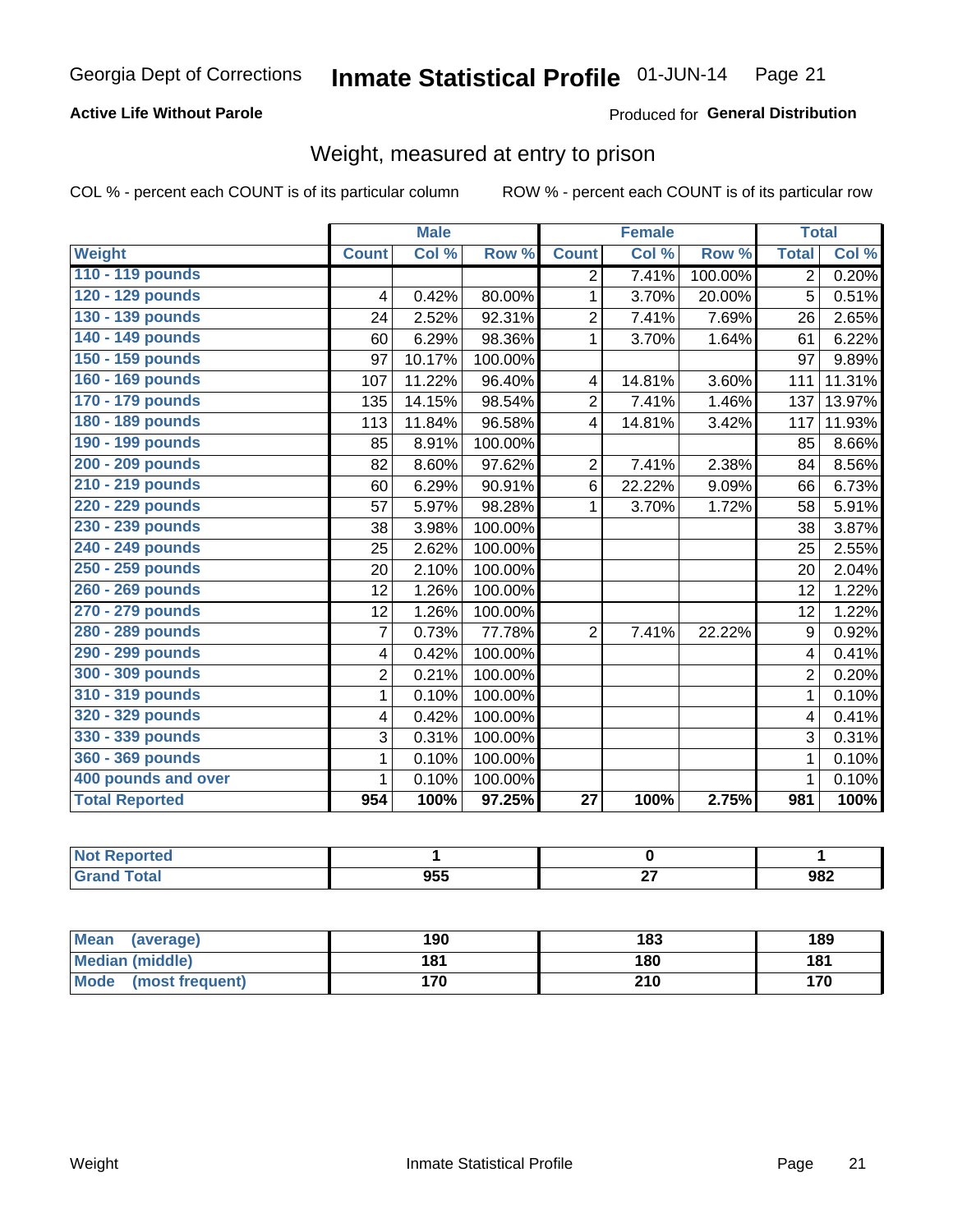Georgia Dept of Corrections **Inmate Statistical Profile** 01-JUN-14

**Active Life Without Parole**

Produced for **General Distribution**

## Weight, measured at entry to prison

COL % - percent each COUNT is of its particular column

ROW % - percent each COUNT is of its particular row

| Weight | Male | | | Female | | | Total | |
|---|---|---|---|---|---|---|---|---|
| | Count | Col % | Row % | Count | Col % | Row % | Total | Col % |
| 110 - 119 pounds | | | | 2 | 7.41% | 100.00% | 2 | 0.20% |
| 120 - 129 pounds | 4 | 0.42% | 80.00% | 1 | 3.70% | 20.00% | 5 | 0.51% |
| 130 - 139 pounds | 24 | 2.52% | 92.31% | 2 | 7.41% | 7.69% | 26 | 2.65% |
| 140 - 149 pounds | 60 | 6.29% | 98.36% | 1 | 3.70% | 1.64% | 61 | 6.22% |
| 150 - 159 pounds | 97 | 10.17% | 100.00% | | | | 97 | 9.89% |
| 160 - 169 pounds | 107 | 11.22% | 96.40% | 4 | 14.81% | 3.60% | 111 | 11.31% |
| 170 - 179 pounds | 135 | 14.15% | 98.54% | 2 | 7.41% | 1.46% | 137 | 13.97% |
| 180 - 189 pounds | 113 | 11.84% | 96.58% | 4 | 14.81% | 3.42% | 117 | 11.93% |
| 190 - 199 pounds | 85 | 8.91% | 100.00% | | | | 85 | 8.66% |
| 200 - 209 pounds | 82 | 8.60% | 97.62% | 2 | 7.41% | 2.38% | 84 | 8.56% |
| 210 - 219 pounds | 60 | 6.29% | 90.91% | 6 | 22.22% | 9.09% | 66 | 6.73% |
| 220 - 229 pounds | 57 | 5.97% | 98.28% | 1 | 3.70% | 1.72% | 58 | 5.91% |
| 230 - 239 pounds | 38 | 3.98% | 100.00% | | | | 38 | 3.87% |
| 240 - 249 pounds | 25 | 2.62% | 100.00% | | | | 25 | 2.55% |
| 250 - 259 pounds | 20 | 2.10% | 100.00% | | | | 20 | 2.04% |
| 260 - 269 pounds | 12 | 1.26% | 100.00% | | | | 12 | 1.22% |
| 270 - 279 pounds | 12 | 1.26% | 100.00% | | | | 12 | 1.22% |
| 280 - 289 pounds | 7 | 0.73% | 77.78% | 2 | 7.41% | 22.22% | 9 | 0.92% |
| 290 - 299 pounds | 4 | 0.42% | 100.00% | | | | 4 | 0.41% |
| 300 - 309 pounds | 2 | 0.21% | 100.00% | | | | 2 | 0.20% |
| 310 - 319 pounds | 1 | 0.10% | 100.00% | | | | 1 | 0.10% |
| 320 - 329 pounds | 4 | 0.42% | 100.00% | | | | 4 | 0.41% |
| 330 - 339 pounds | 3 | 0.31% | 100.00% | | | | 3 | 0.31% |
| 360 - 369 pounds | 1 | 0.10% | 100.00% | | | | 1 | 0.10% |
| 400 pounds and over | 1 | 0.10% | 100.00% | | | | 1 | 0.10% |
| **Total Reported** | **954** | **100%** | **97.25%** | **27** | **100%** | **2.75%** | **981** | **100%** |

| | Male | Female | Total |
|---|---|---|---|
| Not Reported | 1 | 0 | 1 |
| Grand Total | 955 | 27 | 982 |

| | Male | Female | Total |
|---|---|---|---|
| Mean (average) | 190 | 183 | 189 |
| Median (middle) | 181 | 180 | 181 |
| Mode (most frequent) | 170 | 210 | 170 |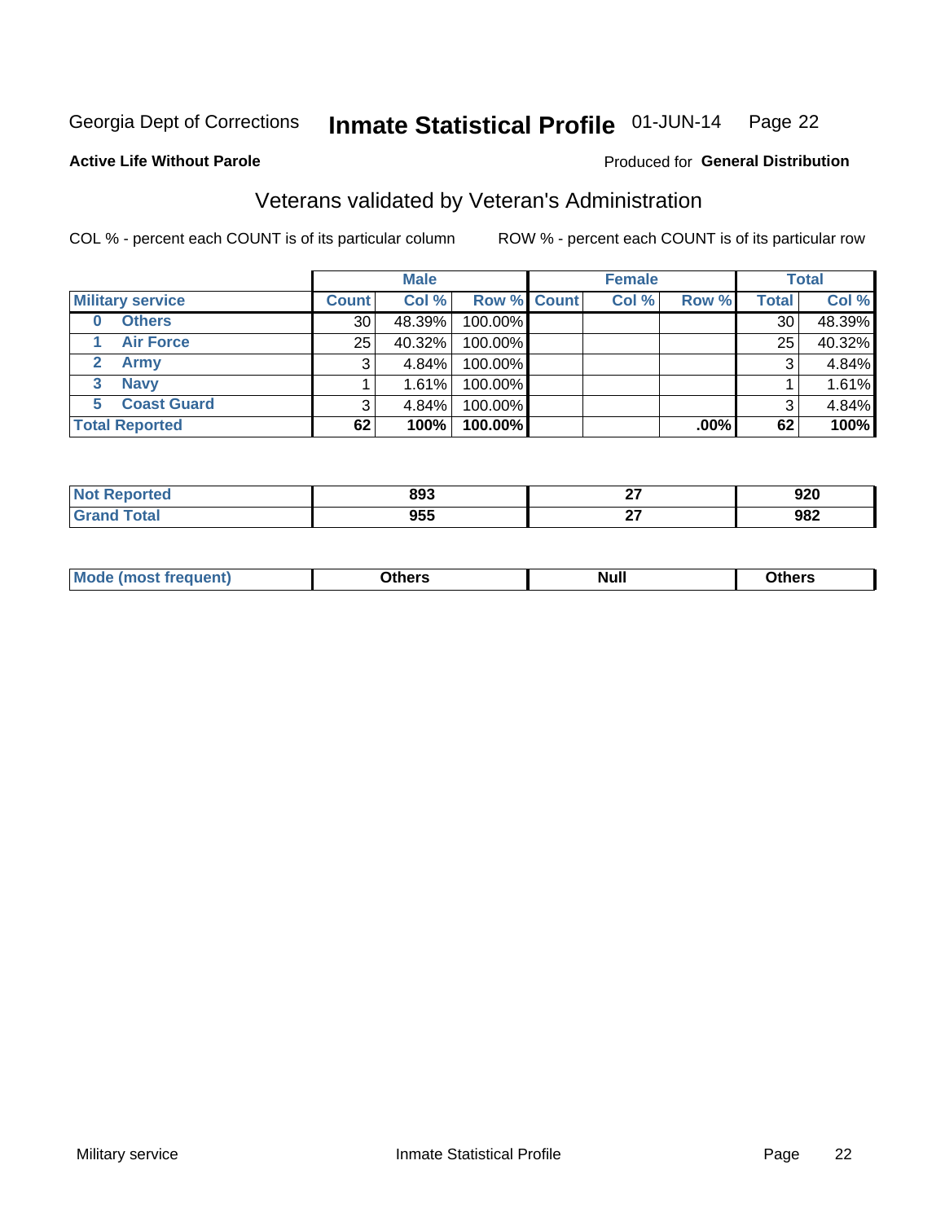Georgia Dept of Corrections **Inmate Statistical Profile** 01-JUN-14

**Active Life Without Parole**

Produced for **General Distribution**

## Veterans validated by Veteran's Administration

COL % - percent each COUNT is of its particular column

ROW % - percent each COUNT is of its particular row

| | Male | | | Female | | | Total | |
|---|---|---|---|---|---|---|---|---|
| **Military service** | **Count** | **Col %** | **Row %** | **Count** | **Col %** | **Row %** | **Total** | **Col %** |
| 0 Others | 30 | 48.39% | 100.00% | | | | 30 | 48.39% |
| 1 Air Force | 25 | 40.32% | 100.00% | | | | 25 | 40.32% |
| 2 Army | 3 | 4.84% | 100.00% | | | | 3 | 4.84% |
| 3 Navy | 1 | 1.61% | 100.00% | | | | 1 | 1.61% |
| 5 Coast Guard | 3 | 4.84% | 100.00% | | | | 3 | 4.84% |
| **Total Reported** | **62** | **100%** | **100.00%** | | | **.00%** | **62** | **100%** |

| | Male | Female | Total |
|---|---|---|---|
| **Not Reported** | **893** | **27** | **920** |
| **Grand Total** | **955** | **27** | **982** |

| | Male | Female | Total |
|---|---|---|---|
| **Mode (most frequent)** | **Others** | **Null** | **Others** |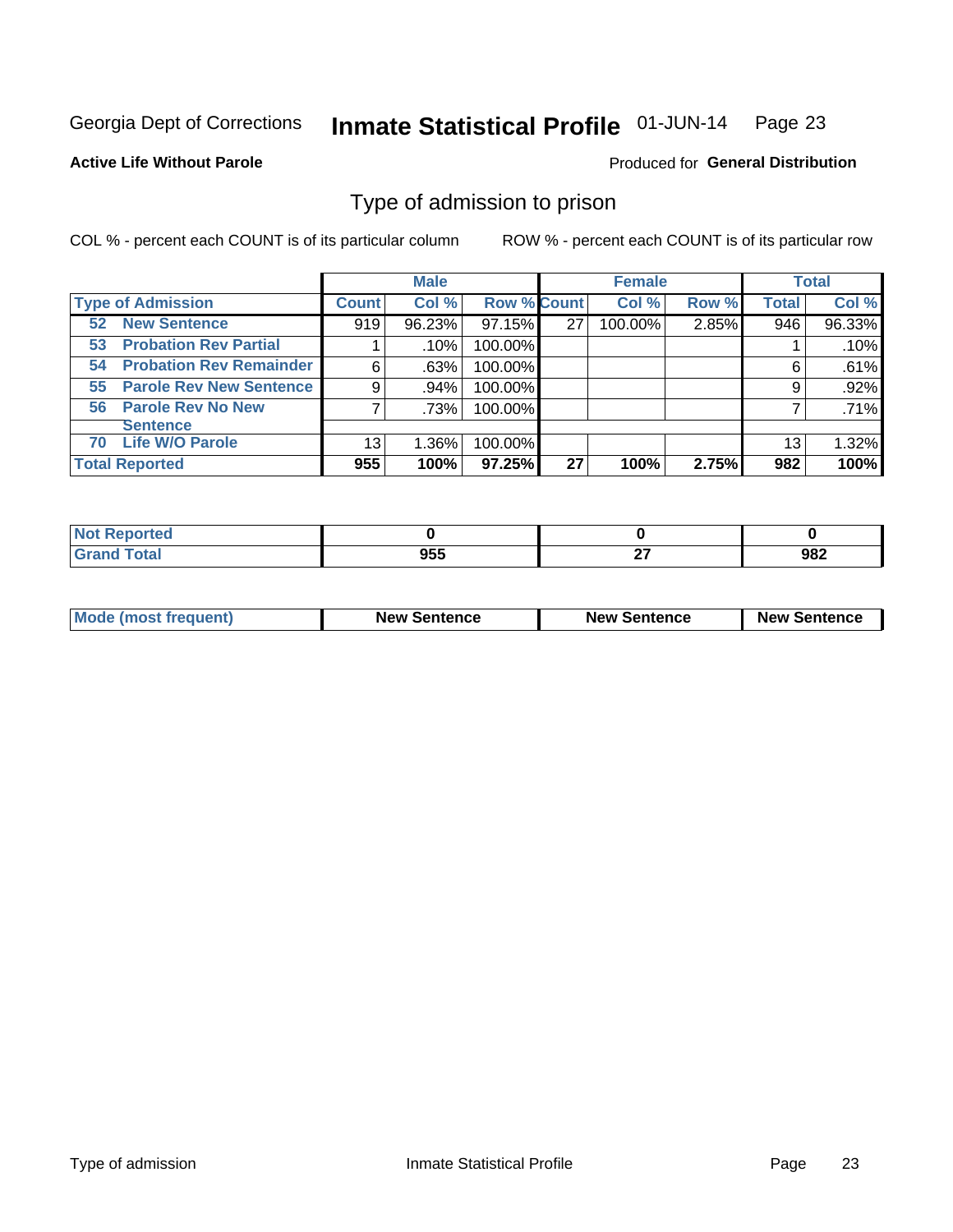Georgia Dept of Corrections **Inmate Statistical Profile** 01-JUN-14

**Active Life Without Parole**

Produced for **General Distribution**

## Type of admission to prison

COL % - percent each COUNT is of its particular column ROW % - percent each COUNT is of its particular row

| | Male | | | Female | | | Total | |
|---|---|---|---|---|---|---|---|---|
| **Type of Admission** | **Count** | **Col %** | **Row %** | **Count** | **Col %** | **Row %** | **Total** | **Col %** |
| **52 New Sentence** | 919 | 96.23% | 97.15% | 27 | 100.00% | 2.85% | 946 | 96.33% |
| **53 Probation Rev Partial** | 1 | .10% | 100.00% | | | | 1 | .10% |
| **54 Probation Rev Remainder** | 6 | .63% | 100.00% | | | | 6 | .61% |
| **55 Parole Rev New Sentence** | 9 | .94% | 100.00% | | | | 9 | .92% |
| **56 Parole Rev No New Sentence** | 7 | .73% | 100.00% | | | | 7 | .71% |
| **70 Life W/O Parole** | 13 | 1.36% | 100.00% | | | | 13 | 1.32% |
| **Total Reported** | **955** | **100%** | **97.25%** | **27** | **100%** | **2.75%** | **982** | **100%** |

| | Male | Female | Total |
|---|---|---|---|
| **Not Reported** | **0** | **0** | **0** |
| **Grand Total** | **955** | **27** | **982** |

| | Male | Female | Total |
|---|---|---|---|
| **Mode (most frequent)** | **New Sentence** | **New Sentence** | **New Sentence** |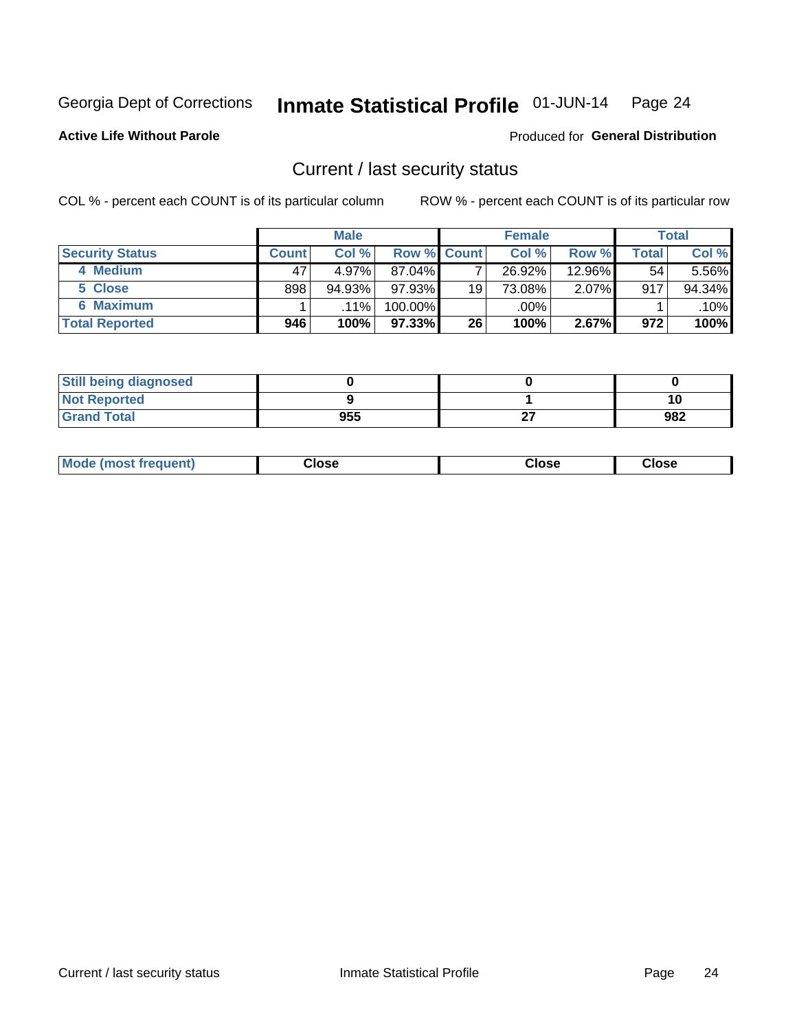Georgia Dept of Corrections **Inmate Statistical Profile** 01-JUN-14

**Active Life Without Parole**

Produced for **General Distribution**

## Current / last security status

COL % - percent each COUNT is of its particular column

ROW % - percent each COUNT is of its particular row

| | Male | | | Female | | | Total | |
|---|---|---|---|---|---|---|---|---|
| **Security Status** | **Count** | **Col %** | **Row %** | **Count** | **Col %** | **Row %** | **Total** | **Col %** |
| 4 Medium | 47 | 4.97% | 87.04% | 7 | 26.92% | 12.96% | 54 | 5.56% |
| 5 Close | 898 | 94.93% | 97.93% | 19 | 73.08% | 2.07% | 917 | 94.34% |
| 6 Maximum | 1 | .11% | 100.00% | | .00% | | 1 | .10% |
| **Total Reported** | **946** | **100%** | **97.33%** | **26** | **100%** | **2.67%** | **972** | **100%** |

| | Male | Female | Total |
|---|---|---|---|
| **Still being diagnosed** | **0** | **0** | **0** |
| **Not Reported** | **9** | **1** | **10** |
| **Grand Total** | **955** | **27** | **982** |

| | Male | Female | Total |
|---|---|---|---|
| **Mode (most frequent)** | **Close** | **Close** | **Close** |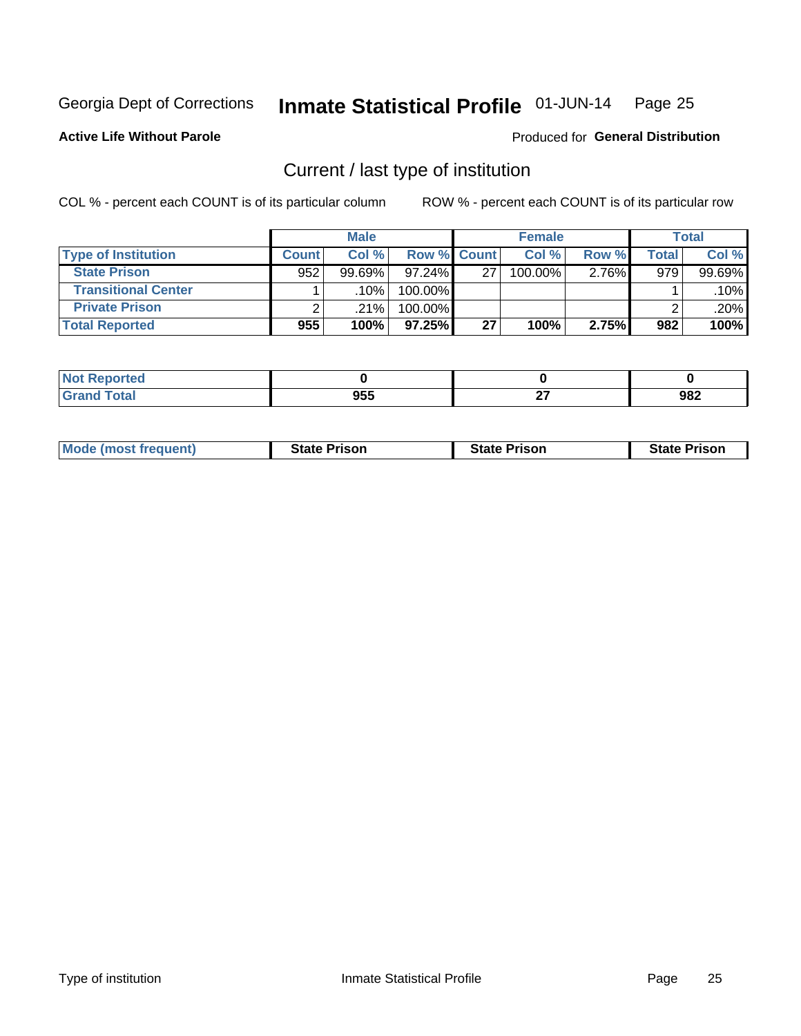Georgia Dept of Corrections **Inmate Statistical Profile** 01-JUN-14

**Active Life Without Parole**

Produced for **General Distribution**

## Current / last type of institution

COL % - percent each COUNT is of its particular column

ROW % - percent each COUNT is of its particular row

| | Male | | | Female | | | Total | |
|---|---|---|---|---|---|---|---|---|
| **Type of Institution** | **Count** | **Col %** | **Row %** | **Count** | **Col %** | **Row %** | **Total** | **Col %** |
| **State Prison** | 952 | 99.69% | 97.24% | 27 | 100.00% | 2.76% | 979 | 99.69% |
| **Transitional Center** | 1 | .10% | 100.00% | | | | 1 | .10% |
| **Private Prison** | 2 | .21% | 100.00% | | | | 2 | .20% |
| **Total Reported** | **955** | **100%** | **97.25%** | **27** | **100%** | **2.75%** | **982** | **100%** |

| | Male | Female | Total |
|---|---|---|---|
| **Not Reported** | **0** | **0** | **0** |
| **Grand Total** | **955** | **27** | **982** |

| | Male | Female | Total |
|---|---|---|---|
| **Mode (most frequent)** | **State Prison** | **State Prison** | **State Prison** |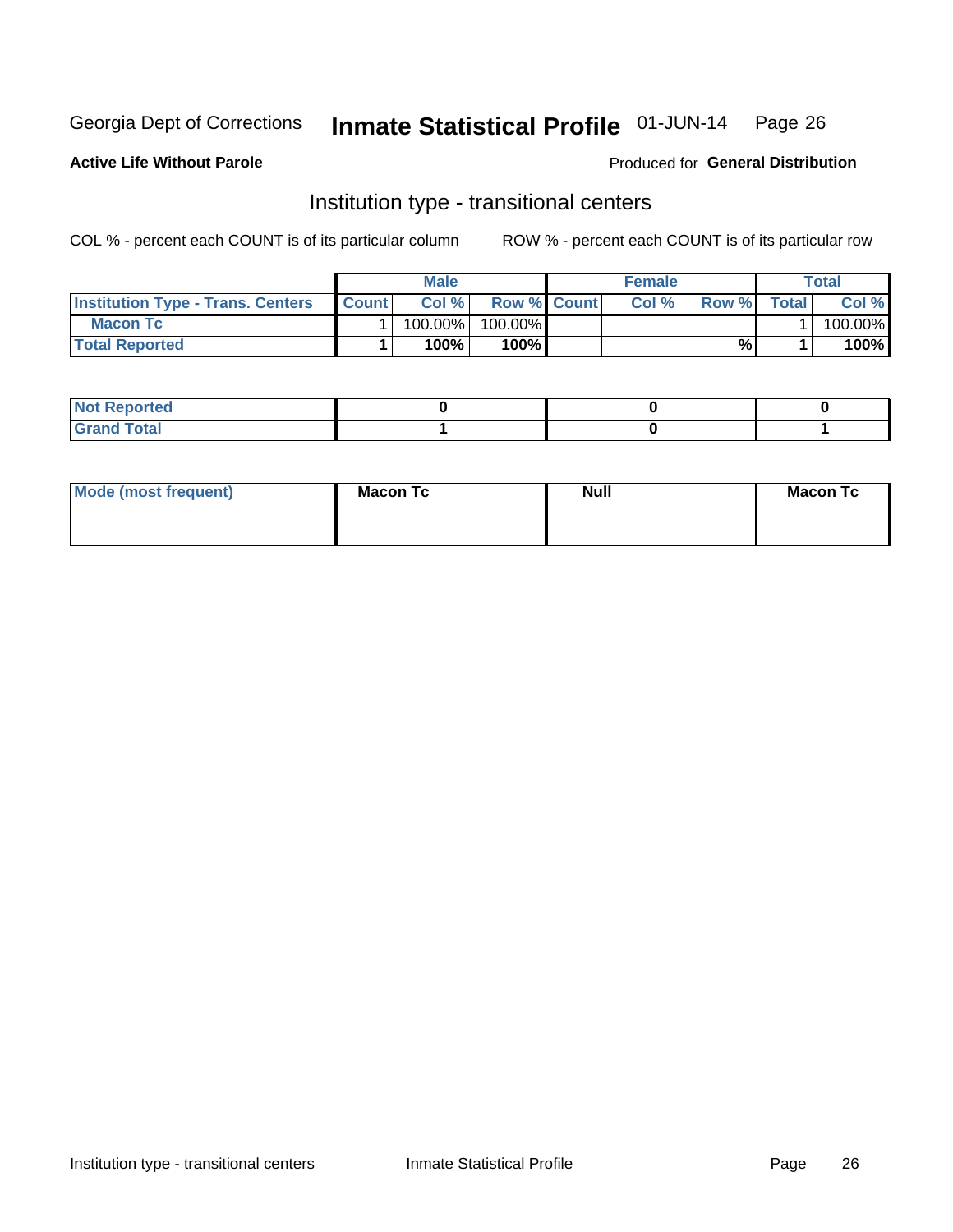Georgia Dept of Corrections **Inmate Statistical Profile** 01-JUN-14

**Active Life Without Parole**

Produced for **General Distribution**

## Institution type - transitional centers

COL % - percent each COUNT is of its particular column

ROW % - percent each COUNT is of its particular row

| | Male | | | Female | | | Total | |
|---|---|---|---|---|---|---|---|---|
| **Institution Type - Trans. Centers** | **Count** | **Col %** | **Row %** | **Count** | **Col %** | **Row %** | **Total** | **Col %** |
| **Macon Tc** | 1 | 100.00% | 100.00% | | | | 1 | 100.00% |
| **Total Reported** | **1** | **100%** | **100%** | | | **%** | **1** | **100%** |

| | Male | Female | Total |
|---|---|---|---|
| **Not Reported** | **0** | **0** | **0** |
| **Grand Total** | **1** | **0** | **1** |

| | Male | Female | Total |
|---|---|---|---|
| **Mode (most frequent)** | **Macon Tc** | **Null** | **Macon Tc** |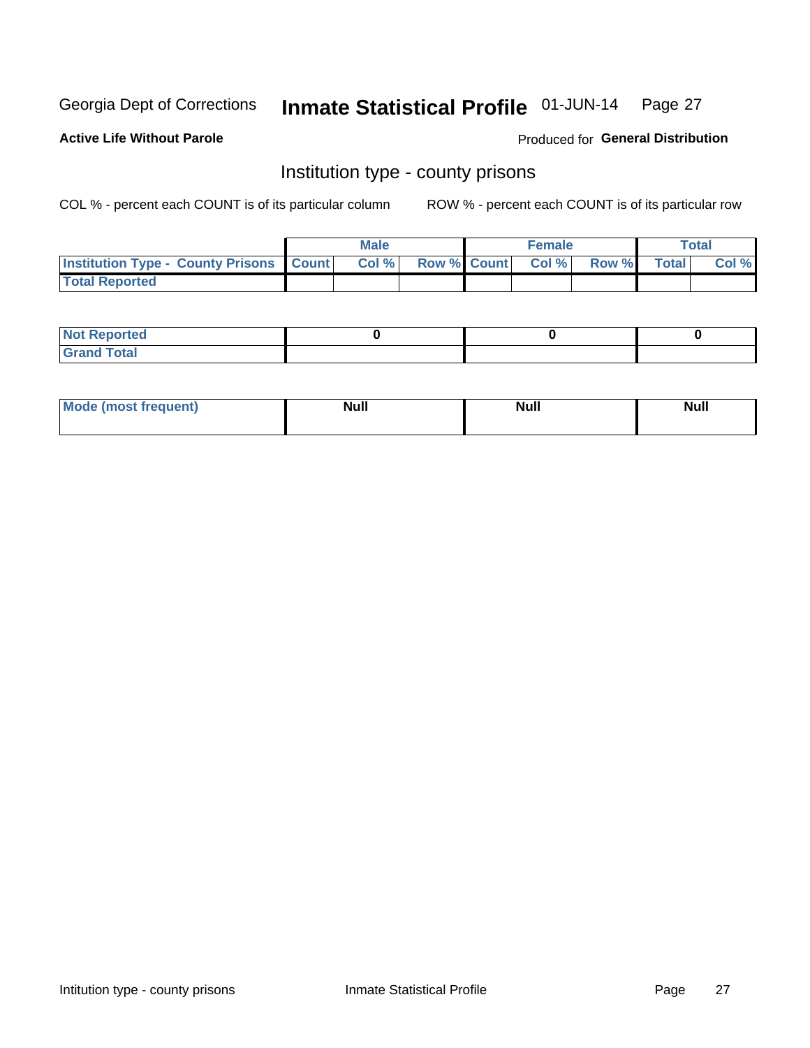Georgia Dept of Corrections **Inmate Statistical Profile** 01-JUN-14

**Active Life Without Parole**

Produced for **General Distribution**

## Institution type - county prisons

COL % - percent each COUNT is of its particular column

ROW % - percent each COUNT is of its particular row

| | Male | | | Female | | | Total | |
|---|---|---|---|---|---|---|---|---|
| **Institution Type - County Prisons** | **Count** | **Col %** | **Row %** | **Count** | **Col %** | **Row %** | **Total** | **Col %** |
| **Total Reported** | | | | | | | | |

| | Male | Female | Total |
|---|---|---|---|
| **Not Reported** | **0** | **0** | **0** |
| **Grand Total** | | | |

| | Male | Female | Total |
|---|---|---|---|
| **Mode (most frequent)** | **Null** | **Null** | **Null** |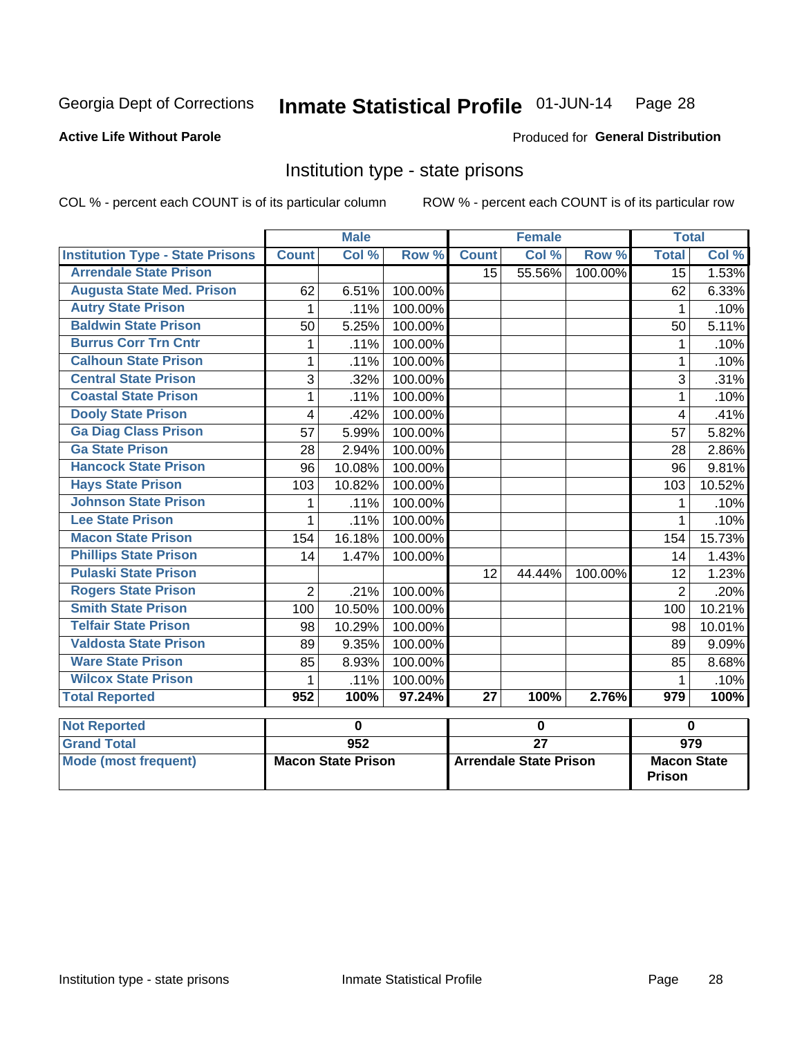Georgia Dept of Corrections **Inmate Statistical Profile** 01-JUN-14

**Active Life Without Parole**

Produced for **General Distribution**

## Institution type - state prisons

COL % - percent each COUNT is of its particular column

ROW % - percent each COUNT is of its particular row

| | Male | | | Female | | | Total | |
|---|---|---|---|---|---|---|---|---|
| **Institution Type - State Prisons** | **Count** | **Col %** | **Row %** | **Count** | **Col %** | **Row %** | **Total** | **Col %** |
| Arrendale State Prison | | | | 15 | 55.56% | 100.00% | 15 | 1.53% |
| Augusta State Med. Prison | 62 | 6.51% | 100.00% | | | | 62 | 6.33% |
| Autry State Prison | 1 | .11% | 100.00% | | | | 1 | .10% |
| Baldwin State Prison | 50 | 5.25% | 100.00% | | | | 50 | 5.11% |
| Burrus Corr Trn Cntr | 1 | .11% | 100.00% | | | | 1 | .10% |
| Calhoun State Prison | 1 | .11% | 100.00% | | | | 1 | .10% |
| Central State Prison | 3 | .32% | 100.00% | | | | 3 | .31% |
| Coastal State Prison | 1 | .11% | 100.00% | | | | 1 | .10% |
| Dooly State Prison | 4 | .42% | 100.00% | | | | 4 | .41% |
| Ga Diag Class Prison | 57 | 5.99% | 100.00% | | | | 57 | 5.82% |
| Ga State Prison | 28 | 2.94% | 100.00% | | | | 28 | 2.86% |
| Hancock State Prison | 96 | 10.08% | 100.00% | | | | 96 | 9.81% |
| Hays State Prison | 103 | 10.82% | 100.00% | | | | 103 | 10.52% |
| Johnson State Prison | 1 | .11% | 100.00% | | | | 1 | .10% |
| Lee State Prison | 1 | .11% | 100.00% | | | | 1 | .10% |
| Macon State Prison | 154 | 16.18% | 100.00% | | | | 154 | 15.73% |
| Phillips State Prison | 14 | 1.47% | 100.00% | | | | 14 | 1.43% |
| Pulaski State Prison | | | | 12 | 44.44% | 100.00% | 12 | 1.23% |
| Rogers State Prison | 2 | .21% | 100.00% | | | | 2 | .20% |
| Smith State Prison | 100 | 10.50% | 100.00% | | | | 100 | 10.21% |
| Telfair State Prison | 98 | 10.29% | 100.00% | | | | 98 | 10.01% |
| Valdosta State Prison | 89 | 9.35% | 100.00% | | | | 89 | 9.09% |
| Ware State Prison | 85 | 8.93% | 100.00% | | | | 85 | 8.68% |
| Wilcox State Prison | 1 | .11% | 100.00% | | | | 1 | .10% |
| **Total Reported** | **952** | **100%** | **97.24%** | **27** | **100%** | **2.76%** | **979** | **100%** |

| | Male | Female | Total |
|---|---|---|---|
| **Not Reported** | **0** | **0** | **0** |
| **Grand Total** | **952** | **27** | **979** |
| **Mode (most frequent)** | **Macon State Prison** | **Arrendale State Prison** | **Macon State Prison** |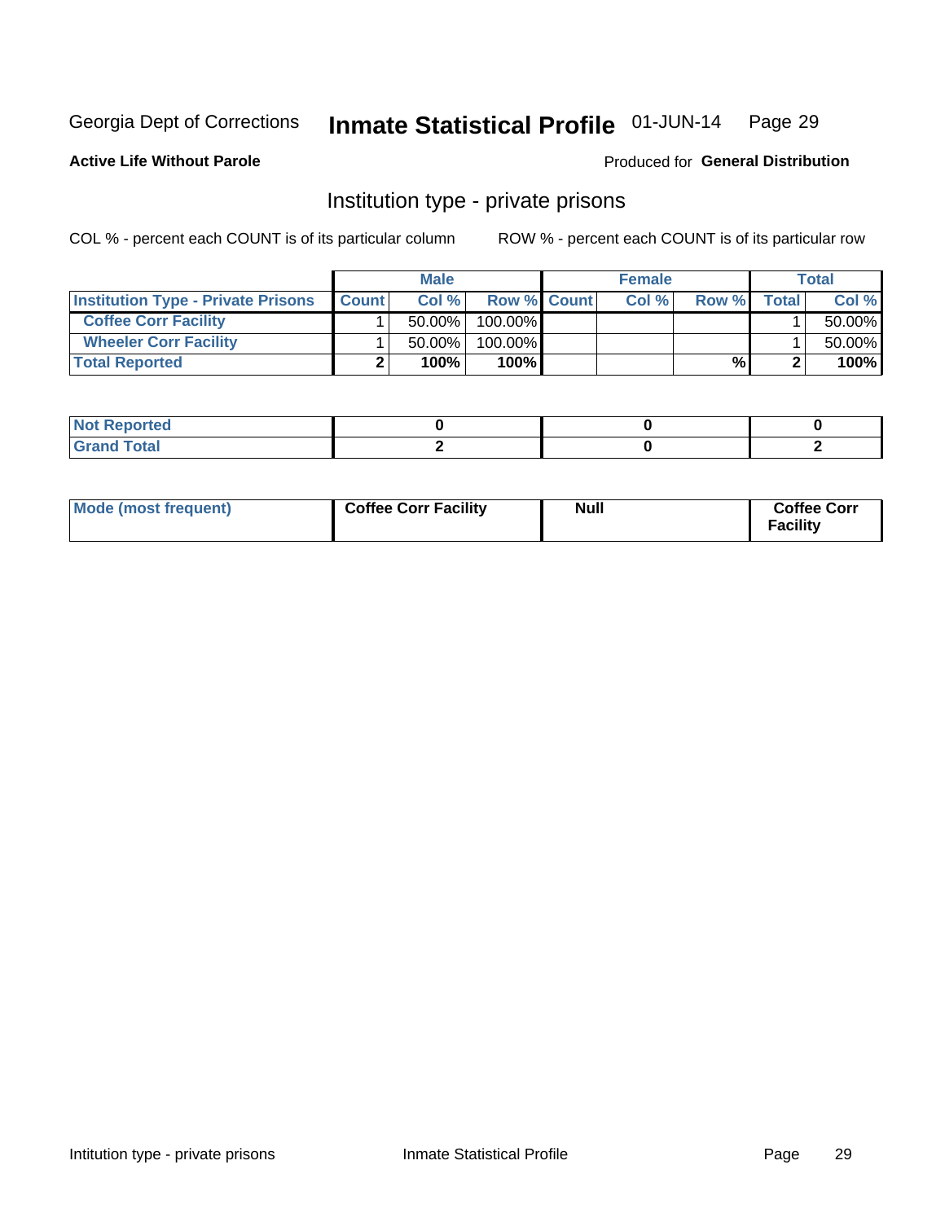Georgia Dept of Corrections **Inmate Statistical Profile** 01-JUN-14 Page 29

**Active Life Without Parole**

Produced for **General Distribution**

## Institution type - private prisons

COL % - percent each COUNT is of its particular column

ROW % - percent each COUNT is of its particular row

| | Male | | | Female | | | Total | |
|---|---|---|---|---|---|---|---|---|
| **Institution Type - Private Prisons** | **Count** | **Col %** | **Row %** | **Count** | **Col %** | **Row %** | **Total** | **Col %** |
| **Coffee Corr Facility** | 1 | 50.00% | 100.00% | | | | 1 | 50.00% |
| **Wheeler Corr Facility** | 1 | 50.00% | 100.00% | | | | 1 | 50.00% |
| **Total Reported** | **2** | **100%** | **100%** | | | **%** | **2** | **100%** |

| | | | |
|---|---|---|---|
| **Not Reported** | **0** | **0** | **0** |
| **Grand Total** | **2** | **0** | **2** |

| | | | |
|---|---|---|---|
| **Mode (most frequent)** | **Coffee Corr Facility** | **Null** | **Coffee Corr Facility** |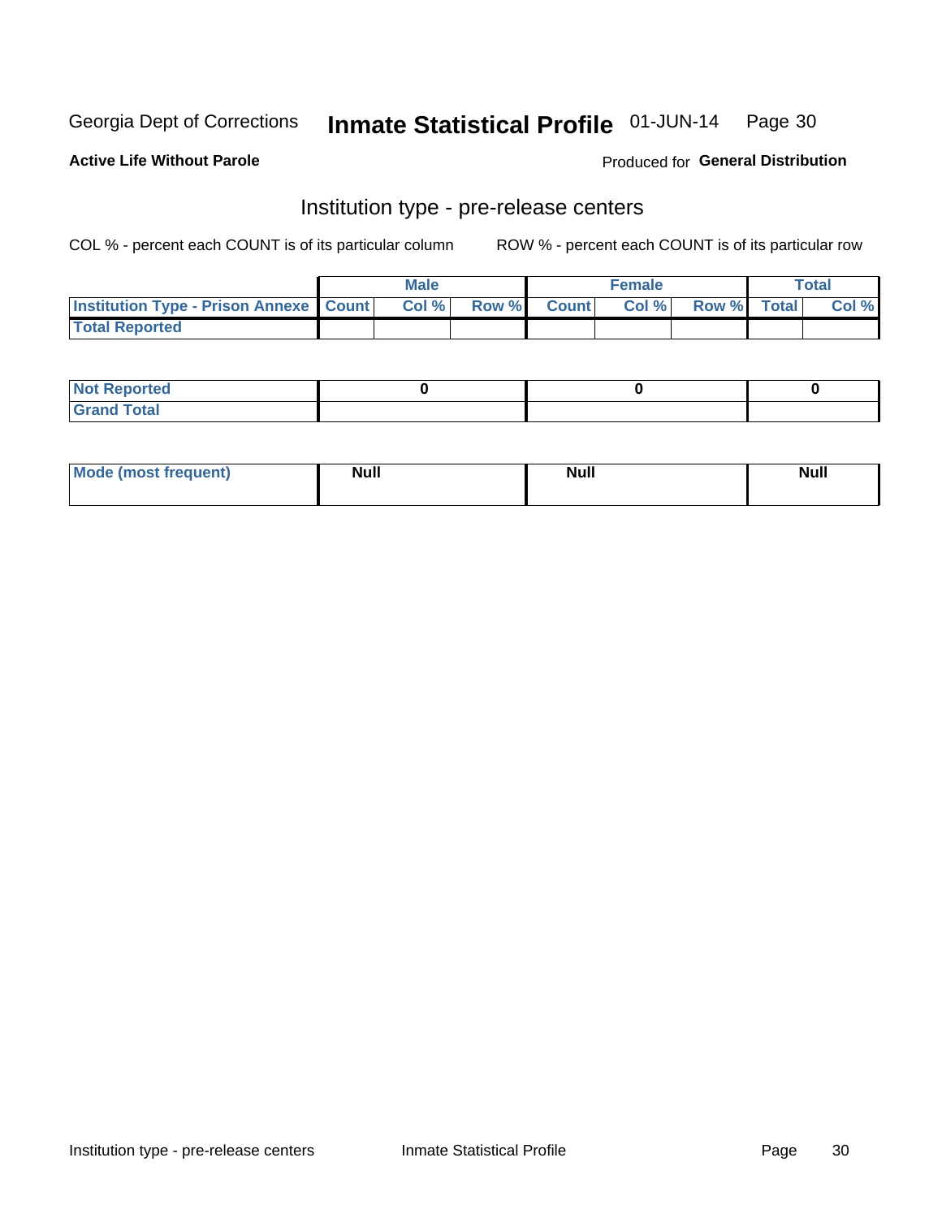Georgia Dept of Corrections **Inmate Statistical Profile** 01-JUN-14

**Active Life Without Parole**

Produced for **General Distribution**

## Institution type - pre-release centers

COL % - percent each COUNT is of its particular column    ROW % - percent each COUNT is of its particular row

| | Male | | | Female | | | Total | |
|---|---|---|---|---|---|---|---|---|
| **Institution Type - Prison Annexe** | **Count** | **Col %** | **Row %** | **Count** | **Col %** | **Row %** | **Total** | **Col %** |
| **Total Reported** | | | | | | | | |

| | Male | Female | Total |
|---|---|---|---|
| **Not Reported** | 0 | 0 | 0 |
| **Grand Total** | | | |

| | Male | Female | Total |
|---|---|---|---|
| **Mode (most frequent)** | Null | Null | Null |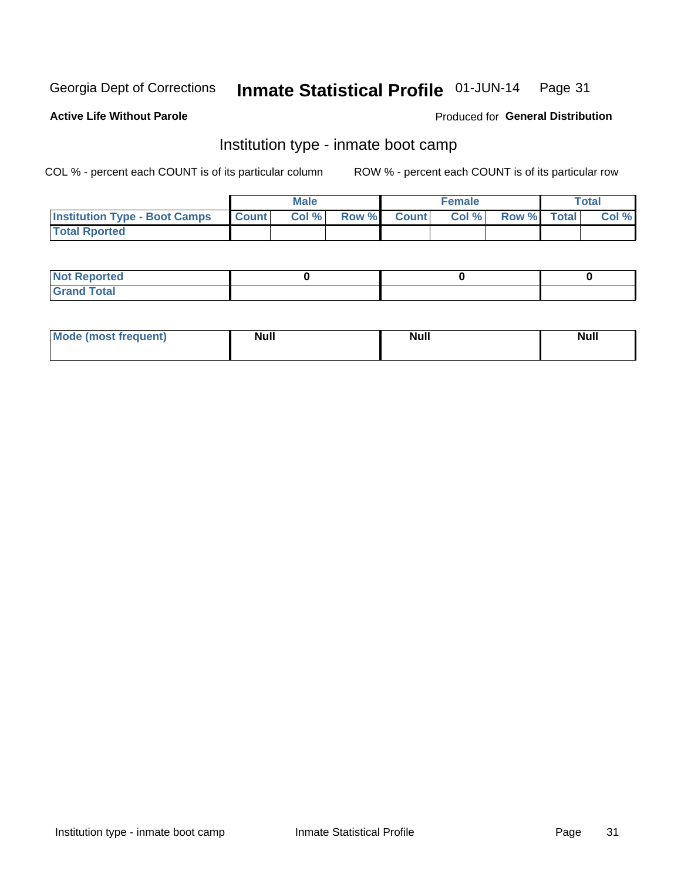Georgia Dept of Corrections **Inmate Statistical Profile** 01-JUN-14

**Active Life Without Parole**

Produced for **General Distribution**

## Institution type - inmate boot camp

COL % - percent each COUNT is of its particular column

ROW % - percent each COUNT is of its particular row

| | Male | | | Female | | | Total | |
|---|---|---|---|---|---|---|---|---|
| **Institution Type - Boot Camps** | **Count** | **Col %** | **Row %** | **Count** | **Col %** | **Row %** | **Total** | **Col %** |
| **Total Rported** | | | | | | | | |

| | Male | Female | Total |
|---|---|---|---|
| **Not Reported** | 0 | 0 | 0 |
| **Grand Total** | | | |

| | Male | Female | Total |
|---|---|---|---|
| **Mode (most frequent)** | Null | Null | Null |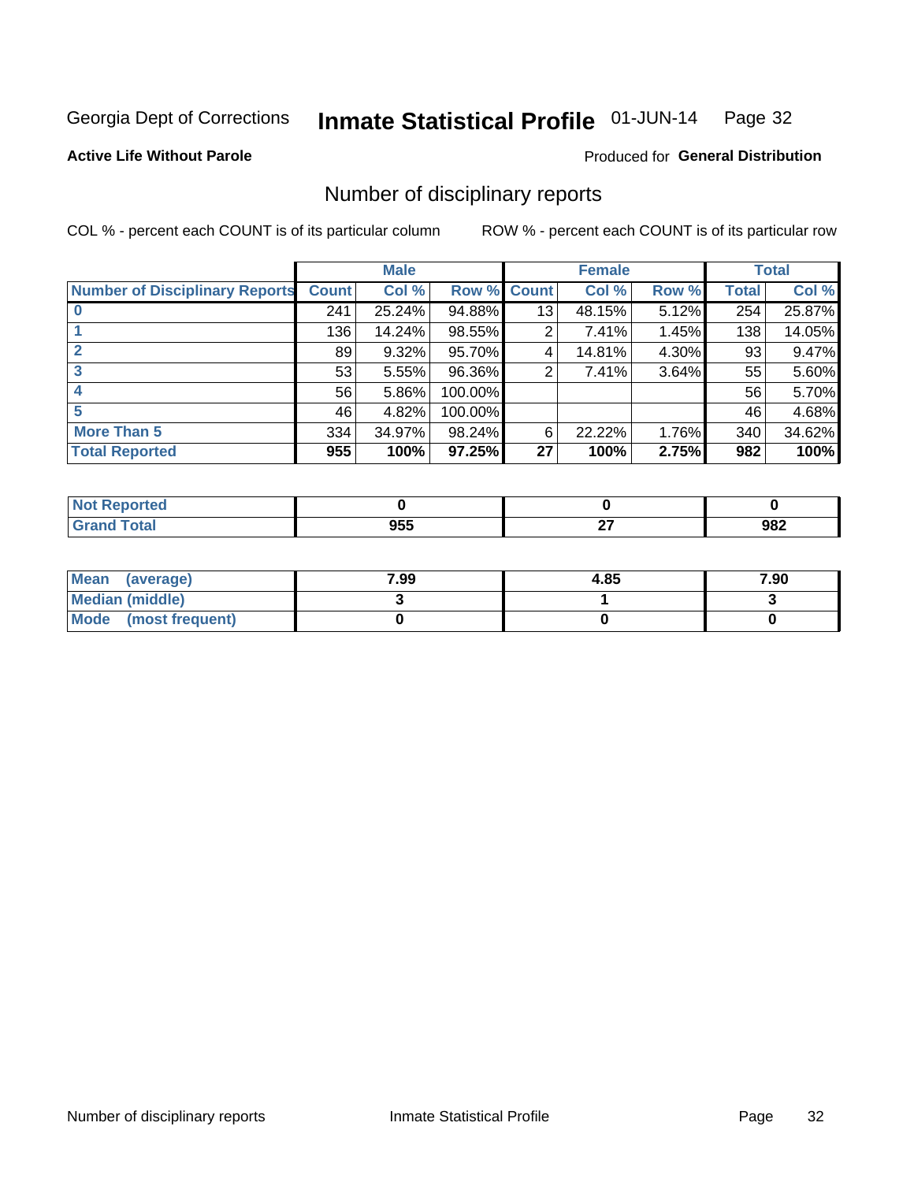Georgia Dept of Corrections **Inmate Statistical Profile** 01-JUN-14

**Active Life Without Parole**

Produced for **General Distribution**

## Number of disciplinary reports

COL % - percent each COUNT is of its particular column

ROW % - percent each COUNT is of its particular row

| | Male | | | Female | | | Total | |
|---|---|---|---|---|---|---|---|---|
| **Number of Disciplinary Reports** | **Count** | **Col %** | **Row %** | **Count** | **Col %** | **Row %** | **Total** | **Col %** |
| **0** | 241 | 25.24% | 94.88% | 13 | 48.15% | 5.12% | 254 | 25.87% |
| **1** | 136 | 14.24% | 98.55% | 2 | 7.41% | 1.45% | 138 | 14.05% |
| **2** | 89 | 9.32% | 95.70% | 4 | 14.81% | 4.30% | 93 | 9.47% |
| **3** | 53 | 5.55% | 96.36% | 2 | 7.41% | 3.64% | 55 | 5.60% |
| **4** | 56 | 5.86% | 100.00% | | | | 56 | 5.70% |
| **5** | 46 | 4.82% | 100.00% | | | | 46 | 4.68% |
| **More Than 5** | 334 | 34.97% | 98.24% | 6 | 22.22% | 1.76% | 340 | 34.62% |
| **Total Reported** | **955** | **100%** | **97.25%** | **27** | **100%** | **2.75%** | **982** | **100%** |

| | Male | Female | Total |
|---|---|---|---|
| **Not Reported** | **0** | **0** | **0** |
| **Grand Total** | **955** | **27** | **982** |

| | Male | Female | Total |
|---|---|---|---|
| **Mean (average)** | **7.99** | **4.85** | **7.90** |
| **Median (middle)** | **3** | **1** | **3** |
| **Mode (most frequent)** | **0** | **0** | **0** |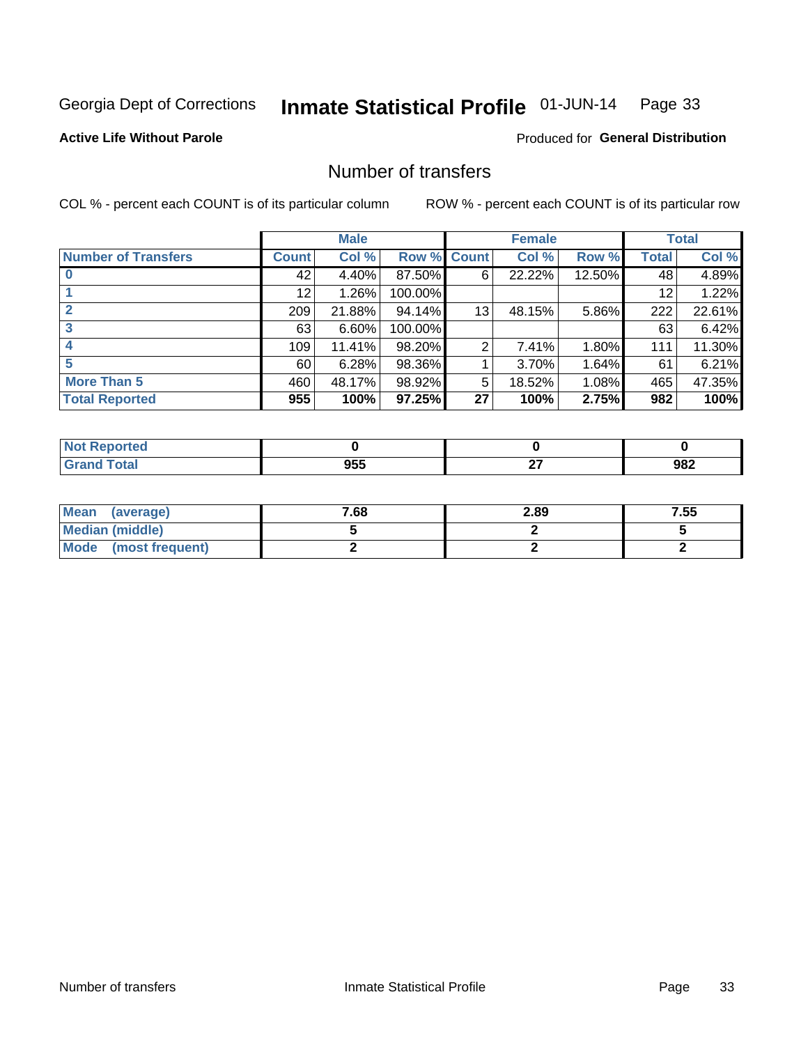Georgia Dept of Corrections **Inmate Statistical Profile** 01-JUN-14

**Active Life Without Parole**

Produced for **General Distribution**

## Number of transfers

COL % - percent each COUNT is of its particular column

ROW % - percent each COUNT is of its particular row

| | Male | | | Female | | | Total | |
|---|---|---|---|---|---|---|---|---|
| **Number of Transfers** | **Count** | **Col %** | **Row %** | **Count** | **Col %** | **Row %** | **Total** | **Col %** |
| **0** | 42 | 4.40% | 87.50% | 6 | 22.22% | 12.50% | 48 | 4.89% |
| **1** | 12 | 1.26% | 100.00% | | | | 12 | 1.22% |
| **2** | 209 | 21.88% | 94.14% | 13 | 48.15% | 5.86% | 222 | 22.61% |
| **3** | 63 | 6.60% | 100.00% | | | | 63 | 6.42% |
| **4** | 109 | 11.41% | 98.20% | 2 | 7.41% | 1.80% | 111 | 11.30% |
| **5** | 60 | 6.28% | 98.36% | 1 | 3.70% | 1.64% | 61 | 6.21% |
| **More Than 5** | 460 | 48.17% | 98.92% | 5 | 18.52% | 1.08% | 465 | 47.35% |
| **Total Reported** | **955** | **100%** | **97.25%** | **27** | **100%** | **2.75%** | **982** | **100%** |

| | Male | Female | Total |
|---|---|---|---|
| **Not Reported** | **0** | **0** | **0** |
| **Grand Total** | **955** | **27** | **982** |

| | Male | Female | Total |
|---|---|---|---|
| **Mean (average)** | **7.68** | **2.89** | **7.55** |
| **Median (middle)** | **5** | **2** | **5** |
| **Mode (most frequent)** | **2** | **2** | **2** |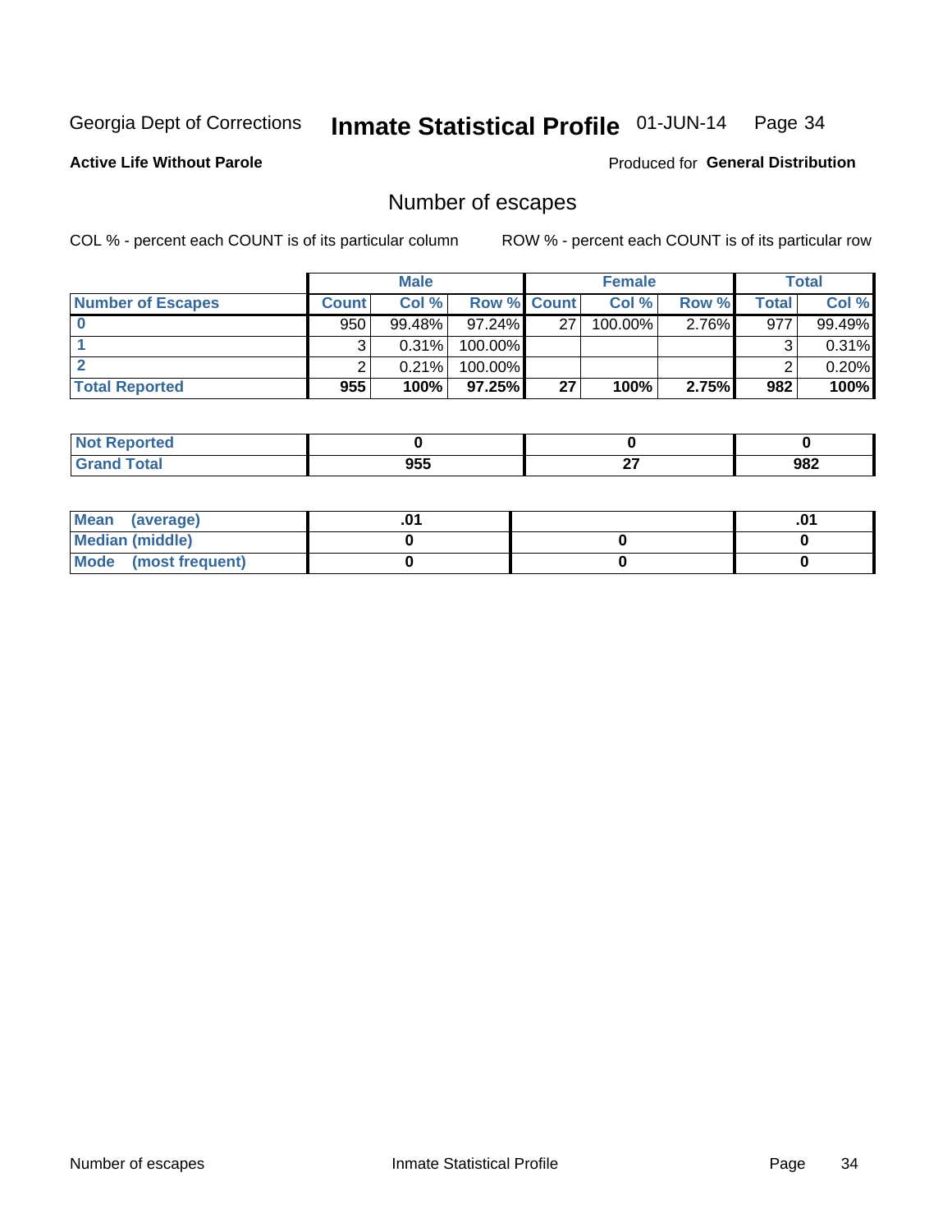Georgia Dept of Corrections **Inmate Statistical Profile** 01-JUN-14 Page 34

**Active Life Without Parole**

Produced for **General Distribution**

## Number of escapes

COL % - percent each COUNT is of its particular column

ROW % - percent each COUNT is of its particular row

| | Male | | | Female | | | Total | |
|---|---|---|---|---|---|---|---|---|
| **Number of Escapes** | **Count** | **Col %** | **Row %** | **Count** | **Col %** | **Row %** | **Total** | **Col %** |
| **0** | 950 | 99.48% | 97.24% | 27 | 100.00% | 2.76% | 977 | 99.49% |
| **1** | 3 | 0.31% | 100.00% | | | | 3 | 0.31% |
| **2** | 2 | 0.21% | 100.00% | | | | 2 | 0.20% |
| **Total Reported** | **955** | **100%** | **97.25%** | **27** | **100%** | **2.75%** | **982** | **100%** |

| | Male | Female | Total |
|---|---|---|---|
| **Not Reported** | **0** | **0** | **0** |
| **Grand Total** | **955** | **27** | **982** |

| | Male | Female | Total |
|---|---|---|---|
| **Mean (average)** | **.01** | | **.01** |
| **Median (middle)** | **0** | **0** | **0** |
| **Mode (most frequent)** | **0** | **0** | **0** |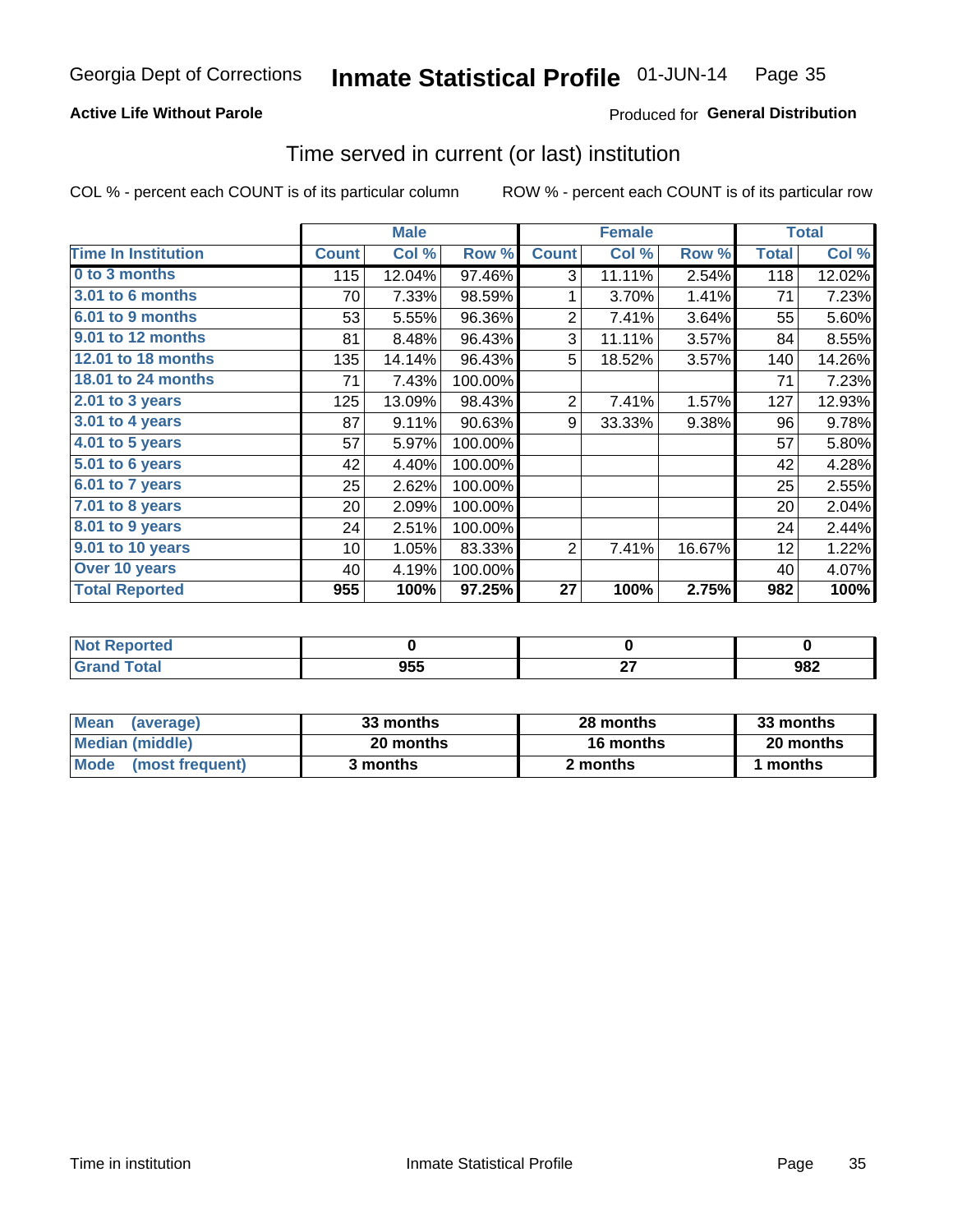Georgia Dept of Corrections **Inmate Statistical Profile** 01-JUN-14

**Active Life Without Parole**

Produced for **General Distribution**

## Time served in current (or last) institution

COL % - percent each COUNT is of its particular column ROW % - percent each COUNT is of its particular row

| | Male | | | Female | | | Total | |
|---|---|---|---|---|---|---|---|---|
| **Time In Institution** | **Count** | **Col %** | **Row %** | **Count** | **Col %** | **Row %** | **Total** | **Col %** |
| **0 to 3 months** | 115 | 12.04% | 97.46% | 3 | 11.11% | 2.54% | 118 | 12.02% |
| **3.01 to 6 months** | 70 | 7.33% | 98.59% | 1 | 3.70% | 1.41% | 71 | 7.23% |
| **6.01 to 9 months** | 53 | 5.55% | 96.36% | 2 | 7.41% | 3.64% | 55 | 5.60% |
| **9.01 to 12 months** | 81 | 8.48% | 96.43% | 3 | 11.11% | 3.57% | 84 | 8.55% |
| **12.01 to 18 months** | 135 | 14.14% | 96.43% | 5 | 18.52% | 3.57% | 140 | 14.26% |
| **18.01 to 24 months** | 71 | 7.43% | 100.00% | | | | 71 | 7.23% |
| **2.01 to 3 years** | 125 | 13.09% | 98.43% | 2 | 7.41% | 1.57% | 127 | 12.93% |
| **3.01 to 4 years** | 87 | 9.11% | 90.63% | 9 | 33.33% | 9.38% | 96 | 9.78% |
| **4.01 to 5 years** | 57 | 5.97% | 100.00% | | | | 57 | 5.80% |
| **5.01 to 6 years** | 42 | 4.40% | 100.00% | | | | 42 | 4.28% |
| **6.01 to 7 years** | 25 | 2.62% | 100.00% | | | | 25 | 2.55% |
| **7.01 to 8 years** | 20 | 2.09% | 100.00% | | | | 20 | 2.04% |
| **8.01 to 9 years** | 24 | 2.51% | 100.00% | | | | 24 | 2.44% |
| **9.01 to 10 years** | 10 | 1.05% | 83.33% | 2 | 7.41% | 16.67% | 12 | 1.22% |
| **Over 10 years** | 40 | 4.19% | 100.00% | | | | 40 | 4.07% |
| **Total Reported** | **955** | **100%** | **97.25%** | **27** | **100%** | **2.75%** | **982** | **100%** |

| | Male | Female | Total |
|---|---|---|---|
| **Not Reported** | **0** | **0** | **0** |
| **Grand Total** | **955** | **27** | **982** |

| | Male | Female | Total |
|---|---|---|---|
| **Mean (average)** | **33 months** | **28 months** | **33 months** |
| **Median (middle)** | **20 months** | **16 months** | **20 months** |
| **Mode (most frequent)** | **3 months** | **2 months** | **1 months** |

Time in institution Inmate Statistical Profile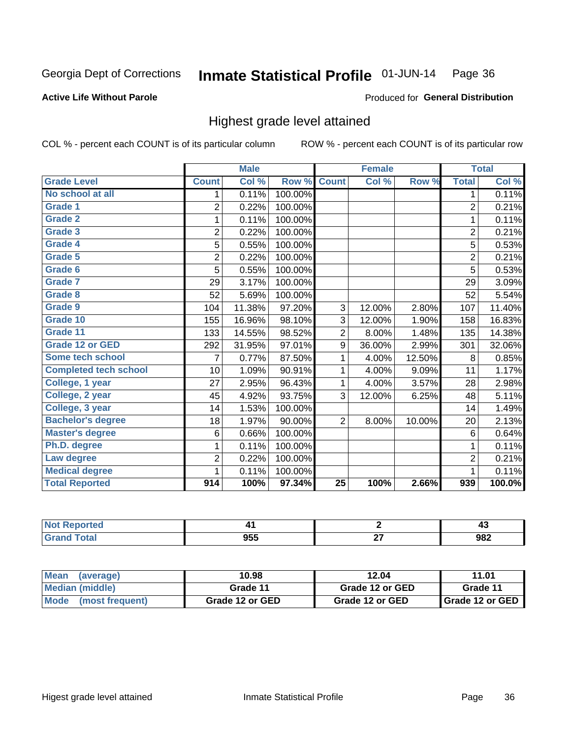Georgia Dept of Corrections **Inmate Statistical Profile** 01-JUN-14

**Active Life Without Parole**

Produced for **General Distribution**

## Highest grade level attained

COL % - percent each COUNT is of its particular column

ROW % - percent each COUNT is of its particular row

| | Male | | | Female | | | Total | |
|---|---|---|---|---|---|---|---|---|
| **Grade Level** | **Count** | **Col %** | **Row %** | **Count** | **Col %** | **Row %** | **Total** | **Col %** |
| No school at all | 1 | 0.11% | 100.00% | | | | 1 | 0.11% |
| Grade 1 | 2 | 0.22% | 100.00% | | | | 2 | 0.21% |
| Grade 2 | 1 | 0.11% | 100.00% | | | | 1 | 0.11% |
| Grade 3 | 2 | 0.22% | 100.00% | | | | 2 | 0.21% |
| Grade 4 | 5 | 0.55% | 100.00% | | | | 5 | 0.53% |
| Grade 5 | 2 | 0.22% | 100.00% | | | | 2 | 0.21% |
| Grade 6 | 5 | 0.55% | 100.00% | | | | 5 | 0.53% |
| Grade 7 | 29 | 3.17% | 100.00% | | | | 29 | 3.09% |
| Grade 8 | 52 | 5.69% | 100.00% | | | | 52 | 5.54% |
| Grade 9 | 104 | 11.38% | 97.20% | 3 | 12.00% | 2.80% | 107 | 11.40% |
| Grade 10 | 155 | 16.96% | 98.10% | 3 | 12.00% | 1.90% | 158 | 16.83% |
| Grade 11 | 133 | 14.55% | 98.52% | 2 | 8.00% | 1.48% | 135 | 14.38% |
| Grade 12 or GED | 292 | 31.95% | 97.01% | 9 | 36.00% | 2.99% | 301 | 32.06% |
| Some tech school | 7 | 0.77% | 87.50% | 1 | 4.00% | 12.50% | 8 | 0.85% |
| Completed tech school | 10 | 1.09% | 90.91% | 1 | 4.00% | 9.09% | 11 | 1.17% |
| College, 1 year | 27 | 2.95% | 96.43% | 1 | 4.00% | 3.57% | 28 | 2.98% |
| College, 2 year | 45 | 4.92% | 93.75% | 3 | 12.00% | 6.25% | 48 | 5.11% |
| College, 3 year | 14 | 1.53% | 100.00% | | | | 14 | 1.49% |
| Bachelor's degree | 18 | 1.97% | 90.00% | 2 | 8.00% | 10.00% | 20 | 2.13% |
| Master's degree | 6 | 0.66% | 100.00% | | | | 6 | 0.64% |
| Ph.D. degree | 1 | 0.11% | 100.00% | | | | 1 | 0.11% |
| Law degree | 2 | 0.22% | 100.00% | | | | 2 | 0.21% |
| Medical degree | 1 | 0.11% | 100.00% | | | | 1 | 0.11% |
| **Total Reported** | **914** | **100%** | **97.34%** | **25** | **100%** | **2.66%** | **939** | **100.0%** |

| | Male | Female | Total |
|---|---|---|---|
| Not Reported | 41 | 2 | 43 |
| Grand Total | 955 | 27 | 982 |

| | Male | Female | Total |
|---|---|---|---|
| Mean (average) | 10.98 | 12.04 | 11.01 |
| Median (middle) | Grade 11 | Grade 12 or GED | Grade 11 |
| Mode (most frequent) | Grade 12 or GED | Grade 12 or GED | Grade 12 or GED |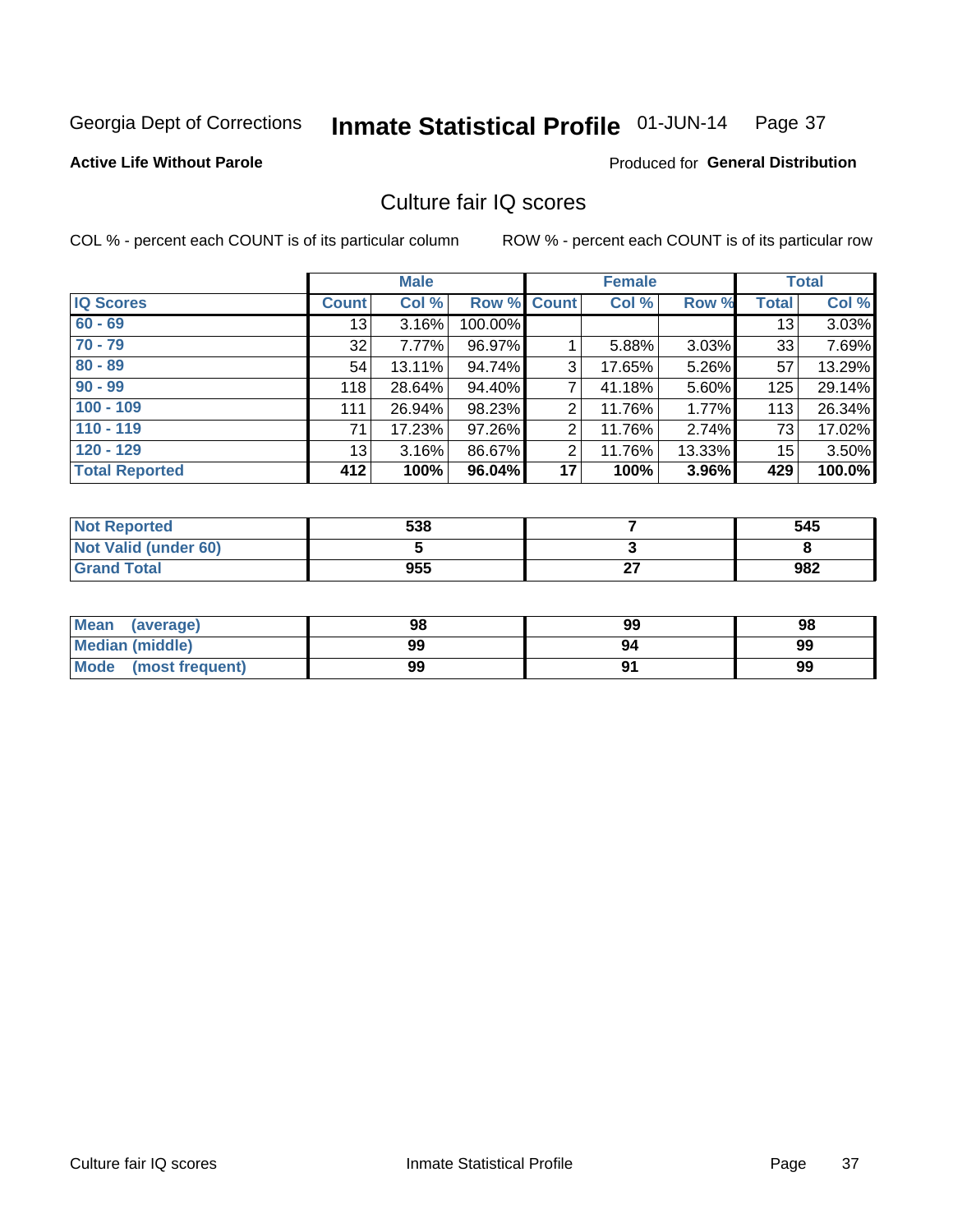Georgia Dept of Corrections **Inmate Statistical Profile** 01-JUN-14

**Active Life Without Parole**

Produced for **General Distribution**

## Culture fair IQ scores

COL % - percent each COUNT is of its particular column

ROW % - percent each COUNT is of its particular row

| | Male | | | Female | | | Total | |
|---|---|---|---|---|---|---|---|---|
| **IQ Scores** | **Count** | **Col %** | **Row %** | **Count** | **Col %** | **Row %** | **Total** | **Col %** |
| 60 - 69 | 13 | 3.16% | 100.00% | | | | 13 | 3.03% |
| 70 - 79 | 32 | 7.77% | 96.97% | 1 | 5.88% | 3.03% | 33 | 7.69% |
| 80 - 89 | 54 | 13.11% | 94.74% | 3 | 17.65% | 5.26% | 57 | 13.29% |
| 90 - 99 | 118 | 28.64% | 94.40% | 7 | 41.18% | 5.60% | 125 | 29.14% |
| 100 - 109 | 111 | 26.94% | 98.23% | 2 | 11.76% | 1.77% | 113 | 26.34% |
| 110 - 119 | 71 | 17.23% | 97.26% | 2 | 11.76% | 2.74% | 73 | 17.02% |
| 120 - 129 | 13 | 3.16% | 86.67% | 2 | 11.76% | 13.33% | 15 | 3.50% |
| **Total Reported** | **412** | **100%** | **96.04%** | **17** | **100%** | **3.96%** | **429** | **100.0%** |

| | Male | Female | Total |
|---|---|---|---|
| Not Reported | 538 | 7 | 545 |
| Not Valid (under 60) | 5 | 3 | 8 |
| Grand Total | 955 | 27 | 982 |

| | Male | Female | Total |
|---|---|---|---|
| Mean (average) | 98 | 99 | 98 |
| Median (middle) | 99 | 94 | 99 |
| Mode (most frequent) | 99 | 91 | 99 |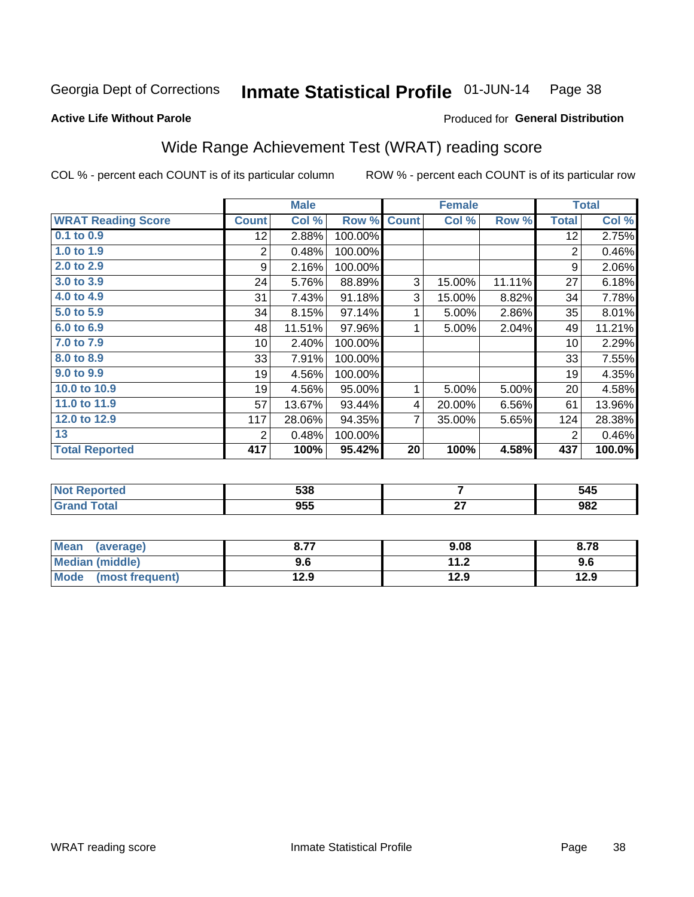Georgia Dept of Corrections **Inmate Statistical Profile** 01-JUN-14

**Active Life Without Parole**

Produced for **General Distribution**

## Wide Range Achievement Test (WRAT) reading score

COL % - percent each COUNT is of its particular column ROW % - percent each COUNT is of its particular row

| | Male | | | Female | | | Total | |
|---|---|---|---|---|---|---|---|---|
| **WRAT Reading Score** | **Count** | **Col %** | **Row %** | **Count** | **Col %** | **Row %** | **Total** | **Col %** |
| 0.1 to 0.9 | 12 | 2.88% | 100.00% | | | | 12 | 2.75% |
| 1.0 to 1.9 | 2 | 0.48% | 100.00% | | | | 2 | 0.46% |
| 2.0 to 2.9 | 9 | 2.16% | 100.00% | | | | 9 | 2.06% |
| 3.0 to 3.9 | 24 | 5.76% | 88.89% | 3 | 15.00% | 11.11% | 27 | 6.18% |
| 4.0 to 4.9 | 31 | 7.43% | 91.18% | 3 | 15.00% | 8.82% | 34 | 7.78% |
| 5.0 to 5.9 | 34 | 8.15% | 97.14% | 1 | 5.00% | 2.86% | 35 | 8.01% |
| 6.0 to 6.9 | 48 | 11.51% | 97.96% | 1 | 5.00% | 2.04% | 49 | 11.21% |
| 7.0 to 7.9 | 10 | 2.40% | 100.00% | | | | 10 | 2.29% |
| 8.0 to 8.9 | 33 | 7.91% | 100.00% | | | | 33 | 7.55% |
| 9.0 to 9.9 | 19 | 4.56% | 100.00% | | | | 19 | 4.35% |
| 10.0 to 10.9 | 19 | 4.56% | 95.00% | 1 | 5.00% | 5.00% | 20 | 4.58% |
| 11.0 to 11.9 | 57 | 13.67% | 93.44% | 4 | 20.00% | 6.56% | 61 | 13.96% |
| 12.0 to 12.9 | 117 | 28.06% | 94.35% | 7 | 35.00% | 5.65% | 124 | 28.38% |
| 13 | 2 | 0.48% | 100.00% | | | | 2 | 0.46% |
| **Total Reported** | **417** | **100%** | **95.42%** | **20** | **100%** | **4.58%** | **437** | **100.0%** |

| | Male | Female | Total |
|---|---|---|---|
| Not Reported | 538 | 7 | 545 |
| Grand Total | 955 | 27 | 982 |

| | Male | Female | Total |
|---|---|---|---|
| Mean (average) | 8.77 | 9.08 | 8.78 |
| Median (middle) | 9.6 | 11.2 | 9.6 |
| Mode (most frequent) | 12.9 | 12.9 | 12.9 |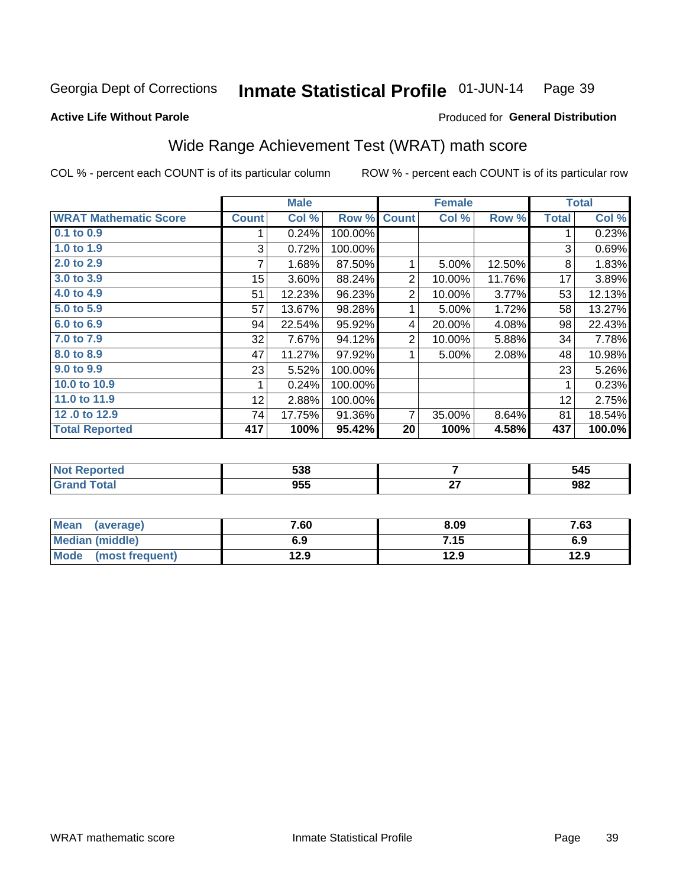Georgia Dept of Corrections **Inmate Statistical Profile** 01-JUN-14

**Active Life Without Parole**

Produced for **General Distribution**

## Wide Range Achievement Test (WRAT) math score

COL % - percent each COUNT is of its particular column ROW % - percent each COUNT is of its particular row

| | Male | | | Female | | | Total | |
|---|---|---|---|---|---|---|---|---|
| **WRAT Mathematic Score** | **Count** | **Col %** | **Row %** | **Count** | **Col %** | **Row %** | **Total** | **Col %** |
| **0.1 to 0.9** | 1 | 0.24% | 100.00% | | | | 1 | 0.23% |
| **1.0 to 1.9** | 3 | 0.72% | 100.00% | | | | 3 | 0.69% |
| **2.0 to 2.9** | 7 | 1.68% | 87.50% | 1 | 5.00% | 12.50% | 8 | 1.83% |
| **3.0 to 3.9** | 15 | 3.60% | 88.24% | 2 | 10.00% | 11.76% | 17 | 3.89% |
| **4.0 to 4.9** | 51 | 12.23% | 96.23% | 2 | 10.00% | 3.77% | 53 | 12.13% |
| **5.0 to 5.9** | 57 | 13.67% | 98.28% | 1 | 5.00% | 1.72% | 58 | 13.27% |
| **6.0 to 6.9** | 94 | 22.54% | 95.92% | 4 | 20.00% | 4.08% | 98 | 22.43% |
| **7.0 to 7.9** | 32 | 7.67% | 94.12% | 2 | 10.00% | 5.88% | 34 | 7.78% |
| **8.0 to 8.9** | 47 | 11.27% | 97.92% | 1 | 5.00% | 2.08% | 48 | 10.98% |
| **9.0 to 9.9** | 23 | 5.52% | 100.00% | | | | 23 | 5.26% |
| **10.0 to 10.9** | 1 | 0.24% | 100.00% | | | | 1 | 0.23% |
| **11.0 to 11.9** | 12 | 2.88% | 100.00% | | | | 12 | 2.75% |
| **12 .0 to 12.9** | 74 | 17.75% | 91.36% | 7 | 35.00% | 8.64% | 81 | 18.54% |
| **Total Reported** | **417** | **100%** | **95.42%** | **20** | **100%** | **4.58%** | **437** | **100.0%** |

| | Male | Female | Total |
|---|---|---|---|
| **Not Reported** | **538** | **7** | **545** |
| **Grand Total** | **955** | **27** | **982** |

| | Male | Female | Total |
|---|---|---|---|
| **Mean (average)** | **7.60** | **8.09** | **7.63** |
| **Median (middle)** | **6.9** | **7.15** | **6.9** |
| **Mode (most frequent)** | **12.9** | **12.9** | **12.9** |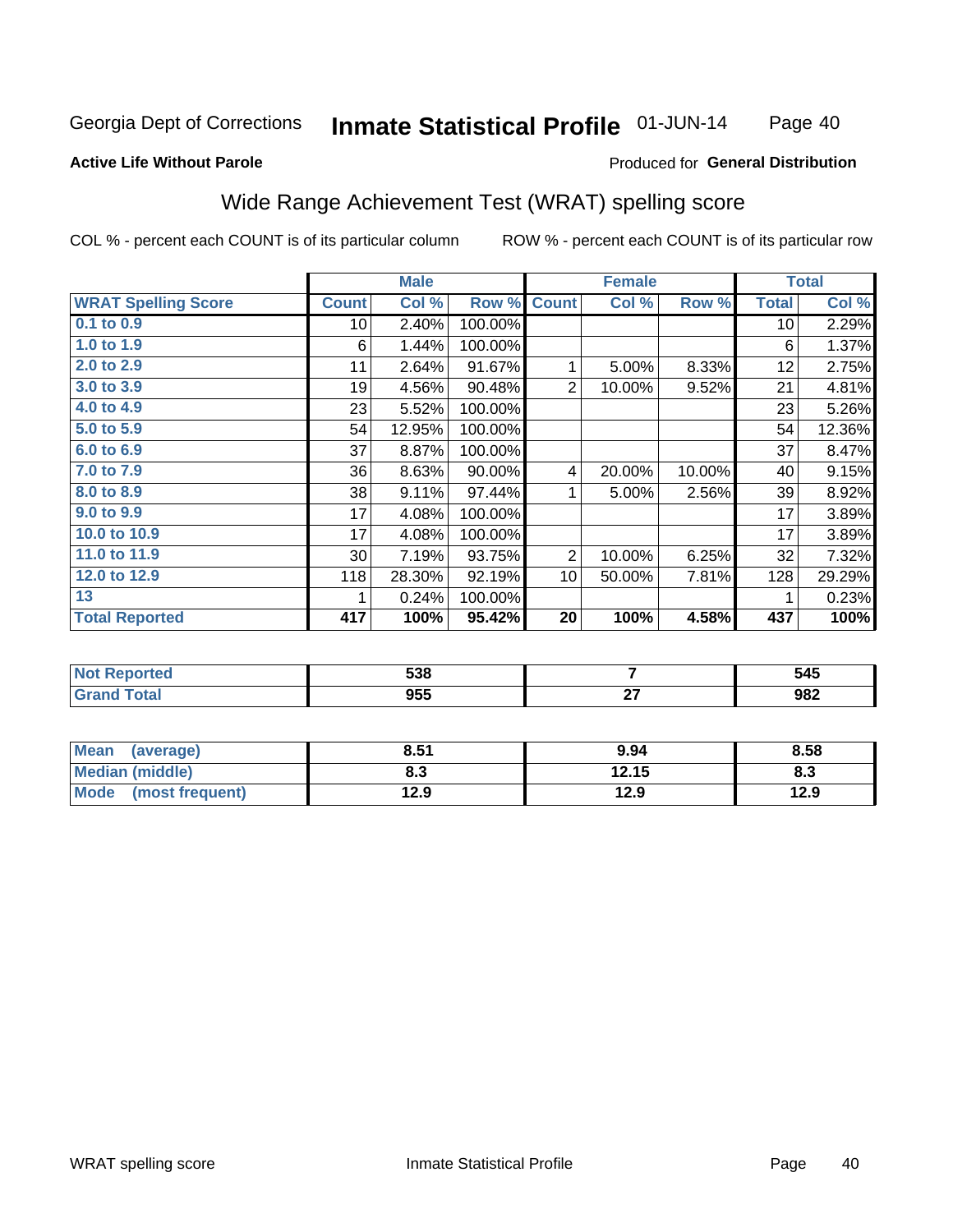Georgia Dept of Corrections **Inmate Statistical Profile** 01-JUN-14

**Active Life Without Parole**

Produced for **General Distribution**

## Wide Range Achievement Test (WRAT) spelling score

COL % - percent each COUNT is of its particular column ROW % - percent each COUNT is of its particular row

| | Male | | | Female | | | Total | |
|---|---|---|---|---|---|---|---|---|
| **WRAT Spelling Score** | **Count** | **Col %** | **Row %** | **Count** | **Col %** | **Row %** | **Total** | **Col %** |
| 0.1 to 0.9 | 10 | 2.40% | 100.00% | | | | 10 | 2.29% |
| 1.0 to 1.9 | 6 | 1.44% | 100.00% | | | | 6 | 1.37% |
| 2.0 to 2.9 | 11 | 2.64% | 91.67% | 1 | 5.00% | 8.33% | 12 | 2.75% |
| 3.0 to 3.9 | 19 | 4.56% | 90.48% | 2 | 10.00% | 9.52% | 21 | 4.81% |
| 4.0 to 4.9 | 23 | 5.52% | 100.00% | | | | 23 | 5.26% |
| 5.0 to 5.9 | 54 | 12.95% | 100.00% | | | | 54 | 12.36% |
| 6.0 to 6.9 | 37 | 8.87% | 100.00% | | | | 37 | 8.47% |
| 7.0 to 7.9 | 36 | 8.63% | 90.00% | 4 | 20.00% | 10.00% | 40 | 9.15% |
| 8.0 to 8.9 | 38 | 9.11% | 97.44% | 1 | 5.00% | 2.56% | 39 | 8.92% |
| 9.0 to 9.9 | 17 | 4.08% | 100.00% | | | | 17 | 3.89% |
| 10.0 to 10.9 | 17 | 4.08% | 100.00% | | | | 17 | 3.89% |
| 11.0 to 11.9 | 30 | 7.19% | 93.75% | 2 | 10.00% | 6.25% | 32 | 7.32% |
| 12.0 to 12.9 | 118 | 28.30% | 92.19% | 10 | 50.00% | 7.81% | 128 | 29.29% |
| 13 | 1 | 0.24% | 100.00% | | | | 1 | 0.23% |
| **Total Reported** | **417** | **100%** | **95.42%** | **20** | **100%** | **4.58%** | **437** | **100%** |

| | Male | Female | Total |
|---|---|---|---|
| **Not Reported** | **538** | **7** | **545** |
| **Grand Total** | **955** | **27** | **982** |

| | Male | Female | Total |
|---|---|---|---|
| **Mean (average)** | **8.51** | **9.94** | **8.58** |
| **Median (middle)** | **8.3** | **12.15** | **8.3** |
| **Mode (most frequent)** | **12.9** | **12.9** | **12.9** |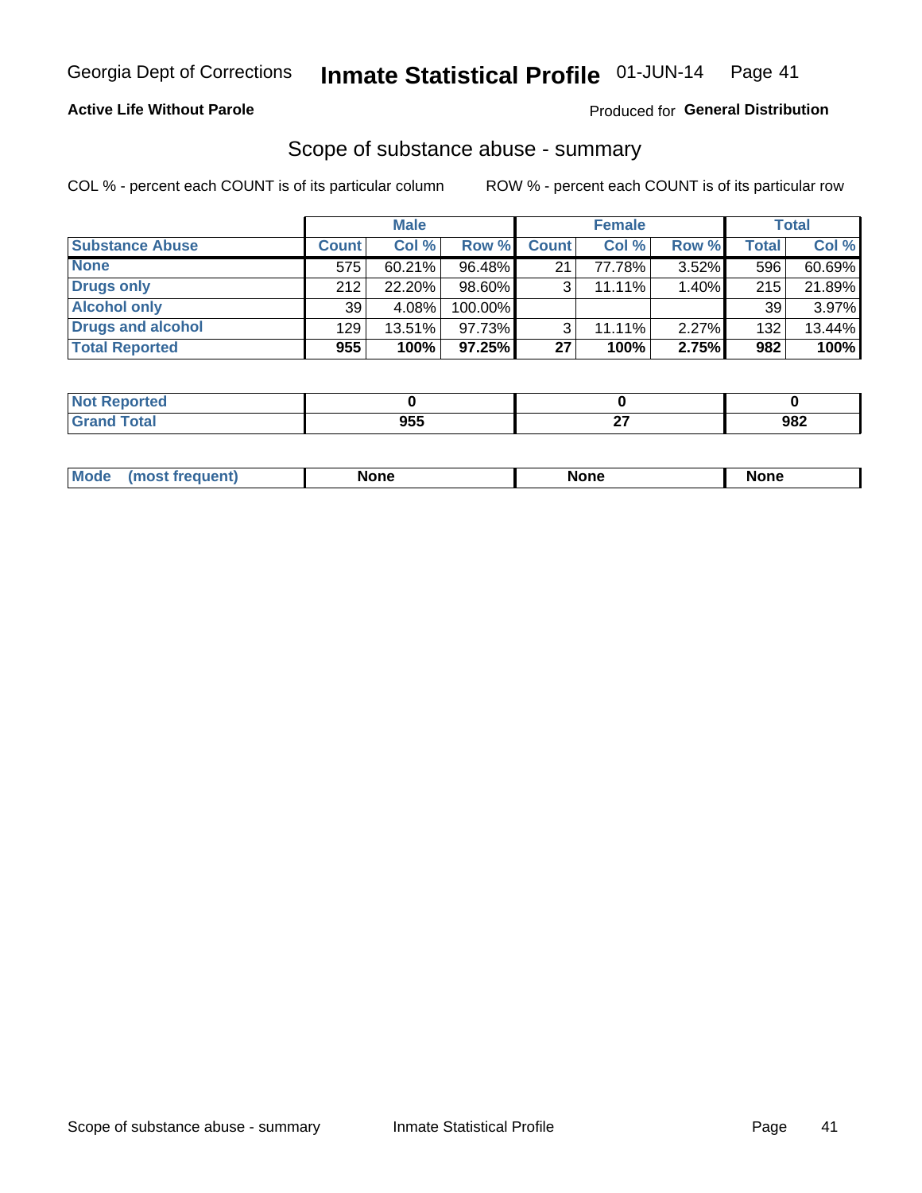Georgia Dept of Corrections **Inmate Statistical Profile** 01-JUN-14

**Active Life Without Parole**

Produced for **General Distribution**

## Scope of substance abuse - summary

COL % - percent each COUNT is of its particular column

ROW % - percent each COUNT is of its particular row

| | Male | | | Female | | | Total | |
|---|---|---|---|---|---|---|---|---|
| **Substance Abuse** | **Count** | **Col %** | **Row %** | **Count** | **Col %** | **Row %** | **Total** | **Col %** |
| **None** | 575 | 60.21% | 96.48% | 21 | 77.78% | 3.52% | 596 | 60.69% |
| **Drugs only** | 212 | 22.20% | 98.60% | 3 | 11.11% | 1.40% | 215 | 21.89% |
| **Alcohol only** | 39 | 4.08% | 100.00% | | | | 39 | 3.97% |
| **Drugs and alcohol** | 129 | 13.51% | 97.73% | 3 | 11.11% | 2.27% | 132 | 13.44% |
| **Total Reported** | **955** | **100%** | **97.25%** | **27** | **100%** | **2.75%** | **982** | **100%** |

| | Male | Female | Total |
|---|---|---|---|
| **Not Reported** | **0** | **0** | **0** |
| **Grand Total** | **955** | **27** | **982** |

| | Male | Female | Total |
|---|---|---|---|
| **Mode (most frequent)** | **None** | **None** | **None** |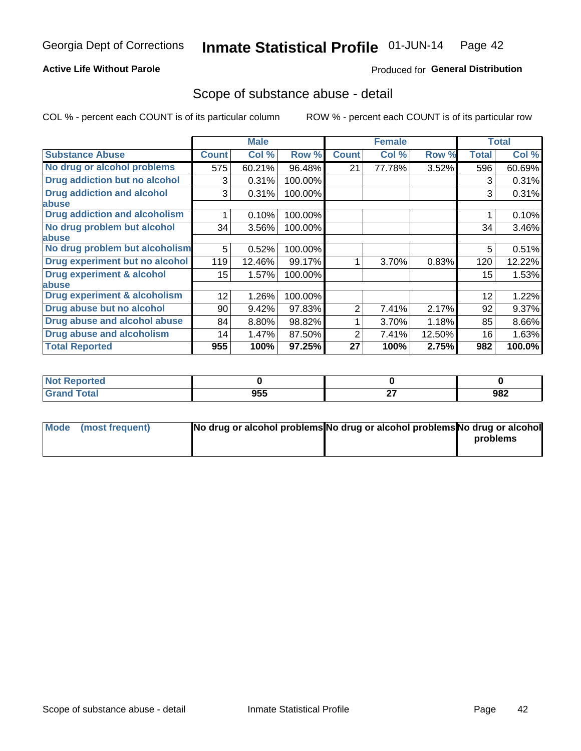Georgia Dept of Corrections **Inmate Statistical Profile** 01-JUN-14

**Active Life Without Parole**

Produced for **General Distribution**

## Scope of substance abuse - detail

COL % - percent each COUNT is of its particular column

ROW % - percent each COUNT is of its particular row

| | Male | | | Female | | | Total | |
|---|---|---|---|---|---|---|---|---|
| **Substance Abuse** | **Count** | **Col %** | **Row %** | **Count** | **Col %** | **Row %** | **Total** | **Col %** |
| **No drug or alcohol problems** | 575 | 60.21% | 96.48% | 21 | 77.78% | 3.52% | 596 | 60.69% |
| **Drug addiction but no alcohol** | 3 | 0.31% | 100.00% | | | | 3 | 0.31% |
| **Drug addiction and alcohol abuse** | 3 | 0.31% | 100.00% | | | | 3 | 0.31% |
| **Drug addiction and alcoholism** | 1 | 0.10% | 100.00% | | | | 1 | 0.10% |
| **No drug problem but alcohol abuse** | 34 | 3.56% | 100.00% | | | | 34 | 3.46% |
| **No drug problem but alcoholism** | 5 | 0.52% | 100.00% | | | | 5 | 0.51% |
| **Drug experiment but no alcohol** | 119 | 12.46% | 99.17% | 1 | 3.70% | 0.83% | 120 | 12.22% |
| **Drug experiment & alcohol abuse** | 15 | 1.57% | 100.00% | | | | 15 | 1.53% |
| **Drug experiment & alcoholism** | 12 | 1.26% | 100.00% | | | | 12 | 1.22% |
| **Drug abuse but no alcohol** | 90 | 9.42% | 97.83% | 2 | 7.41% | 2.17% | 92 | 9.37% |
| **Drug abuse and alcohol abuse** | 84 | 8.80% | 98.82% | 1 | 3.70% | 1.18% | 85 | 8.66% |
| **Drug abuse and alcoholism** | 14 | 1.47% | 87.50% | 2 | 7.41% | 12.50% | 16 | 1.63% |
| **Total Reported** | **955** | **100%** | **97.25%** | **27** | **100%** | **2.75%** | **982** | **100.0%** |

| | Male | Female | Total |
|---|---|---|---|
| **Not Reported** | **0** | **0** | **0** |
| **Grand Total** | **955** | **27** | **982** |

| | Male | Female | Total |
|---|---|---|---|
| **Mode (most frequent)** | **No drug or alcohol problems** | **No drug or alcohol problems** | **No drug or alcohol problems** |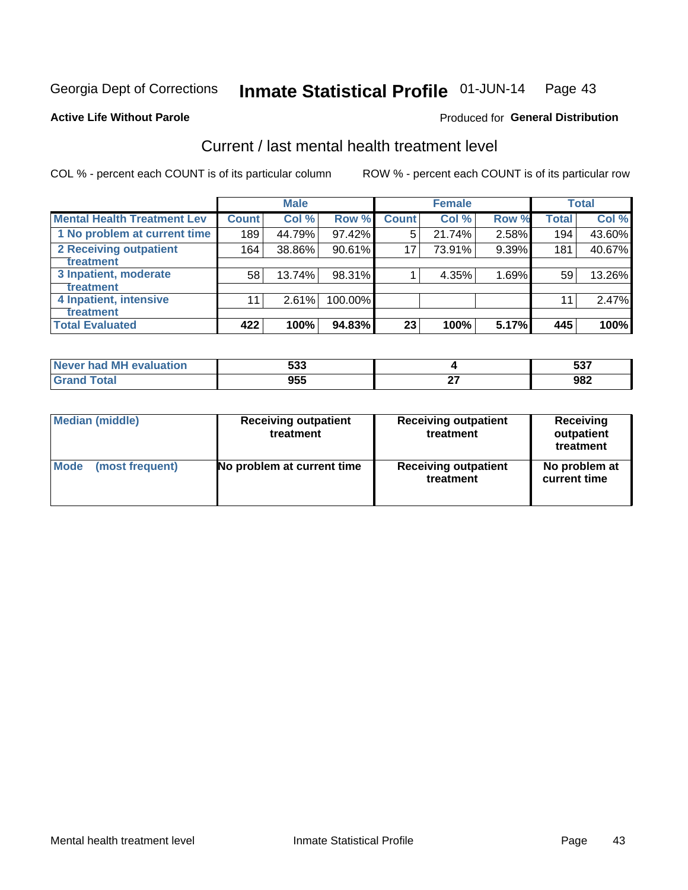Georgia Dept of Corrections **Inmate Statistical Profile** 01-JUN-14

**Active Life Without Parole**

Produced for **General Distribution**

## Current / last mental health treatment level

COL % - percent each COUNT is of its particular column

ROW % - percent each COUNT is of its particular row

| | Male | | | Female | | | Total | |
|---|---|---|---|---|---|---|---|---|
| **Mental Health Treatment Lev** | **Count** | **Col %** | **Row %** | **Count** | **Col %** | **Row %** | **Total** | **Col %** |
| 1 No problem at current time | 189 | 44.79% | 97.42% | 5 | 21.74% | 2.58% | 194 | 43.60% |
| 2 Receiving outpatient treatment | 164 | 38.86% | 90.61% | 17 | 73.91% | 9.39% | 181 | 40.67% |
| 3 Inpatient, moderate treatment | 58 | 13.74% | 98.31% | 1 | 4.35% | 1.69% | 59 | 13.26% |
| 4 Inpatient, intensive treatment | 11 | 2.61% | 100.00% | | | | 11 | 2.47% |
| **Total Evaluated** | **422** | **100%** | **94.83%** | **23** | **100%** | **5.17%** | **445** | **100%** |

| | Male | Female | Total |
|---|---|---|---|
| **Never had MH evaluation** | **533** | **4** | **537** |
| **Grand Total** | **955** | **27** | **982** |

| | Male | Female | Total |
|---|---|---|---|
| **Median (middle)** | **Receiving outpatient treatment** | **Receiving outpatient treatment** | **Receiving outpatient treatment** |
| **Mode (most frequent)** | **No problem at current time** | **Receiving outpatient treatment** | **No problem at current time** |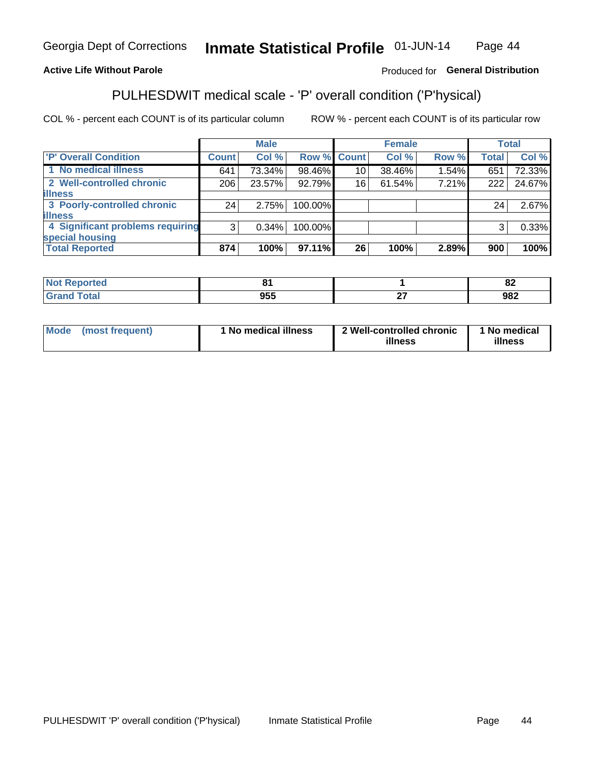Georgia Dept of Corrections **Inmate Statistical Profile** 01-JUN-14

**Active Life Without Parole**

Produced for **General Distribution**

## PULHESDWIT medical scale - 'P' overall condition ('P'hysical)

COL % - percent each COUNT is of its particular column

ROW % - percent each COUNT is of its particular row

| | Male | | | Female | | | Total | |
|---|---|---|---|---|---|---|---|---|
| **'P' Overall Condition** | **Count** | **Col %** | **Row %** | **Count** | **Col %** | **Row %** | **Total** | **Col %** |
| 1 No medical illness | 641 | 73.34% | 98.46% | 10 | 38.46% | 1.54% | 651 | 72.33% |
| 2 Well-controlled chronic illness | 206 | 23.57% | 92.79% | 16 | 61.54% | 7.21% | 222 | 24.67% |
| 3 Poorly-controlled chronic illness | 24 | 2.75% | 100.00% | | | | 24 | 2.67% |
| 4 Significant problems requiring special housing | 3 | 0.34% | 100.00% | | | | 3 | 0.33% |
| **Total Reported** | **874** | **100%** | **97.11%** | **26** | **100%** | **2.89%** | **900** | **100%** |

| | Male | Female | Total |
|---|---|---|---|
| **Not Reported** | **81** | **1** | **82** |
| **Grand Total** | **955** | **27** | **982** |

| | Male | Female | Total |
|---|---|---|---|
| **Mode (most frequent)** | **1 No medical illness** | **2 Well-controlled chronic illness** | **1 No medical illness** |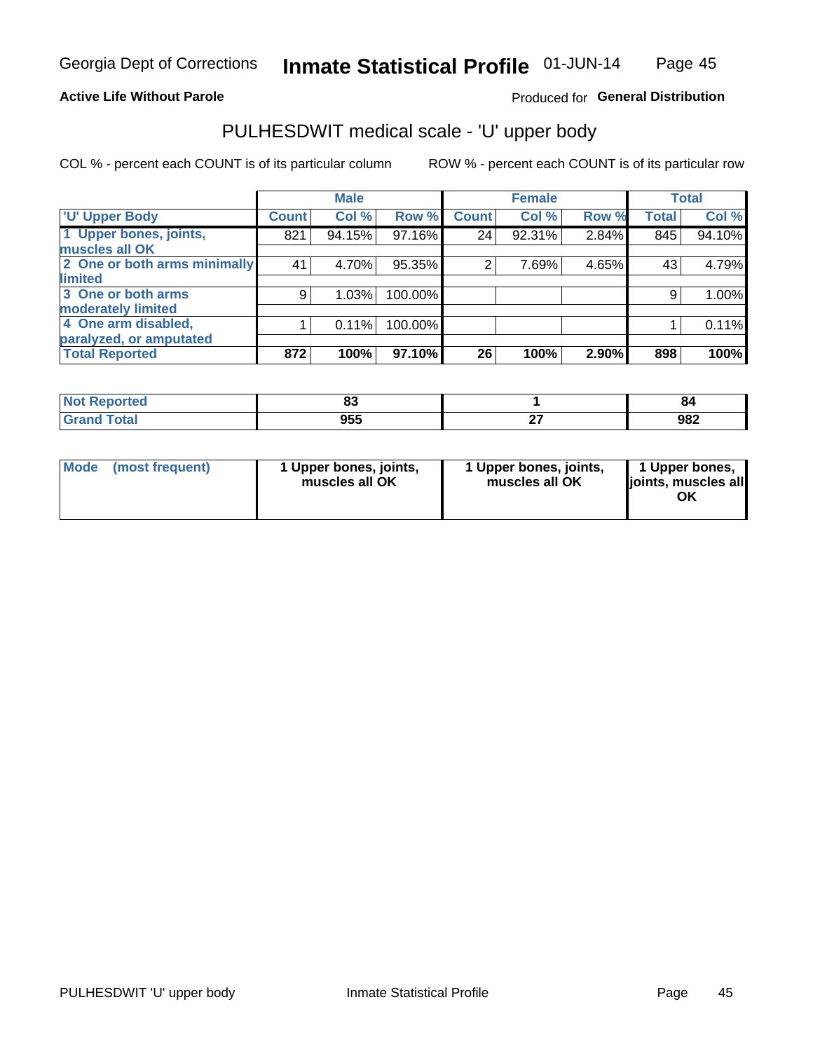Georgia Dept of Corrections **Inmate Statistical Profile** 01-JUN-14

**Active Life Without Parole**

Produced for **General Distribution**

## PULHESDWIT medical scale - 'U' upper body

COL % - percent each COUNT is of its particular column

ROW % - percent each COUNT is of its particular row

| | Male | | | Female | | | Total | |
|---|---|---|---|---|---|---|---|---|
| 'U' Upper Body | Count | Col % | Row % | Count | Col % | Row % | Total | Col % |
| 1 Upper bones, joints, muscles all OK | 821 | 94.15% | 97.16% | 24 | 92.31% | 2.84% | 845 | 94.10% |
| 2 One or both arms minimally limited | 41 | 4.70% | 95.35% | 2 | 7.69% | 4.65% | 43 | 4.79% |
| 3 One or both arms moderately limited | 9 | 1.03% | 100.00% | | | | 9 | 1.00% |
| 4 One arm disabled, paralyzed, or amputated | 1 | 0.11% | 100.00% | | | | 1 | 0.11% |
| **Total Reported** | **872** | **100%** | **97.10%** | **26** | **100%** | **2.90%** | **898** | **100%** |

| | Male | Female | Total |
|---|---|---|---|
| Not Reported | 83 | 1 | 84 |
| Grand Total | 955 | 27 | 982 |

| | Male | Female | Total |
|---|---|---|---|
| Mode (most frequent) | 1 Upper bones, joints, muscles all OK | 1 Upper bones, joints, muscles all OK | 1 Upper bones, joints, muscles all OK |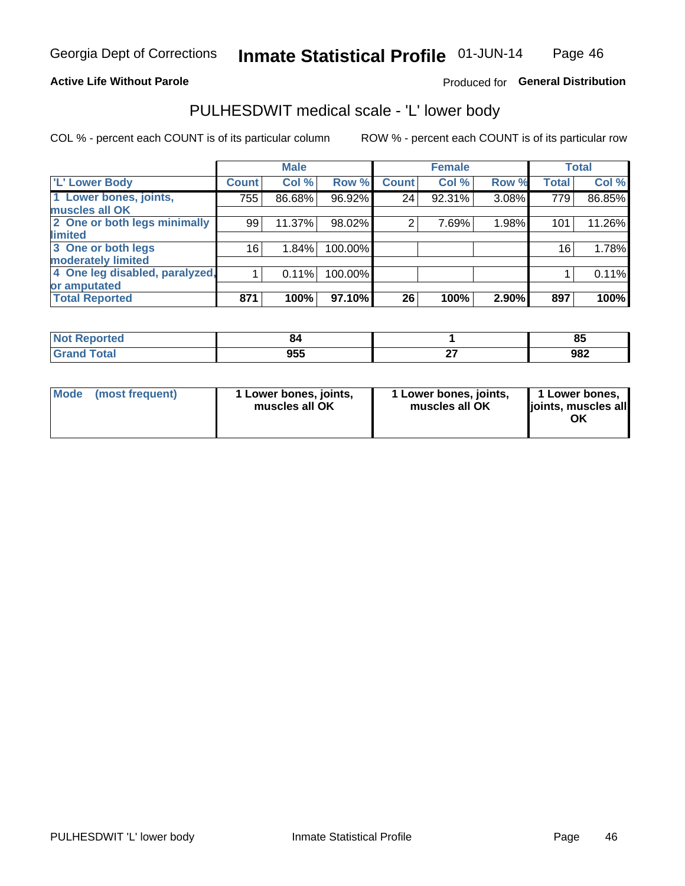Georgia Dept of Corrections **Inmate Statistical Profile** 01-JUN-14

**Active Life Without Parole**

Produced for **General Distribution**

## PULHESDWIT medical scale - 'L' lower body

COL % - percent each COUNT is of its particular column ROW % - percent each COUNT is of its particular row

| | Male | | | Female | | | Total | |
|---|---|---|---|---|---|---|---|---|
| 'L' Lower Body | Count | Col % | Row % | Count | Col % | Row % | Total | Col % |
| 1 Lower bones, joints, muscles all OK | 755 | 86.68% | 96.92% | 24 | 92.31% | 3.08% | 779 | 86.85% |
| 2 One or both legs minimally limited | 99 | 11.37% | 98.02% | 2 | 7.69% | 1.98% | 101 | 11.26% |
| 3 One or both legs moderately limited | 16 | 1.84% | 100.00% | | | | 16 | 1.78% |
| 4 One leg disabled, paralyzed, or amputated | 1 | 0.11% | 100.00% | | | | 1 | 0.11% |
| **Total Reported** | **871** | **100%** | **97.10%** | **26** | **100%** | **2.90%** | **897** | **100%** |

| | Male | Female | Total |
|---|---|---|---|
| Not Reported | 84 | 1 | 85 |
| Grand Total | 955 | 27 | 982 |

| | Male | Female | Total |
|---|---|---|---|
| Mode (most frequent) | 1 Lower bones, joints, muscles all OK | 1 Lower bones, joints, muscles all OK | 1 Lower bones, joints, muscles all OK |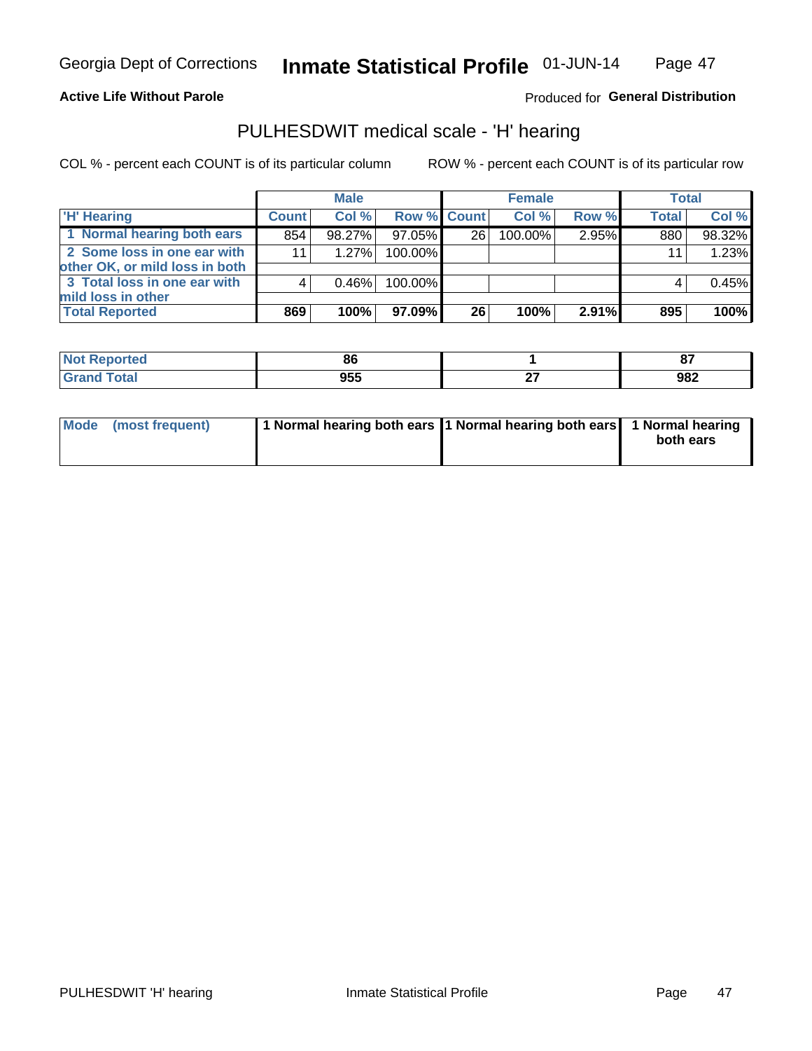Georgia Dept of Corrections **Inmate Statistical Profile** 01-JUN-14

**Active Life Without Parole**

Produced for **General Distribution**

## PULHESDWIT medical scale - 'H' hearing

COL % - percent each COUNT is of its particular column

ROW % - percent each COUNT is of its particular row

| | Male | | | Female | | | Total | |
|---|---|---|---|---|---|---|---|---|
| 'H' Hearing | Count | Col % | Row % | Count | Col % | Row % | Total | Col % |
| 1 Normal hearing both ears | 854 | 98.27% | 97.05% | 26 | 100.00% | 2.95% | 880 | 98.32% |
| 2 Some loss in one ear with other OK, or mild loss in both | 11 | 1.27% | 100.00% | | | | 11 | 1.23% |
| 3 Total loss in one ear with mild loss in other | 4 | 0.46% | 100.00% | | | | 4 | 0.45% |
| **Total Reported** | **869** | **100%** | **97.09%** | **26** | **100%** | **2.91%** | **895** | **100%** |

| | Male | Female | Total |
|---|---|---|---|
| Not Reported | 86 | 1 | 87 |
| Grand Total | 955 | 27 | 982 |

| | Male | Female | Total |
|---|---|---|---|
| Mode (most frequent) | 1 Normal hearing both ears | 1 Normal hearing both ears | 1 Normal hearing both ears |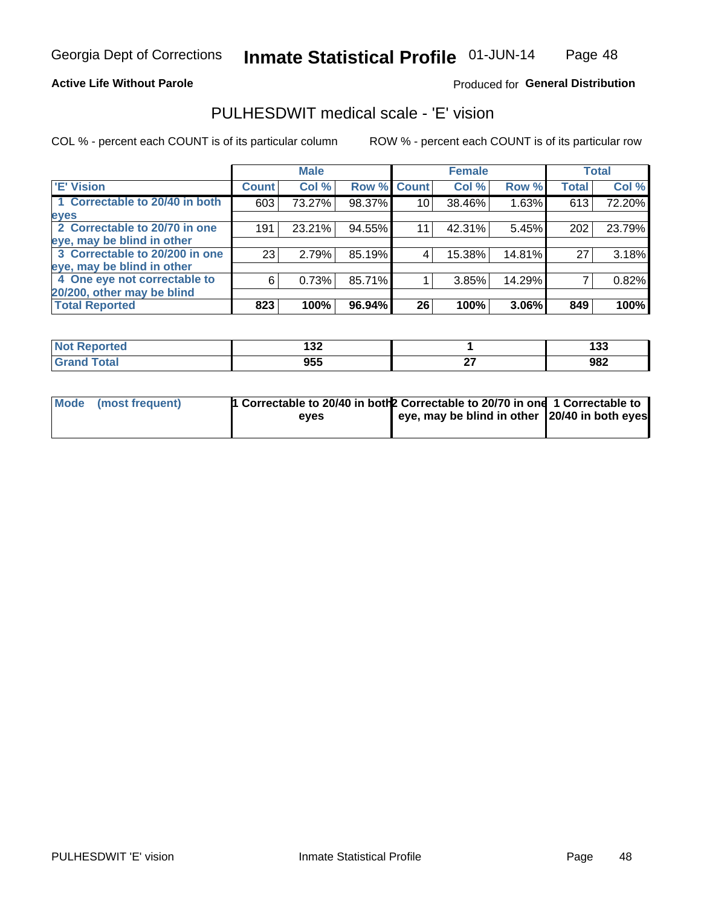Georgia Dept of Corrections **Inmate Statistical Profile** 01-JUN-14

**Active Life Without Parole**

Produced for **General Distribution**

## PULHESDWIT medical scale - 'E' vision

COL % - percent each COUNT is of its particular column

ROW % - percent each COUNT is of its particular row

| | Male | | | Female | | | Total | |
|---|---|---|---|---|---|---|---|---|
| 'E' Vision | Count | Col % | Row % | Count | Col % | Row % | Total | Col % |
| 1 Correctable to 20/40 in both eyes | 603 | 73.27% | 98.37% | 10 | 38.46% | 1.63% | 613 | 72.20% |
| 2 Correctable to 20/70 in one eye, may be blind in other | 191 | 23.21% | 94.55% | 11 | 42.31% | 5.45% | 202 | 23.79% |
| 3 Correctable to 20/200 in one eye, may be blind in other | 23 | 2.79% | 85.19% | 4 | 15.38% | 14.81% | 27 | 3.18% |
| 4 One eye not correctable to 20/200, other may be blind | 6 | 0.73% | 85.71% | 1 | 3.85% | 14.29% | 7 | 0.82% |
| **Total Reported** | **823** | **100%** | **96.94%** | **26** | **100%** | **3.06%** | **849** | **100%** |

| | Male | Female | Total |
|---|---|---|---|
| Not Reported | 132 | 1 | 133 |
| Grand Total | 955 | 27 | 982 |

| | Male | Female | Total |
|---|---|---|---|
| Mode (most frequent) | 1 Correctable to 20/40 in both eyes | 2 Correctable to 20/70 in one eye, may be blind in other | 1 Correctable to 20/40 in both eyes |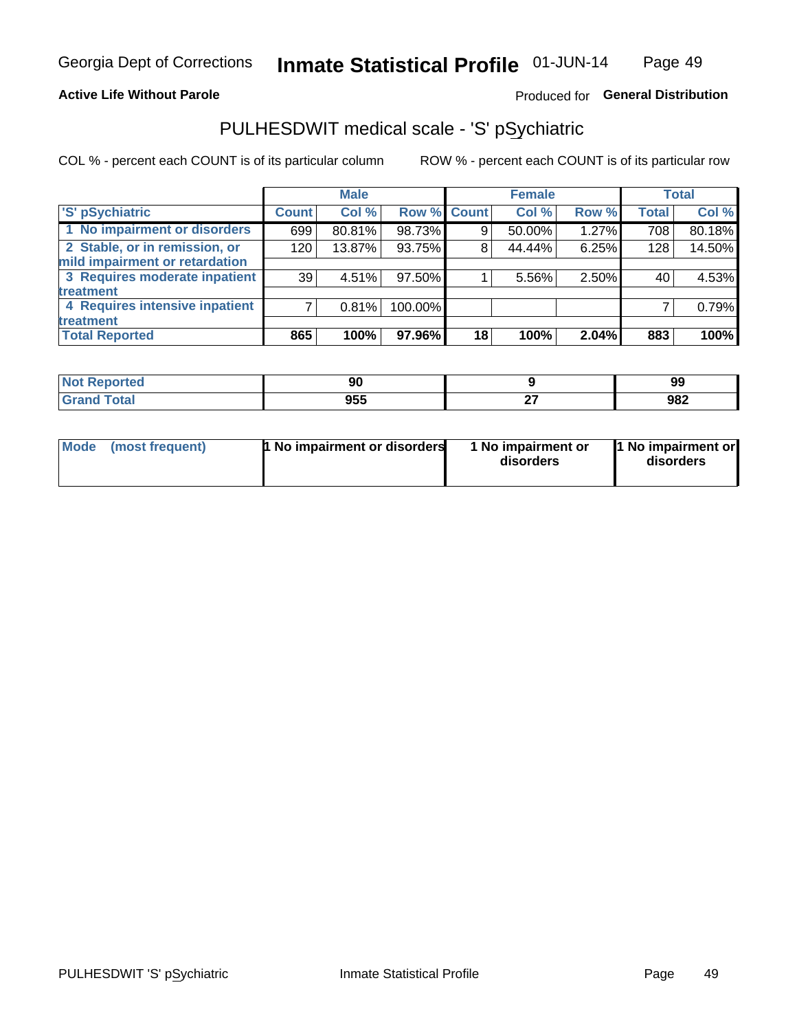Georgia Dept of Corrections **Inmate Statistical Profile** 01-JUN-14

**Active Life Without Parole**

Produced for **General Distribution**

## PULHESDWIT medical scale - 'S' pSychiatric

COL % - percent each COUNT is of its particular column

ROW % - percent each COUNT is of its particular row

| | Male | | | Female | | | Total | |
|---|---|---|---|---|---|---|---|---|
| 'S' pSychiatric | Count | Col % | Row % | Count | Col % | Row % | Total | Col % |
| 1 No impairment or disorders | 699 | 80.81% | 98.73% | 9 | 50.00% | 1.27% | 708 | 80.18% |
| 2 Stable, or in remission, or mild impairment or retardation | 120 | 13.87% | 93.75% | 8 | 44.44% | 6.25% | 128 | 14.50% |
| 3 Requires moderate inpatient treatment | 39 | 4.51% | 97.50% | 1 | 5.56% | 2.50% | 40 | 4.53% |
| 4 Requires intensive inpatient treatment | 7 | 0.81% | 100.00% | | | | 7 | 0.79% |
| **Total Reported** | **865** | **100%** | **97.96%** | **18** | **100%** | **2.04%** | **883** | **100%** |

| | Male | Female | Total |
|---|---|---|---|
| **Not Reported** | **90** | **9** | **99** |
| **Grand Total** | **955** | **27** | **982** |

| | Male | Female | Total |
|---|---|---|---|
| Mode (most frequent) | 1 No impairment or disorders | 1 No impairment or disorders | 1 No impairment or disorders |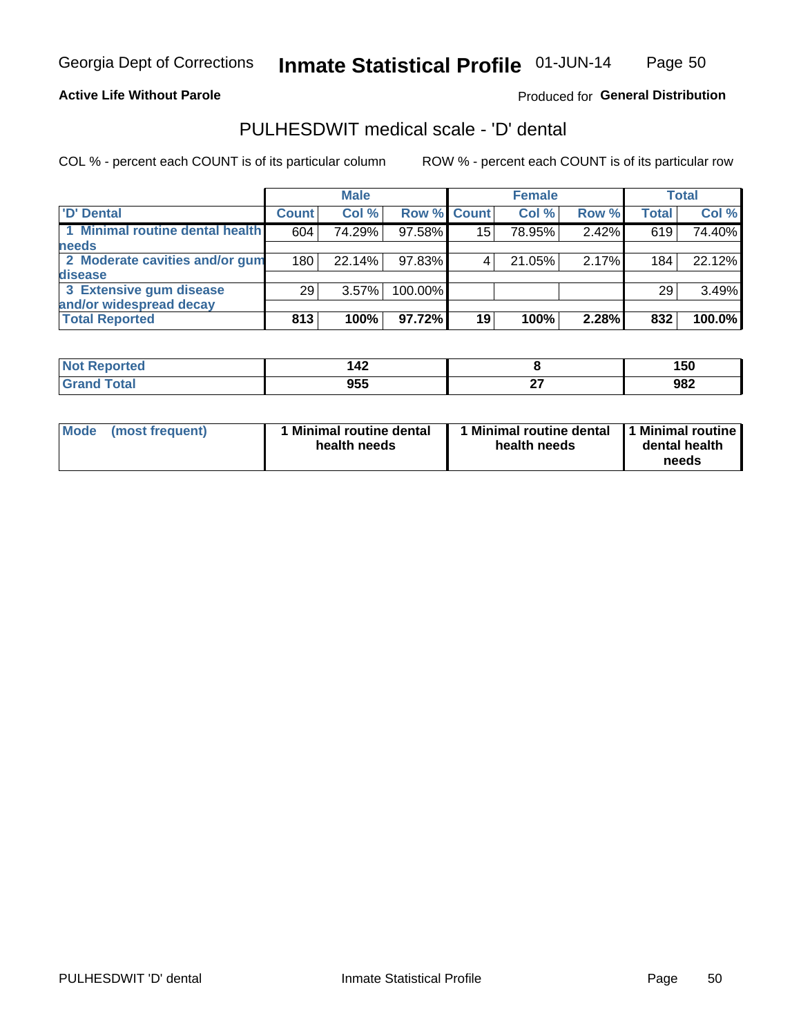Georgia Dept of Corrections **Inmate Statistical Profile** 01-JUN-14

**Active Life Without Parole**

Produced for **General Distribution**

## PULHESDWIT medical scale - 'D' dental

COL % - percent each COUNT is of its particular column

ROW % - percent each COUNT is of its particular row

| | Male | | | Female | | | Total | |
|---|---|---|---|---|---|---|---|---|
| 'D' Dental | Count | Col % | Row % | Count | Col % | Row % | Total | Col % |
| 1 Minimal routine dental health needs | 604 | 74.29% | 97.58% | 15 | 78.95% | 2.42% | 619 | 74.40% |
| 2 Moderate cavities and/or gum disease | 180 | 22.14% | 97.83% | 4 | 21.05% | 2.17% | 184 | 22.12% |
| 3 Extensive gum disease and/or widespread decay | 29 | 3.57% | 100.00% | | | | 29 | 3.49% |
| **Total Reported** | **813** | **100%** | **97.72%** | **19** | **100%** | **2.28%** | **832** | **100.0%** |

| | Male | Female | Total |
|---|---|---|---|
| Not Reported | 142 | 8 | 150 |
| Grand Total | 955 | 27 | 982 |

| | Male | Female | Total |
|---|---|---|---|
| Mode (most frequent) | 1 Minimal routine dental health needs | 1 Minimal routine dental health needs | 1 Minimal routine dental health needs |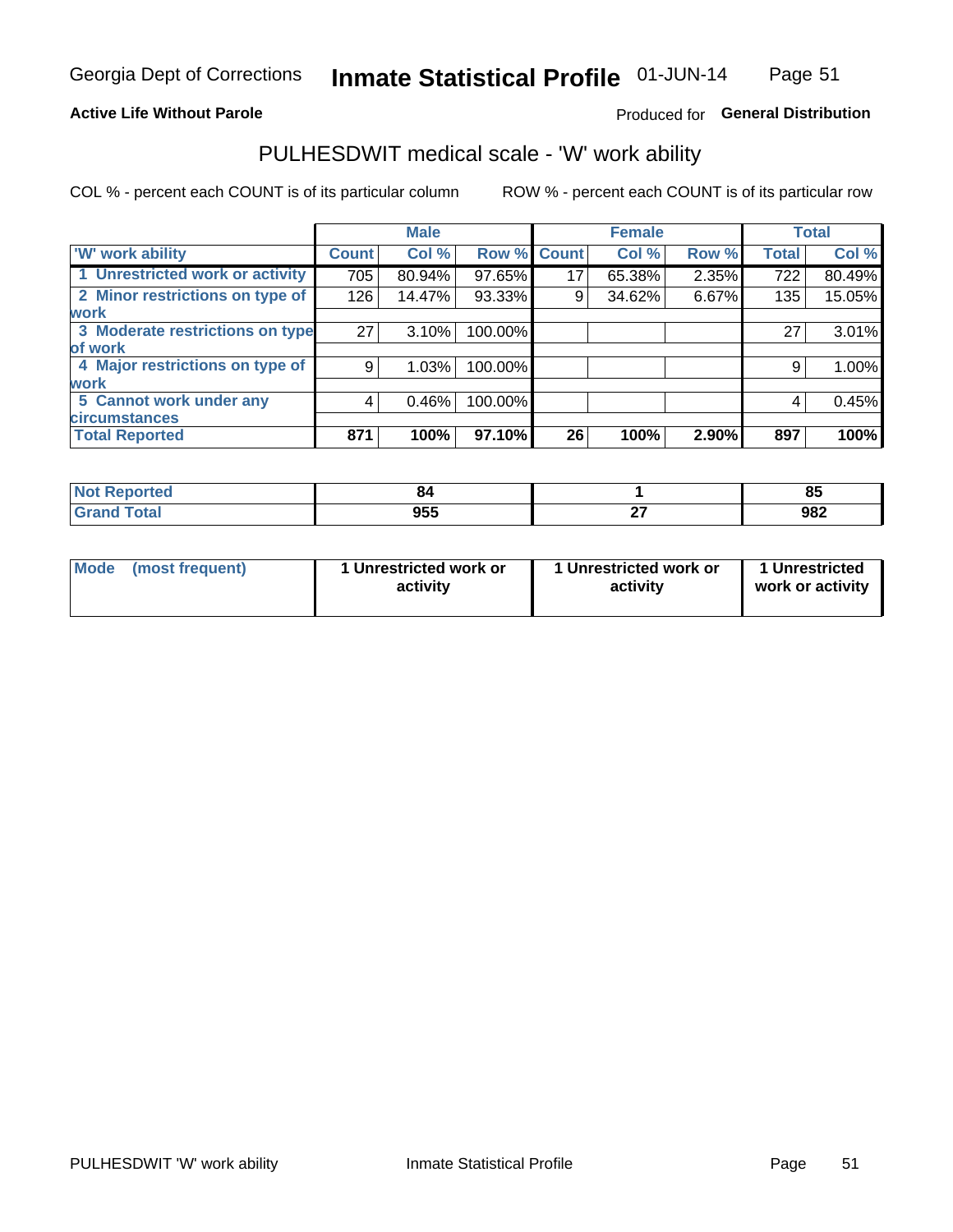Georgia Dept of Corrections **Inmate Statistical Profile** 01-JUN-14

**Active Life Without Parole**

Produced for **General Distribution**

## PULHESDWIT medical scale - 'W' work ability

COL % - percent each COUNT is of its particular column

ROW % - percent each COUNT is of its particular row

| | Male | | | Female | | | Total | |
|---|---|---|---|---|---|---|---|---|
| 'W' work ability | Count | Col % | Row % | Count | Col % | Row % | Total | Col % |
| 1 Unrestricted work or activity | 705 | 80.94% | 97.65% | 17 | 65.38% | 2.35% | 722 | 80.49% |
| 2 Minor restrictions on type of work | 126 | 14.47% | 93.33% | 9 | 34.62% | 6.67% | 135 | 15.05% |
| 3 Moderate restrictions on type of work | 27 | 3.10% | 100.00% | | | | 27 | 3.01% |
| 4 Major restrictions on type of work | 9 | 1.03% | 100.00% | | | | 9 | 1.00% |
| 5 Cannot work under any circumstances | 4 | 0.46% | 100.00% | | | | 4 | 0.45% |
| **Total Reported** | **871** | **100%** | **97.10%** | **26** | **100%** | **2.90%** | **897** | **100%** |

| | Male | Female | Total |
|---|---|---|---|
| Not Reported | 84 | 1 | 85 |
| Grand Total | 955 | 27 | 982 |

| | Male | Female | Total |
|---|---|---|---|
| Mode (most frequent) | 1 Unrestricted work or activity | 1 Unrestricted work or activity | 1 Unrestricted work or activity |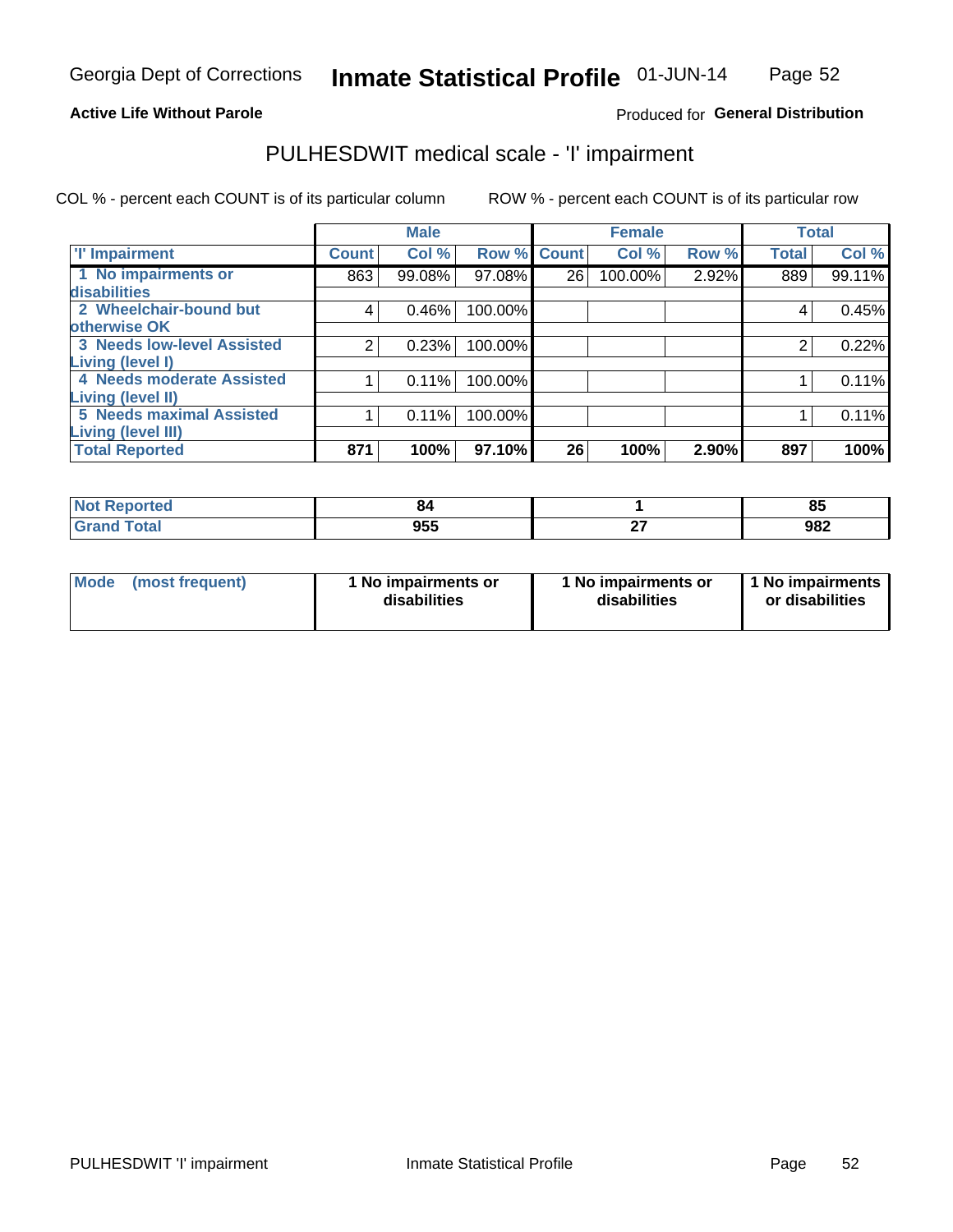Georgia Dept of Corrections **Inmate Statistical Profile** 01-JUN-14

**Active Life Without Parole**

Produced for **General Distribution**

## PULHESDWIT medical scale - 'I' impairment

COL % - percent each COUNT is of its particular column ROW % - percent each COUNT is of its particular row

| | Male | | | Female | | | Total | |
|---|---|---|---|---|---|---|---|---|
| 'I' Impairment | Count | Col % | Row % | Count | Col % | Row % | Total | Col % |
| 1 No impairments or disabilities | 863 | 99.08% | 97.08% | 26 | 100.00% | 2.92% | 889 | 99.11% |
| 2 Wheelchair-bound but otherwise OK | 4 | 0.46% | 100.00% | | | | 4 | 0.45% |
| 3 Needs low-level Assisted Living (level I) | 2 | 0.23% | 100.00% | | | | 2 | 0.22% |
| 4 Needs moderate Assisted Living (level II) | 1 | 0.11% | 100.00% | | | | 1 | 0.11% |
| 5 Needs maximal Assisted Living (level III) | 1 | 0.11% | 100.00% | | | | 1 | 0.11% |
| **Total Reported** | **871** | **100%** | **97.10%** | **26** | **100%** | **2.90%** | **897** | **100%** |

| | Male | Female | Total |
|---|---|---|---|
| Not Reported | 84 | 1 | 85 |
| Grand Total | 955 | 27 | 982 |

| | Male | Female | Total |
|---|---|---|---|
| Mode (most frequent) | 1 No impairments or disabilities | 1 No impairments or disabilities | 1 No impairments or disabilities |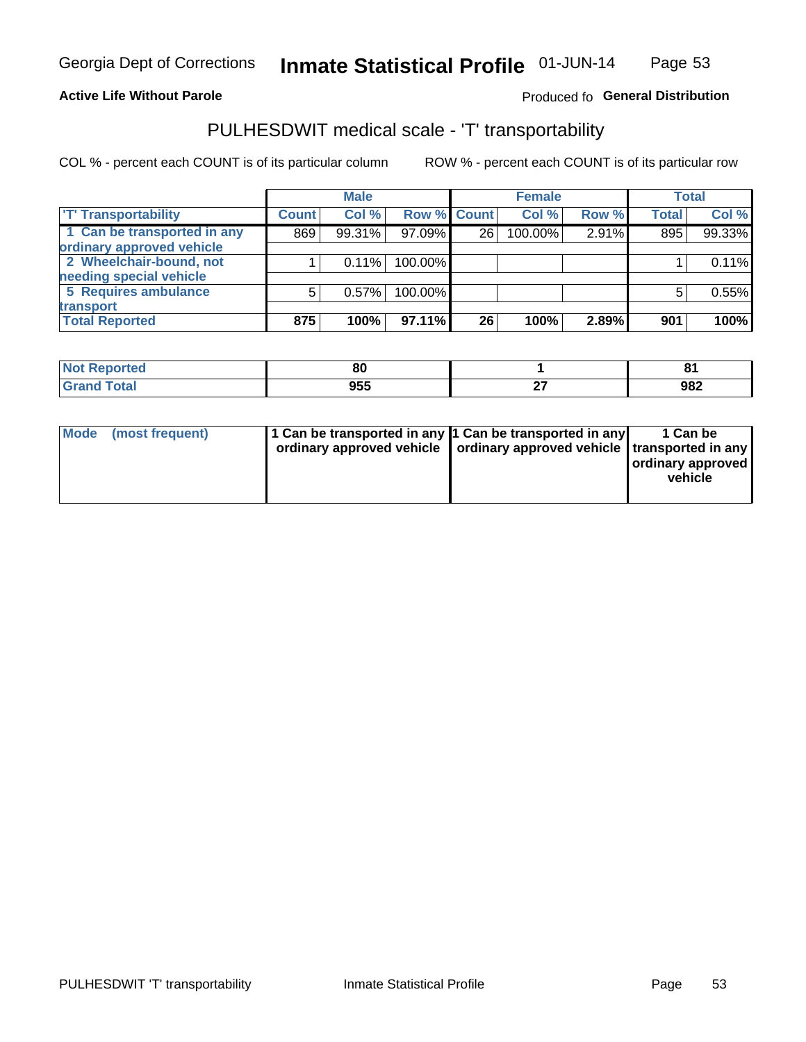Georgia Dept of Corrections **Inmate Statistical Profile** 01-JUN-14

**Active Life Without Parole**

Produced fo **General Distribution**

## PULHESDWIT medical scale - 'T' transportability

COL % - percent each COUNT is of its particular column

ROW % - percent each COUNT is of its particular row

| | Male | | | Female | | | Total | |
|---|---|---|---|---|---|---|---|---|
| 'T' Transportability | Count | Col % | Row % | Count | Col % | Row % | Total | Col % |
| 1 Can be transported in any ordinary approved vehicle | 869 | 99.31% | 97.09% | 26 | 100.00% | 2.91% | 895 | 99.33% |
| 2 Wheelchair-bound, not needing special vehicle | 1 | 0.11% | 100.00% | | | | 1 | 0.11% |
| 5 Requires ambulance transport | 5 | 0.57% | 100.00% | | | | 5 | 0.55% |
| **Total Reported** | **875** | **100%** | **97.11%** | **26** | **100%** | **2.89%** | **901** | **100%** |

| | Male | Female | Total |
|---|---|---|---|
| Not Reported | 80 | 1 | 81 |
| Grand Total | 955 | 27 | 982 |

| | Male | Female | Total |
|---|---|---|---|
| Mode (most frequent) | 1 Can be transported in any ordinary approved vehicle | 1 Can be transported in any ordinary approved vehicle | 1 Can be transported in any ordinary approved vehicle |

PULHESDWIT 'T' transportability Inmate Statistical Profile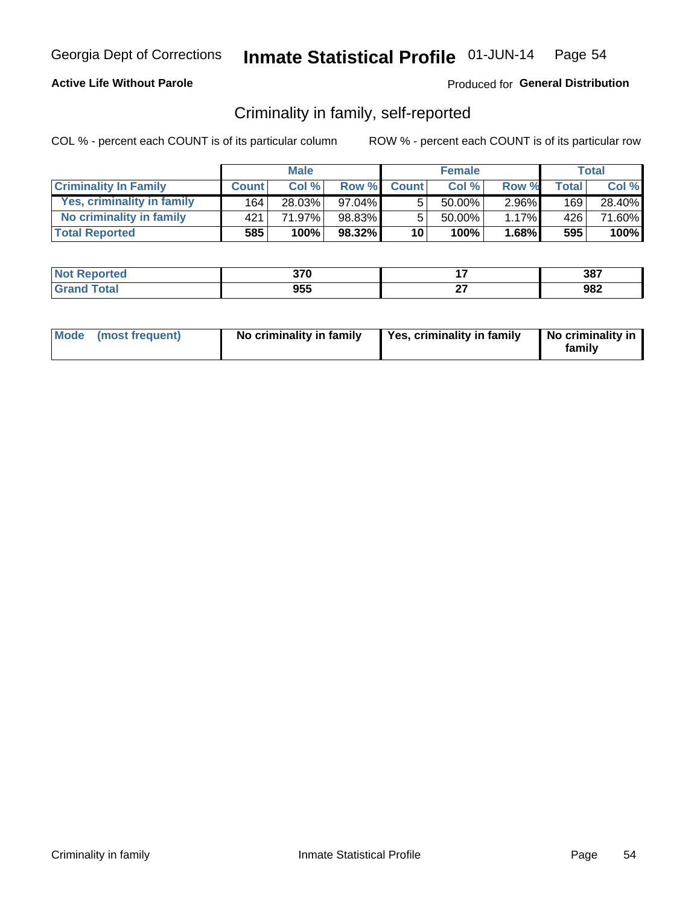Georgia Dept of Corrections **Inmate Statistical Profile** 01-JUN-14

**Active Life Without Parole**

Produced for **General Distribution**

## Criminality in family, self-reported

COL % - percent each COUNT is of its particular column

ROW % - percent each COUNT is of its particular row

| | Male | | | Female | | | Total | |
|---|---|---|---|---|---|---|---|---|
| **Criminality In Family** | **Count** | **Col %** | **Row %** | **Count** | **Col %** | **Row %** | **Total** | **Col %** |
| Yes, criminality in family | 164 | 28.03% | 97.04% | 5 | 50.00% | 2.96% | 169 | 28.40% |
| No criminality in family | 421 | 71.97% | 98.83% | 5 | 50.00% | 1.17% | 426 | 71.60% |
| **Total Reported** | **585** | **100%** | **98.32%** | **10** | **100%** | **1.68%** | **595** | **100%** |

| | Male | Female | Total |
|---|---|---|---|
| Not Reported | 370 | 17 | 387 |
| Grand Total | 955 | 27 | 982 |

| | Male | Female | Total |
|---|---|---|---|
| Mode (most frequent) | No criminality in family | Yes, criminality in family | No criminality in family |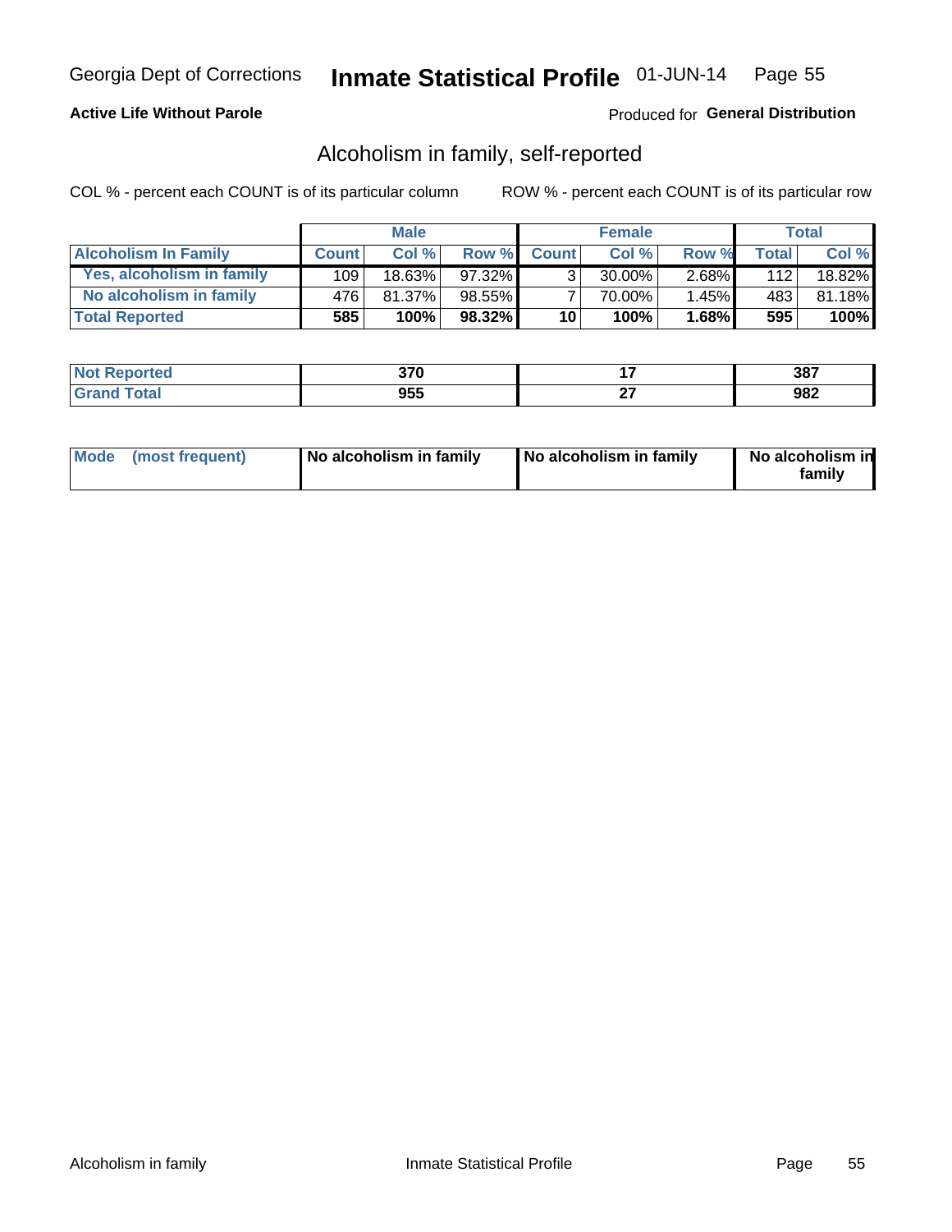Georgia Dept of Corrections **Inmate Statistical Profile** 01-JUN-14

**Active Life Without Parole**

Produced for **General Distribution**

## Alcoholism in family, self-reported

COL % - percent each COUNT is of its particular column

ROW % - percent each COUNT is of its particular row

| | Male | | | Female | | | Total | |
|---|---|---|---|---|---|---|---|---|
| **Alcoholism In Family** | **Count** | **Col %** | **Row %** | **Count** | **Col %** | **Row %** | **Total** | **Col %** |
| Yes, alcoholism in family | 109 | 18.63% | 97.32% | 3 | 30.00% | 2.68% | 112 | 18.82% |
| No alcoholism in family | 476 | 81.37% | 98.55% | 7 | 70.00% | 1.45% | 483 | 81.18% |
| **Total Reported** | **585** | **100%** | **98.32%** | **10** | **100%** | **1.68%** | **595** | **100%** |

| | Male | Female | Total |
|---|---|---|---|
| **Not Reported** | **370** | **17** | **387** |
| **Grand Total** | **955** | **27** | **982** |

| | Male | Female | Total |
|---|---|---|---|
| **Mode (most frequent)** | **No alcoholism in family** | **No alcoholism in family** | **No alcoholism in family** |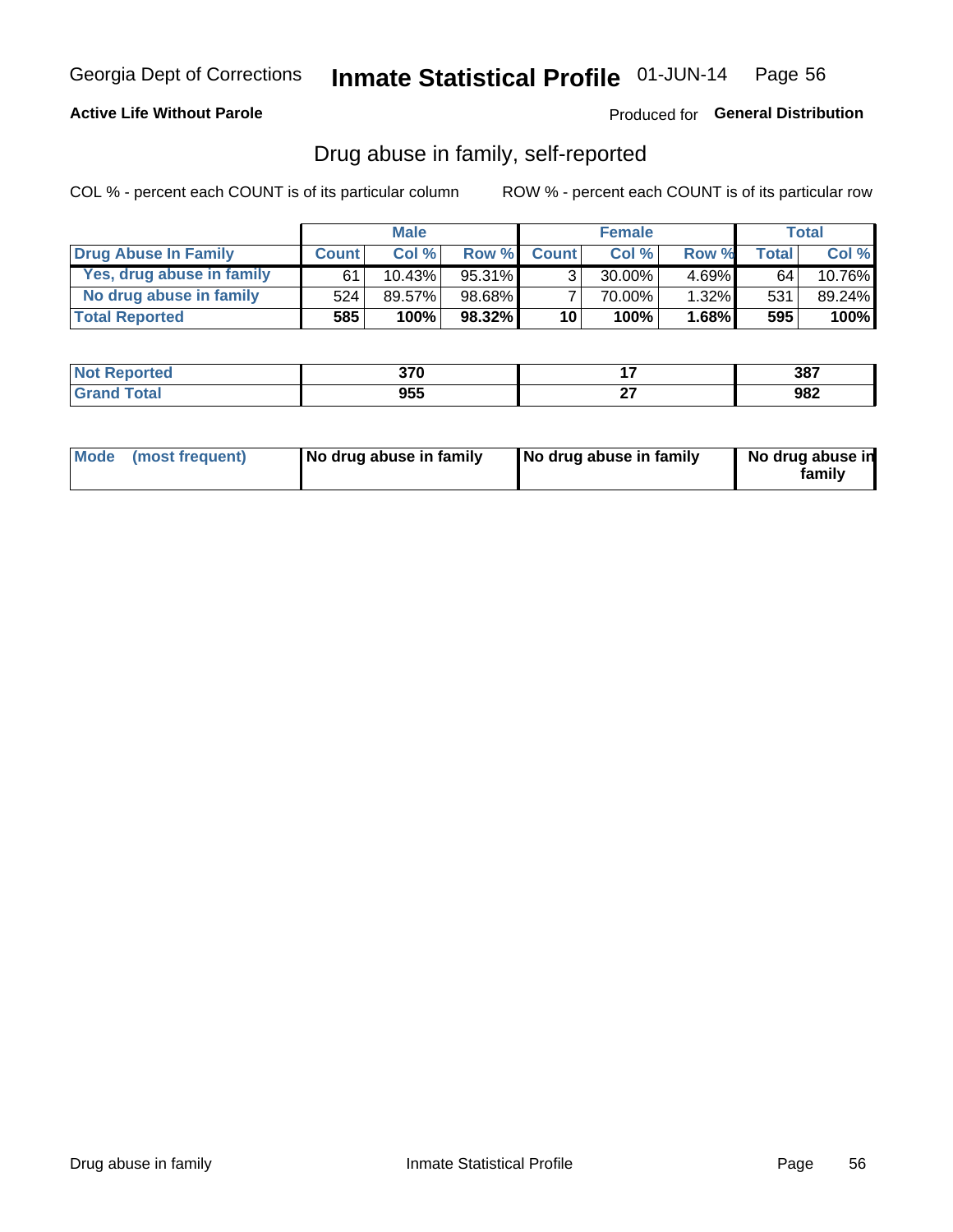Georgia Dept of Corrections **Inmate Statistical Profile** 01-JUN-14

**Active Life Without Parole**

Produced for **General Distribution**

## Drug abuse in family, self-reported

COL % - percent each COUNT is of its particular column

ROW % - percent each COUNT is of its particular row

| | Male | | | Female | | | Total | |
|---|---|---|---|---|---|---|---|---|
| **Drug Abuse In Family** | **Count** | **Col %** | **Row %** | **Count** | **Col %** | **Row %** | **Total** | **Col %** |
| Yes, drug abuse in family | 61 | 10.43% | 95.31% | 3 | 30.00% | 4.69% | 64 | 10.76% |
| No drug abuse in family | 524 | 89.57% | 98.68% | 7 | 70.00% | 1.32% | 531 | 89.24% |
| **Total Reported** | **585** | **100%** | **98.32%** | **10** | **100%** | **1.68%** | **595** | **100%** |

| | Male | Female | Total |
|---|---|---|---|
| **Not Reported** | **370** | **17** | **387** |
| **Grand Total** | **955** | **27** | **982** |

| | Male | Female | Total |
|---|---|---|---|
| **Mode (most frequent)** | **No drug abuse in family** | **No drug abuse in family** | **No drug abuse in family** |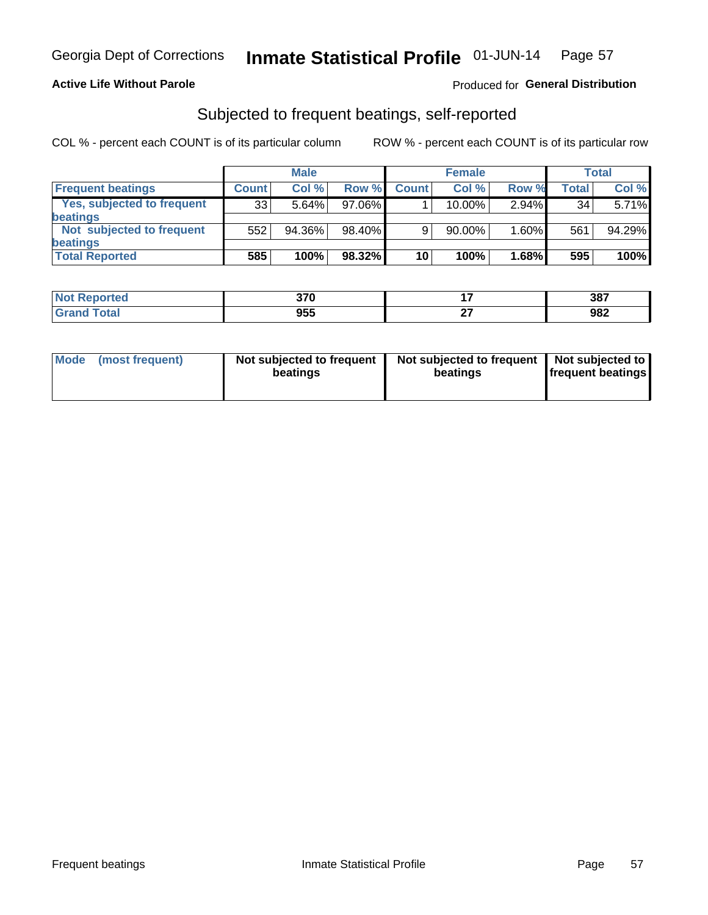Georgia Dept of Corrections **Inmate Statistical Profile** 01-JUN-14

**Active Life Without Parole**

Produced for **General Distribution**

## Subjected to frequent beatings, self-reported

COL % - percent each COUNT is of its particular column ROW % - percent each COUNT is of its particular row

| | Male | | | Female | | | Total | |
|---|---|---|---|---|---|---|---|---|
| **Frequent beatings** | **Count** | **Col %** | **Row %** | **Count** | **Col %** | **Row %** | **Total** | **Col %** |
| Yes, subjected to frequent beatings | 33 | 5.64% | 97.06% | 1 | 10.00% | 2.94% | 34 | 5.71% |
| Not subjected to frequent beatings | 552 | 94.36% | 98.40% | 9 | 90.00% | 1.60% | 561 | 94.29% |
| **Total Reported** | **585** | **100%** | **98.32%** | **10** | **100%** | **1.68%** | **595** | **100%** |

| | Male | Female | Total |
|---|---|---|---|
| **Not Reported** | **370** | **17** | **387** |
| **Grand Total** | **955** | **27** | **982** |

| | Male | Female | Total |
|---|---|---|---|
| **Mode (most frequent)** | **Not subjected to frequent beatings** | **Not subjected to frequent beatings** | **Not subjected to frequent beatings** |

Frequent beatings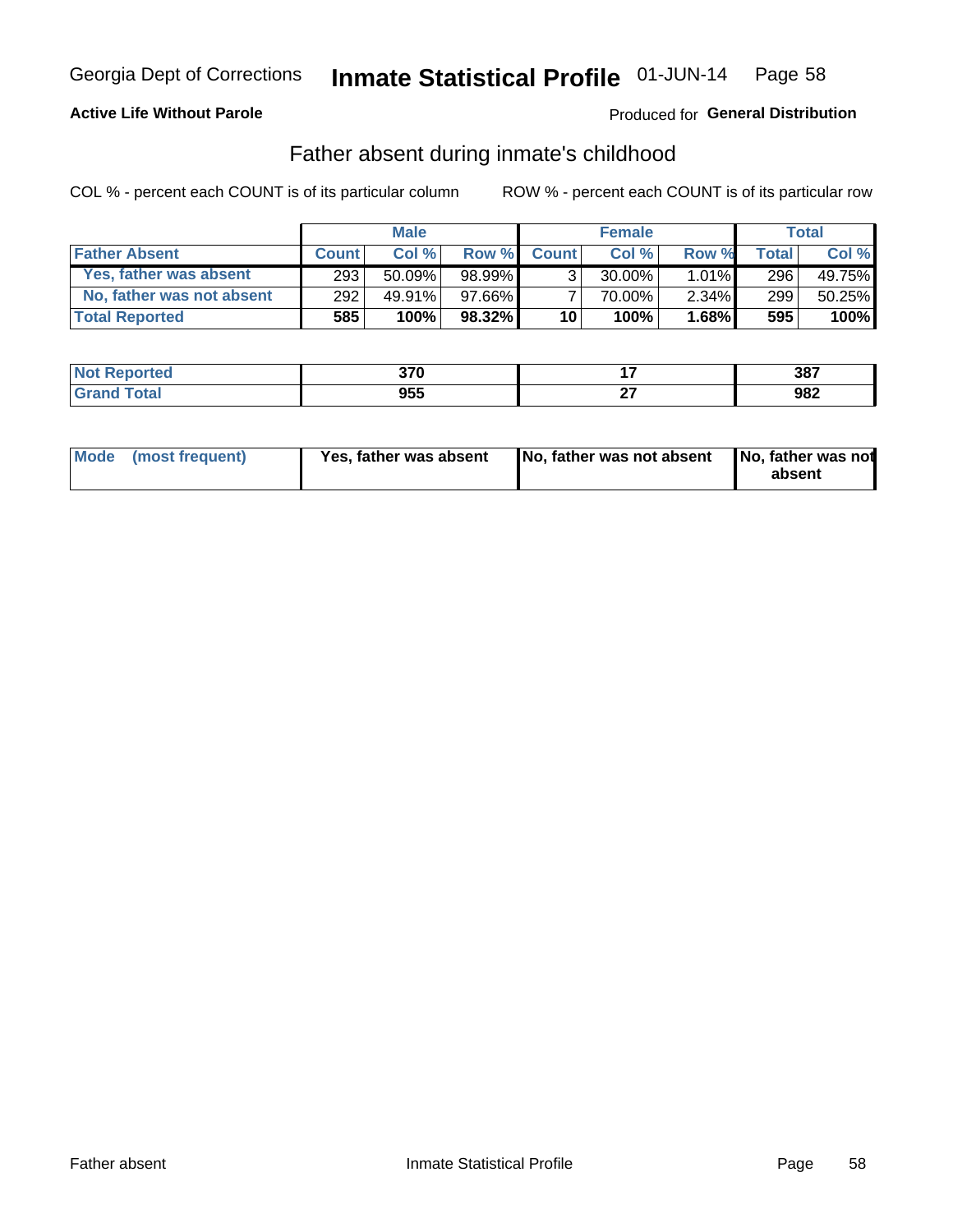Georgia Dept of Corrections **Inmate Statistical Profile** 01-JUN-14

**Active Life Without Parole**

Produced for **General Distribution**

## Father absent during inmate's childhood

COL % - percent each COUNT is of its particular column ROW % - percent each COUNT is of its particular row

| | Male | | | Female | | | Total | |
|---|---|---|---|---|---|---|---|---|
| **Father Absent** | **Count** | **Col %** | **Row %** | **Count** | **Col %** | **Row %** | **Total** | **Col %** |
| Yes, father was absent | 293 | 50.09% | 98.99% | 3 | 30.00% | 1.01% | 296 | 49.75% |
| No, father was not absent | 292 | 49.91% | 97.66% | 7 | 70.00% | 2.34% | 299 | 50.25% |
| **Total Reported** | **585** | **100%** | **98.32%** | **10** | **100%** | **1.68%** | **595** | **100%** |

| | Male | Female | Total |
|---|---|---|---|
| **Not Reported** | **370** | **17** | **387** |
| **Grand Total** | **955** | **27** | **982** |

| | Male | Female | Total |
|---|---|---|---|
| **Mode (most frequent)** | **Yes, father was absent** | **No, father was not absent** | **No, father was not absent** |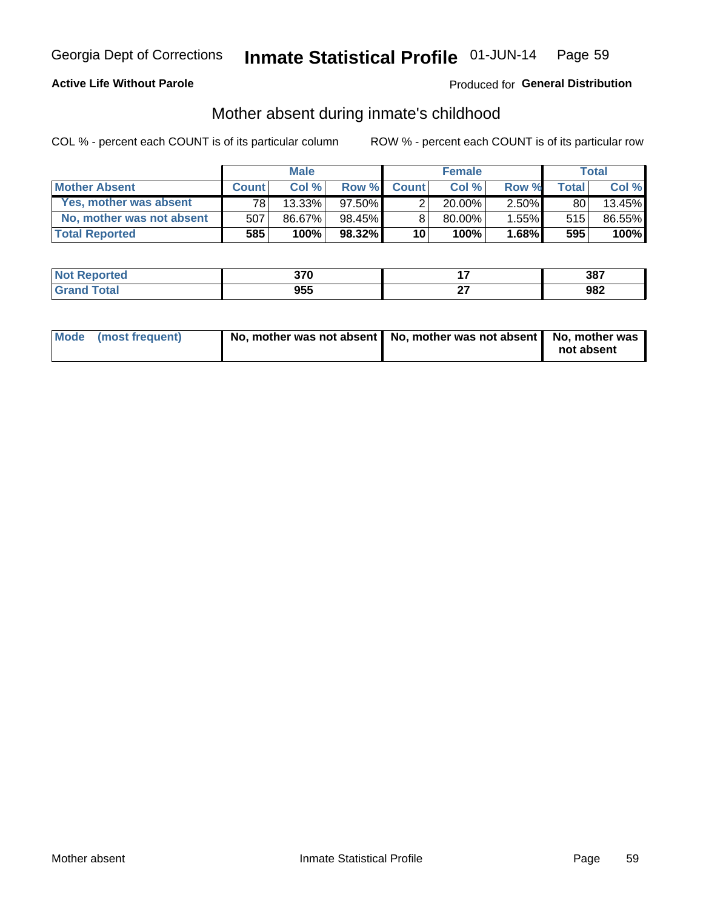Georgia Dept of Corrections **Inmate Statistical Profile** 01-JUN-14

**Active Life Without Parole**

Produced for **General Distribution**

## Mother absent during inmate's childhood

COL % - percent each COUNT is of its particular column

ROW % - percent each COUNT is of its particular row

| | Male | | | Female | | | Total | |
|---|---|---|---|---|---|---|---|---|
| **Mother Absent** | **Count** | **Col %** | **Row %** | **Count** | **Col %** | **Row %** | **Total** | **Col %** |
| Yes, mother was absent | 78 | 13.33% | 97.50% | 2 | 20.00% | 2.50% | 80 | 13.45% |
| No, mother was not absent | 507 | 86.67% | 98.45% | 8 | 80.00% | 1.55% | 515 | 86.55% |
| **Total Reported** | **585** | **100%** | **98.32%** | **10** | **100%** | **1.68%** | **595** | **100%** |

| | Male | Female | Total |
|---|---|---|---|
| Not Reported | 370 | 17 | 387 |
| Grand Total | 955 | 27 | 982 |

| | Male | Female | Total |
|---|---|---|---|
| Mode (most frequent) | No, mother was not absent | No, mother was not absent | No, mother was not absent |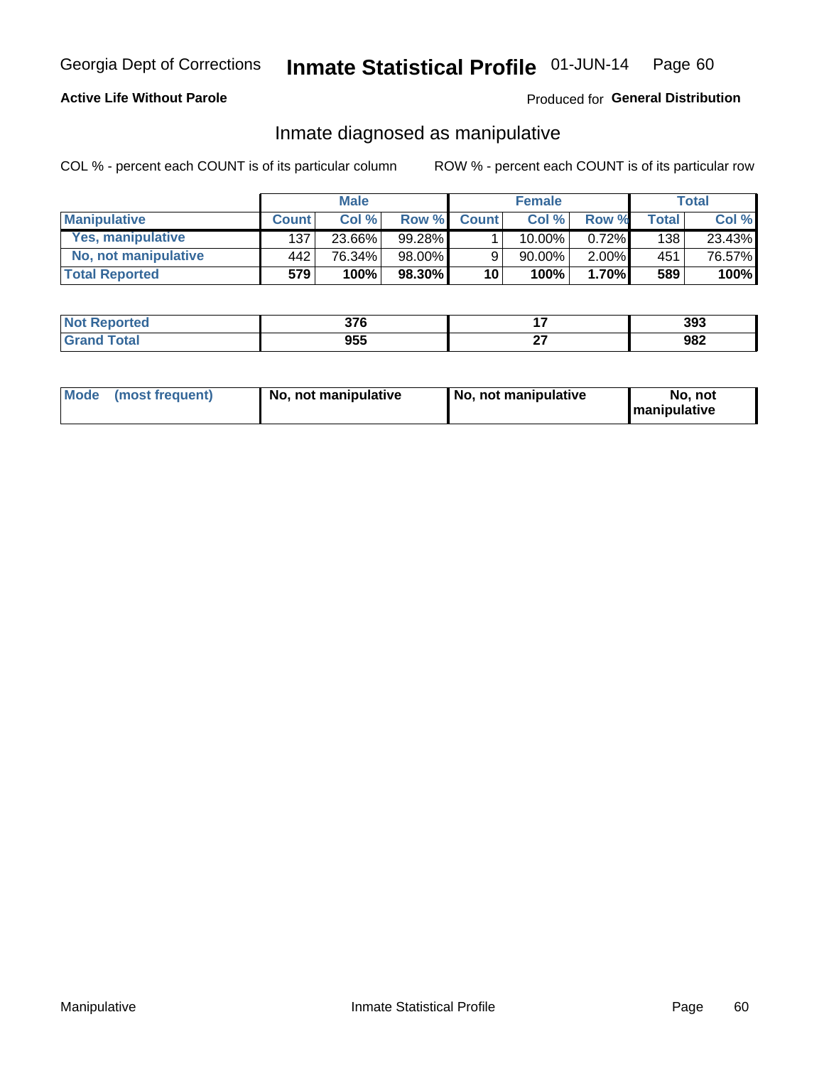Georgia Dept of Corrections **Inmate Statistical Profile** 01-JUN-14

**Active Life Without Parole**

Produced for **General Distribution**

## Inmate diagnosed as manipulative

COL % - percent each COUNT is of its particular column

ROW % - percent each COUNT is of its particular row

| | Male | | | Female | | | Total | |
|---|---|---|---|---|---|---|---|---|
| **Manipulative** | **Count** | **Col %** | **Row %** | **Count** | **Col %** | **Row %** | **Total** | **Col %** |
| **Yes, manipulative** | 137 | 23.66% | 99.28% | 1 | 10.00% | 0.72% | 138 | 23.43% |
| **No, not manipulative** | 442 | 76.34% | 98.00% | 9 | 90.00% | 2.00% | 451 | 76.57% |
| **Total Reported** | **579** | **100%** | **98.30%** | **10** | **100%** | **1.70%** | **589** | **100%** |

| | Male | Female | Total |
|---|---|---|---|
| **Not Reported** | **376** | **17** | **393** |
| **Grand Total** | **955** | **27** | **982** |

| | Male | Female | Total |
|---|---|---|---|
| **Mode (most frequent)** | **No, not manipulative** | **No, not manipulative** | **No, not manipulative** |

Manipulative

Inmate Statistical Profile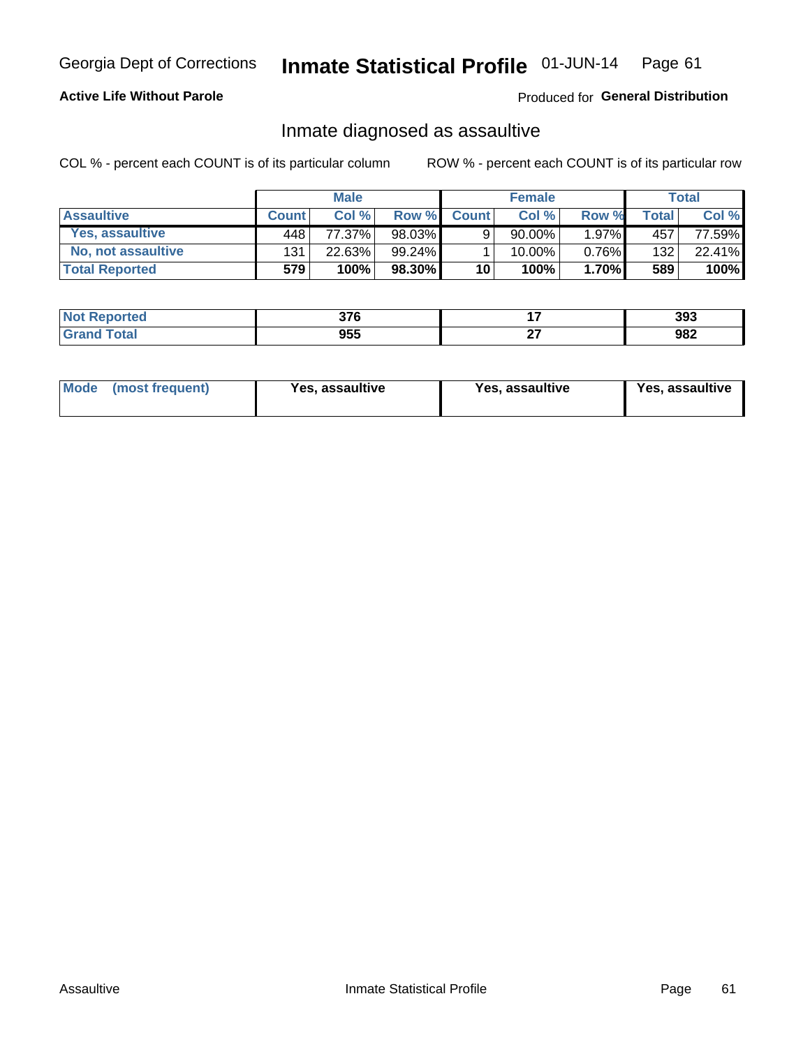Georgia Dept of Corrections **Inmate Statistical Profile** 01-JUN-14

**Active Life Without Parole**

Produced for **General Distribution**

## Inmate diagnosed as assaultive

COL % - percent each COUNT is of its particular column

ROW % - percent each COUNT is of its particular row

| | Male | | | Female | | | Total | |
|---|---|---|---|---|---|---|---|---|
| **Assaultive** | **Count** | **Col %** | **Row %** | **Count** | **Col %** | **Row %** | **Total** | **Col %** |
| **Yes, assaultive** | 448 | 77.37% | 98.03% | 9 | 90.00% | 1.97% | 457 | 77.59% |
| **No, not assaultive** | 131 | 22.63% | 99.24% | 1 | 10.00% | 0.76% | 132 | 22.41% |
| **Total Reported** | **579** | **100%** | **98.30%** | **10** | **100%** | **1.70%** | **589** | **100%** |

| | Male | Female | Total |
|---|---|---|---|
| **Not Reported** | **376** | **17** | **393** |
| **Grand Total** | **955** | **27** | **982** |

| | Male | Female | Total |
|---|---|---|---|
| **Mode (most frequent)** | **Yes, assaultive** | **Yes, assaultive** | **Yes, assaultive** |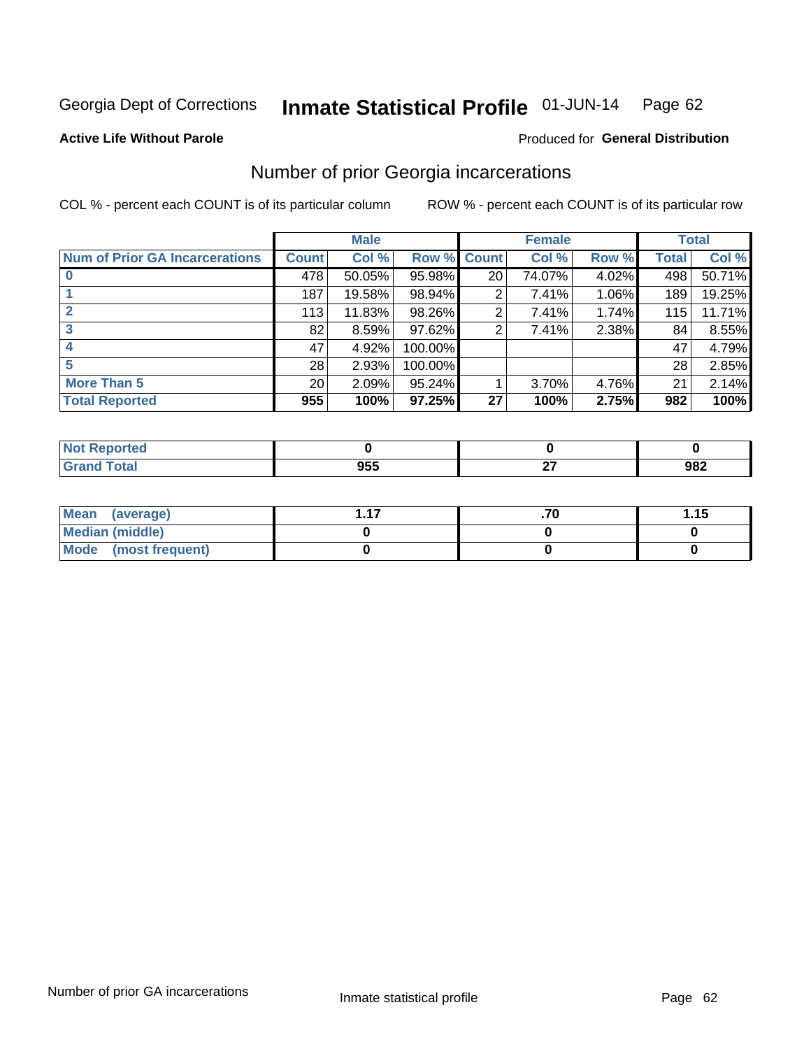Georgia Dept of Corrections **Inmate Statistical Profile** 01-JUN-14 Page 62

**Active Life Without Parole**

Produced for **General Distribution**

## Number of prior Georgia incarcerations

COL % - percent each COUNT is of its particular column

ROW % - percent each COUNT is of its particular row

| | Male | | | Female | | | Total | |
|---|---|---|---|---|---|---|---|---|
| **Num of Prior GA Incarcerations** | **Count** | **Col %** | **Row %** | **Count** | **Col %** | **Row %** | **Total** | **Col %** |
| **0** | 478 | 50.05% | 95.98% | 20 | 74.07% | 4.02% | 498 | 50.71% |
| **1** | 187 | 19.58% | 98.94% | 2 | 7.41% | 1.06% | 189 | 19.25% |
| **2** | 113 | 11.83% | 98.26% | 2 | 7.41% | 1.74% | 115 | 11.71% |
| **3** | 82 | 8.59% | 97.62% | 2 | 7.41% | 2.38% | 84 | 8.55% |
| **4** | 47 | 4.92% | 100.00% | | | | 47 | 4.79% |
| **5** | 28 | 2.93% | 100.00% | | | | 28 | 2.85% |
| **More Than 5** | 20 | 2.09% | 95.24% | 1 | 3.70% | 4.76% | 21 | 2.14% |
| **Total Reported** | **955** | **100%** | **97.25%** | **27** | **100%** | **2.75%** | **982** | **100%** |

| | Male | Female | Total |
|---|---|---|---|
| **Not Reported** | **0** | **0** | **0** |
| **Grand Total** | **955** | **27** | **982** |

| | Male | Female | Total |
|---|---|---|---|
| **Mean (average)** | **1.17** | **.70** | **1.15** |
| **Median (middle)** | **0** | **0** | **0** |
| **Mode (most frequent)** | **0** | **0** | **0** |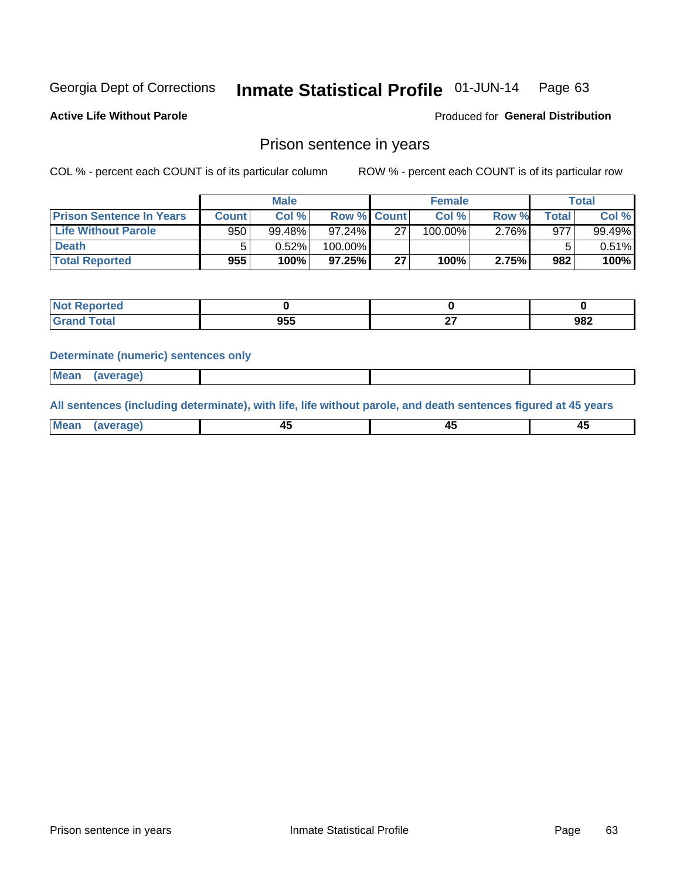Georgia Dept of Corrections **Inmate Statistical Profile** 01-JUN-14

**Active Life Without Parole**

Produced for **General Distribution**

## Prison sentence in years

COL % - percent each COUNT is of its particular column ROW % - percent each COUNT is of its particular row

| | Male | | | Female | | | Total | |
|---|---|---|---|---|---|---|---|---|
| **Prison Sentence In Years** | **Count** | **Col %** | **Row %** | **Count** | **Col %** | **Row %** | **Total** | **Col %** |
| **Life Without Parole** | 950 | 99.48% | 97.24% | 27 | 100.00% | 2.76% | 977 | 99.49% |
| **Death** | 5 | 0.52% | 100.00% | | | | 5 | 0.51% |
| **Total Reported** | **955** | **100%** | **97.25%** | **27** | **100%** | **2.75%** | **982** | **100%** |

| | Male | Female | Total |
|---|---|---|---|
| **Not Reported** | **0** | **0** | **0** |
| **Grand Total** | **955** | **27** | **982** |

**Determinate (numeric) sentences only**

| | Male | Female | Total |
|---|---|---|---|
| **Mean (average)** | | | |

**All sentences (including determinate), with life, life without parole, and death sentences figured at 45 years**

| | Male | Female | Total |
|---|---|---|---|
| **Mean (average)** | **45** | **45** | **45** |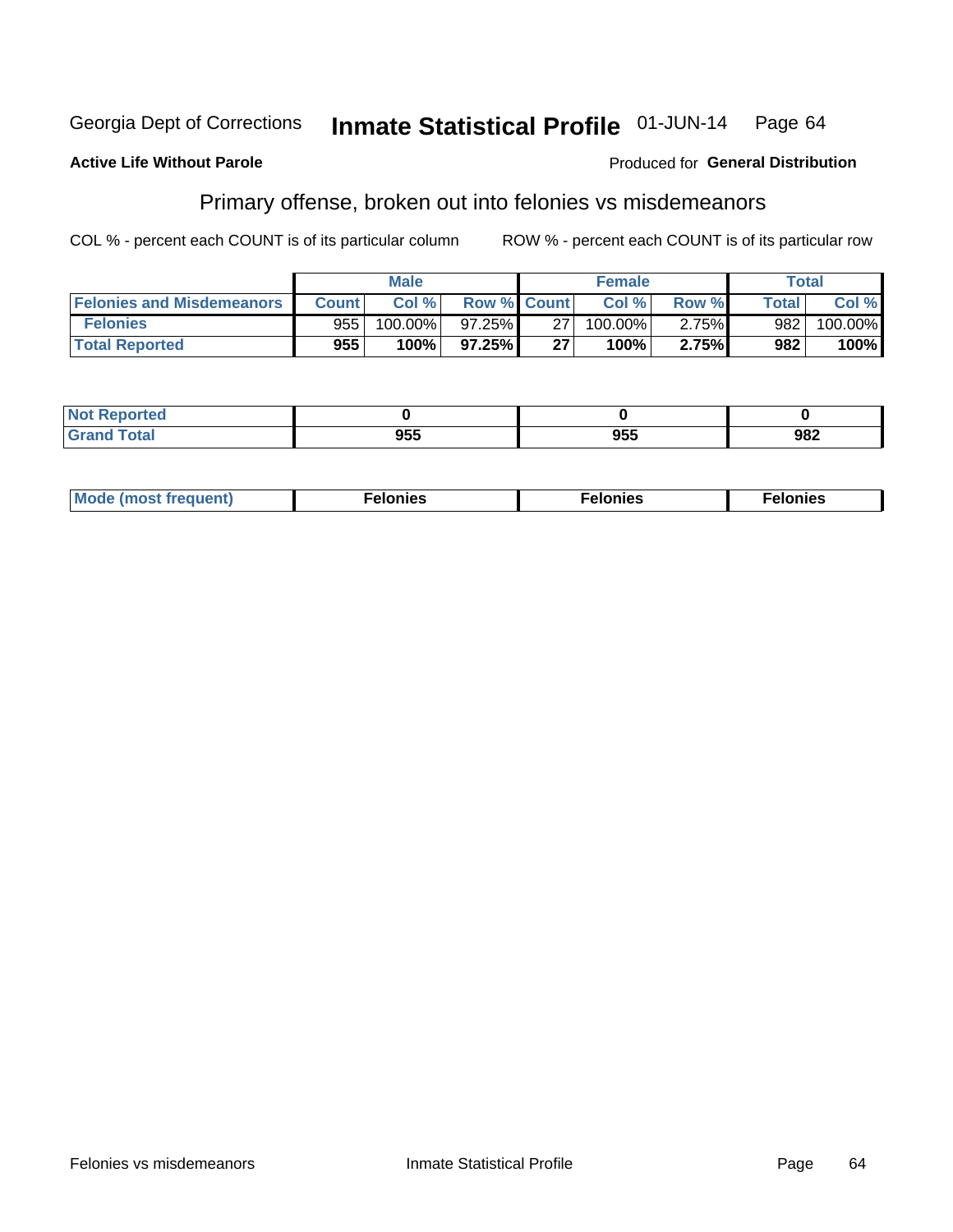Georgia Dept of Corrections **Inmate Statistical Profile** 01-JUN-14

**Active Life Without Parole**

Produced for **General Distribution**

## Primary offense, broken out into felonies vs misdemeanors

COL % - percent each COUNT is of its particular column

ROW % - percent each COUNT is of its particular row

| | Male | | | Female | | | Total | |
|---|---|---|---|---|---|---|---|---|
| **Felonies and Misdemeanors** | **Count** | **Col %** | **Row %** | **Count** | **Col %** | **Row %** | **Total** | **Col %** |
| **Felonies** | 955 | 100.00% | 97.25% | 27 | 100.00% | 2.75% | 982 | 100.00% |
| **Total Reported** | **955** | **100%** | **97.25%** | **27** | **100%** | **2.75%** | **982** | **100%** |

| | Male | Female | Total |
|---|---|---|---|
| **Not Reported** | **0** | **0** | **0** |
| **Grand Total** | **955** | **955** | **982** |

| | Male | Female | Total |
|---|---|---|---|
| **Mode (most frequent)** | **Felonies** | **Felonies** | **Felonies** |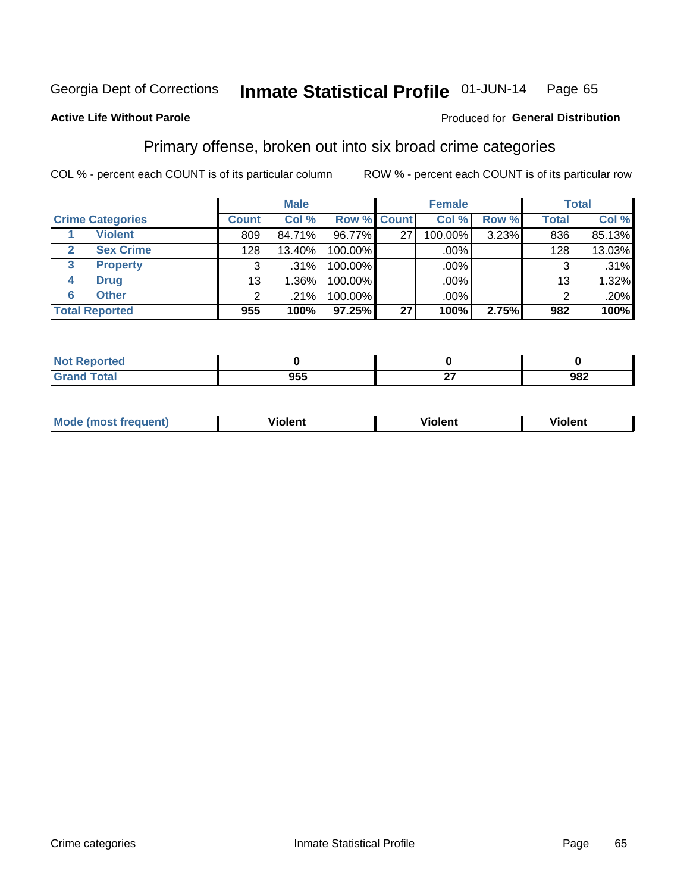Georgia Dept of Corrections **Inmate Statistical Profile** 01-JUN-14 Page 65

**Active Life Without Parole**

Produced for **General Distribution**

## Primary offense, broken out into six broad crime categories

COL % - percent each COUNT is of its particular column

ROW % - percent each COUNT is of its particular row

| | | Male | | | Female | | | Total | |
|---|---|---|---|---|---|---|---|---|---|
| **Crime Categories** | | **Count** | **Col %** | **Row %** | **Count** | **Col %** | **Row %** | **Total** | **Col %** |
| 1 | **Violent** | 809 | 84.71% | 96.77% | 27 | 100.00% | 3.23% | 836 | 85.13% |
| 2 | **Sex Crime** | 128 | 13.40% | 100.00% | | .00% | | 128 | 13.03% |
| 3 | **Property** | 3 | .31% | 100.00% | | .00% | | 3 | .31% |
| 4 | **Drug** | 13 | 1.36% | 100.00% | | .00% | | 13 | 1.32% |
| 6 | **Other** | 2 | .21% | 100.00% | | .00% | | 2 | .20% |
| **Total Reported** | | **955** | **100%** | **97.25%** | **27** | **100%** | **2.75%** | **982** | **100%** |

| | Male | Female | Total |
|---|---|---|---|
| **Not Reported** | **0** | **0** | **0** |
| **Grand Total** | **955** | **27** | **982** |

| | Male | Female | Total |
|---|---|---|---|
| **Mode (most frequent)** | **Violent** | **Violent** | **Violent** |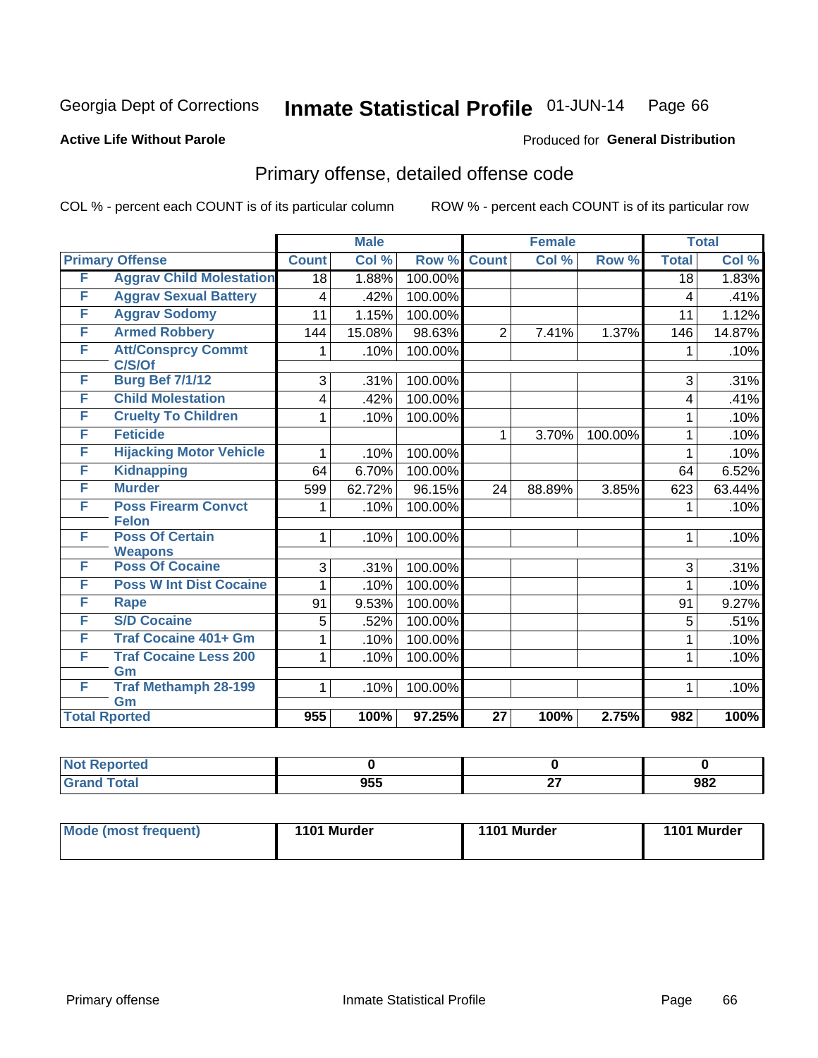Georgia Dept of Corrections **Inmate Statistical Profile** 01-JUN-14

**Active Life Without Parole**

Produced for **General Distribution**

## Primary offense, detailed offense code

COL % - percent each COUNT is of its particular column

ROW % - percent each COUNT is of its particular row

| Primary Offense | | Male | | | Female | | | Total | |
|---|---|---|---|---|---|---|---|---|---|
| | | Count | Col % | Row % | Count | Col % | Row % | Total | Col % |
| F | Aggrav Child Molestation | 18 | 1.88% | 100.00% | | | | 18 | 1.83% |
| F | Aggrav Sexual Battery | 4 | .42% | 100.00% | | | | 4 | .41% |
| F | Aggrav Sodomy | 11 | 1.15% | 100.00% | | | | 11 | 1.12% |
| F | Armed Robbery | 144 | 15.08% | 98.63% | 2 | 7.41% | 1.37% | 146 | 14.87% |
| F | Att/Consprcy Commt C/S/Of | 1 | .10% | 100.00% | | | | 1 | .10% |
| F | Burg Bef 7/1/12 | 3 | .31% | 100.00% | | | | 3 | .31% |
| F | Child Molestation | 4 | .42% | 100.00% | | | | 4 | .41% |
| F | Cruelty To Children | 1 | .10% | 100.00% | | | | 1 | .10% |
| F | Feticide | | | | 1 | 3.70% | 100.00% | 1 | .10% |
| F | Hijacking Motor Vehicle | 1 | .10% | 100.00% | | | | 1 | .10% |
| F | Kidnapping | 64 | 6.70% | 100.00% | | | | 64 | 6.52% |
| F | Murder | 599 | 62.72% | 96.15% | 24 | 88.89% | 3.85% | 623 | 63.44% |
| F | Poss Firearm Convct Felon | 1 | .10% | 100.00% | | | | 1 | .10% |
| F | Poss Of Certain Weapons | 1 | .10% | 100.00% | | | | 1 | .10% |
| F | Poss Of Cocaine | 3 | .31% | 100.00% | | | | 3 | .31% |
| F | Poss W Int Dist Cocaine | 1 | .10% | 100.00% | | | | 1 | .10% |
| F | Rape | 91 | 9.53% | 100.00% | | | | 91 | 9.27% |
| F | S/D Cocaine | 5 | .52% | 100.00% | | | | 5 | .51% |
| F | Traf Cocaine 401+ Gm | 1 | .10% | 100.00% | | | | 1 | .10% |
| F | Traf Cocaine Less 200 Gm | 1 | .10% | 100.00% | | | | 1 | .10% |
| F | Traf Methamph 28-199 Gm | 1 | .10% | 100.00% | | | | 1 | .10% |
| **Total Rported** | | **955** | **100%** | **97.25%** | **27** | **100%** | **2.75%** | **982** | **100%** |

| | Male | Female | Total |
|---|---|---|---|
| Not Reported | 0 | 0 | 0 |
| Grand Total | 955 | 27 | 982 |

| | Male | Female | Total |
|---|---|---|---|
| Mode (most frequent) | 1101 Murder | 1101 Murder | 1101 Murder |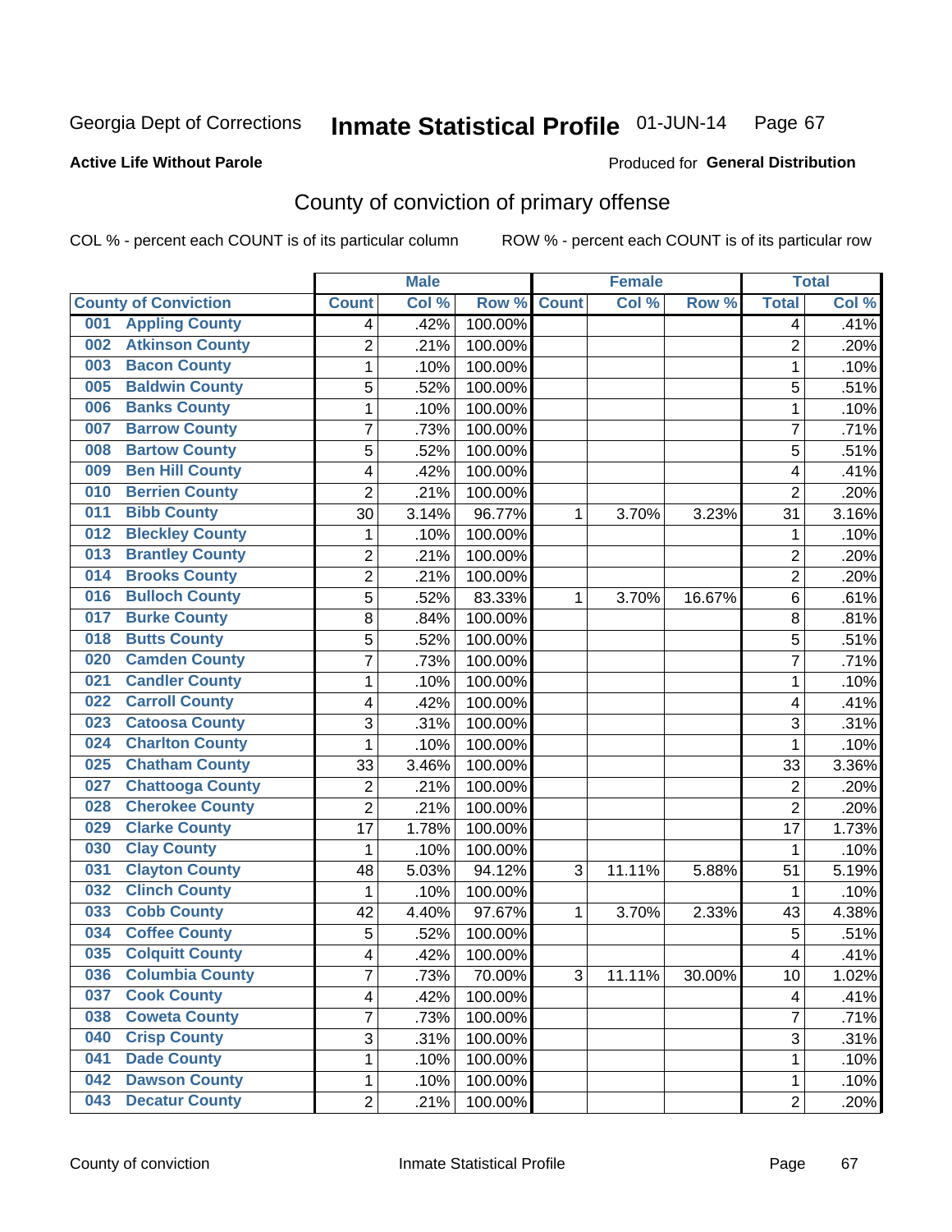Georgia Dept of Corrections **Inmate Statistical Profile** 01-JUN-14

**Active Life Without Parole**

Produced for **General Distribution**

# County of conviction of primary offense

COL % - percent each COUNT is of its particular column ROW % - percent each COUNT is of its particular row

| County of Conviction | Male | | | Female | | | Total | |
|---|---|---|---|---|---|---|---|---|
| | Count | Col % | Row % | Count | Col % | Row % | Total | Col % |
| 001 Appling County | 4 | .42% | 100.00% | | | | 4 | .41% |
| 002 Atkinson County | 2 | .21% | 100.00% | | | | 2 | .20% |
| 003 Bacon County | 1 | .10% | 100.00% | | | | 1 | .10% |
| 005 Baldwin County | 5 | .52% | 100.00% | | | | 5 | .51% |
| 006 Banks County | 1 | .10% | 100.00% | | | | 1 | .10% |
| 007 Barrow County | 7 | .73% | 100.00% | | | | 7 | .71% |
| 008 Bartow County | 5 | .52% | 100.00% | | | | 5 | .51% |
| 009 Ben Hill County | 4 | .42% | 100.00% | | | | 4 | .41% |
| 010 Berrien County | 2 | .21% | 100.00% | | | | 2 | .20% |
| 011 Bibb County | 30 | 3.14% | 96.77% | 1 | 3.70% | 3.23% | 31 | 3.16% |
| 012 Bleckley County | 1 | .10% | 100.00% | | | | 1 | .10% |
| 013 Brantley County | 2 | .21% | 100.00% | | | | 2 | .20% |
| 014 Brooks County | 2 | .21% | 100.00% | | | | 2 | .20% |
| 016 Bulloch County | 5 | .52% | 83.33% | 1 | 3.70% | 16.67% | 6 | .61% |
| 017 Burke County | 8 | .84% | 100.00% | | | | 8 | .81% |
| 018 Butts County | 5 | .52% | 100.00% | | | | 5 | .51% |
| 020 Camden County | 7 | .73% | 100.00% | | | | 7 | .71% |
| 021 Candler County | 1 | .10% | 100.00% | | | | 1 | .10% |
| 022 Carroll County | 4 | .42% | 100.00% | | | | 4 | .41% |
| 023 Catoosa County | 3 | .31% | 100.00% | | | | 3 | .31% |
| 024 Charlton County | 1 | .10% | 100.00% | | | | 1 | .10% |
| 025 Chatham County | 33 | 3.46% | 100.00% | | | | 33 | 3.36% |
| 027 Chattooga County | 2 | .21% | 100.00% | | | | 2 | .20% |
| 028 Cherokee County | 2 | .21% | 100.00% | | | | 2 | .20% |
| 029 Clarke County | 17 | 1.78% | 100.00% | | | | 17 | 1.73% |
| 030 Clay County | 1 | .10% | 100.00% | | | | 1 | .10% |
| 031 Clayton County | 48 | 5.03% | 94.12% | 3 | 11.11% | 5.88% | 51 | 5.19% |
| 032 Clinch County | 1 | .10% | 100.00% | | | | 1 | .10% |
| 033 Cobb County | 42 | 4.40% | 97.67% | 1 | 3.70% | 2.33% | 43 | 4.38% |
| 034 Coffee County | 5 | .52% | 100.00% | | | | 5 | .51% |
| 035 Colquitt County | 4 | .42% | 100.00% | | | | 4 | .41% |
| 036 Columbia County | 7 | .73% | 70.00% | 3 | 11.11% | 30.00% | 10 | 1.02% |
| 037 Cook County | 4 | .42% | 100.00% | | | | 4 | .41% |
| 038 Coweta County | 7 | .73% | 100.00% | | | | 7 | .71% |
| 040 Crisp County | 3 | .31% | 100.00% | | | | 3 | .31% |
| 041 Dade County | 1 | .10% | 100.00% | | | | 1 | .10% |
| 042 Dawson County | 1 | .10% | 100.00% | | | | 1 | .10% |
| 043 Decatur County | 2 | .21% | 100.00% | | | | 2 | .20% |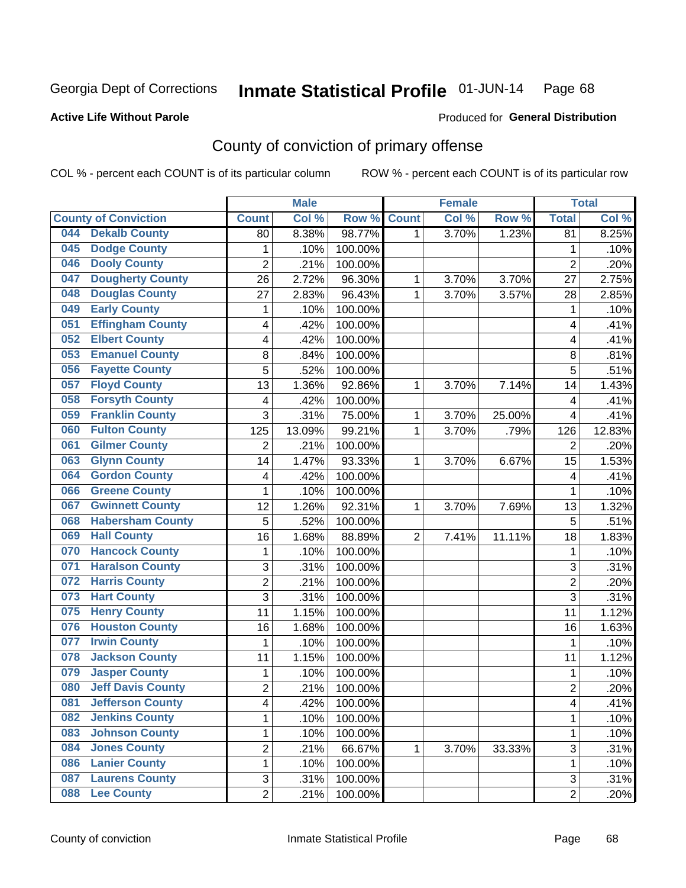Georgia Dept of Corrections **Inmate Statistical Profile** 01-JUN-14

**Active Life Without Parole**

Produced for **General Distribution**

## County of conviction of primary offense

COL % - percent each COUNT is of its particular column ROW % - percent each COUNT is of its particular row

| County of Conviction | Male | | | Female | | | Total | |
|---|---|---|---|---|---|---|---|---|
| | Count | Col % | Row % | Count | Col % | Row % | Total | Col % |
| 044 Dekalb County | 80 | 8.38% | 98.77% | 1 | 3.70% | 1.23% | 81 | 8.25% |
| 045 Dodge County | 1 | .10% | 100.00% | | | | 1 | .10% |
| 046 Dooly County | 2 | .21% | 100.00% | | | | 2 | .20% |
| 047 Dougherty County | 26 | 2.72% | 96.30% | 1 | 3.70% | 3.70% | 27 | 2.75% |
| 048 Douglas County | 27 | 2.83% | 96.43% | 1 | 3.70% | 3.57% | 28 | 2.85% |
| 049 Early County | 1 | .10% | 100.00% | | | | 1 | .10% |
| 051 Effingham County | 4 | .42% | 100.00% | | | | 4 | .41% |
| 052 Elbert County | 4 | .42% | 100.00% | | | | 4 | .41% |
| 053 Emanuel County | 8 | .84% | 100.00% | | | | 8 | .81% |
| 056 Fayette County | 5 | .52% | 100.00% | | | | 5 | .51% |
| 057 Floyd County | 13 | 1.36% | 92.86% | 1 | 3.70% | 7.14% | 14 | 1.43% |
| 058 Forsyth County | 4 | .42% | 100.00% | | | | 4 | .41% |
| 059 Franklin County | 3 | .31% | 75.00% | 1 | 3.70% | 25.00% | 4 | .41% |
| 060 Fulton County | 125 | 13.09% | 99.21% | 1 | 3.70% | .79% | 126 | 12.83% |
| 061 Gilmer County | 2 | .21% | 100.00% | | | | 2 | .20% |
| 063 Glynn County | 14 | 1.47% | 93.33% | 1 | 3.70% | 6.67% | 15 | 1.53% |
| 064 Gordon County | 4 | .42% | 100.00% | | | | 4 | .41% |
| 066 Greene County | 1 | .10% | 100.00% | | | | 1 | .10% |
| 067 Gwinnett County | 12 | 1.26% | 92.31% | 1 | 3.70% | 7.69% | 13 | 1.32% |
| 068 Habersham County | 5 | .52% | 100.00% | | | | 5 | .51% |
| 069 Hall County | 16 | 1.68% | 88.89% | 2 | 7.41% | 11.11% | 18 | 1.83% |
| 070 Hancock County | 1 | .10% | 100.00% | | | | 1 | .10% |
| 071 Haralson County | 3 | .31% | 100.00% | | | | 3 | .31% |
| 072 Harris County | 2 | .21% | 100.00% | | | | 2 | .20% |
| 073 Hart County | 3 | .31% | 100.00% | | | | 3 | .31% |
| 075 Henry County | 11 | 1.15% | 100.00% | | | | 11 | 1.12% |
| 076 Houston County | 16 | 1.68% | 100.00% | | | | 16 | 1.63% |
| 077 Irwin County | 1 | .10% | 100.00% | | | | 1 | .10% |
| 078 Jackson County | 11 | 1.15% | 100.00% | | | | 11 | 1.12% |
| 079 Jasper County | 1 | .10% | 100.00% | | | | 1 | .10% |
| 080 Jeff Davis County | 2 | .21% | 100.00% | | | | 2 | .20% |
| 081 Jefferson County | 4 | .42% | 100.00% | | | | 4 | .41% |
| 082 Jenkins County | 1 | .10% | 100.00% | | | | 1 | .10% |
| 083 Johnson County | 1 | .10% | 100.00% | | | | 1 | .10% |
| 084 Jones County | 2 | .21% | 66.67% | 1 | 3.70% | 33.33% | 3 | .31% |
| 086 Lanier County | 1 | .10% | 100.00% | | | | 1 | .10% |
| 087 Laurens County | 3 | .31% | 100.00% | | | | 3 | .31% |
| 088 Lee County | 2 | .21% | 100.00% | | | | 2 | .20% |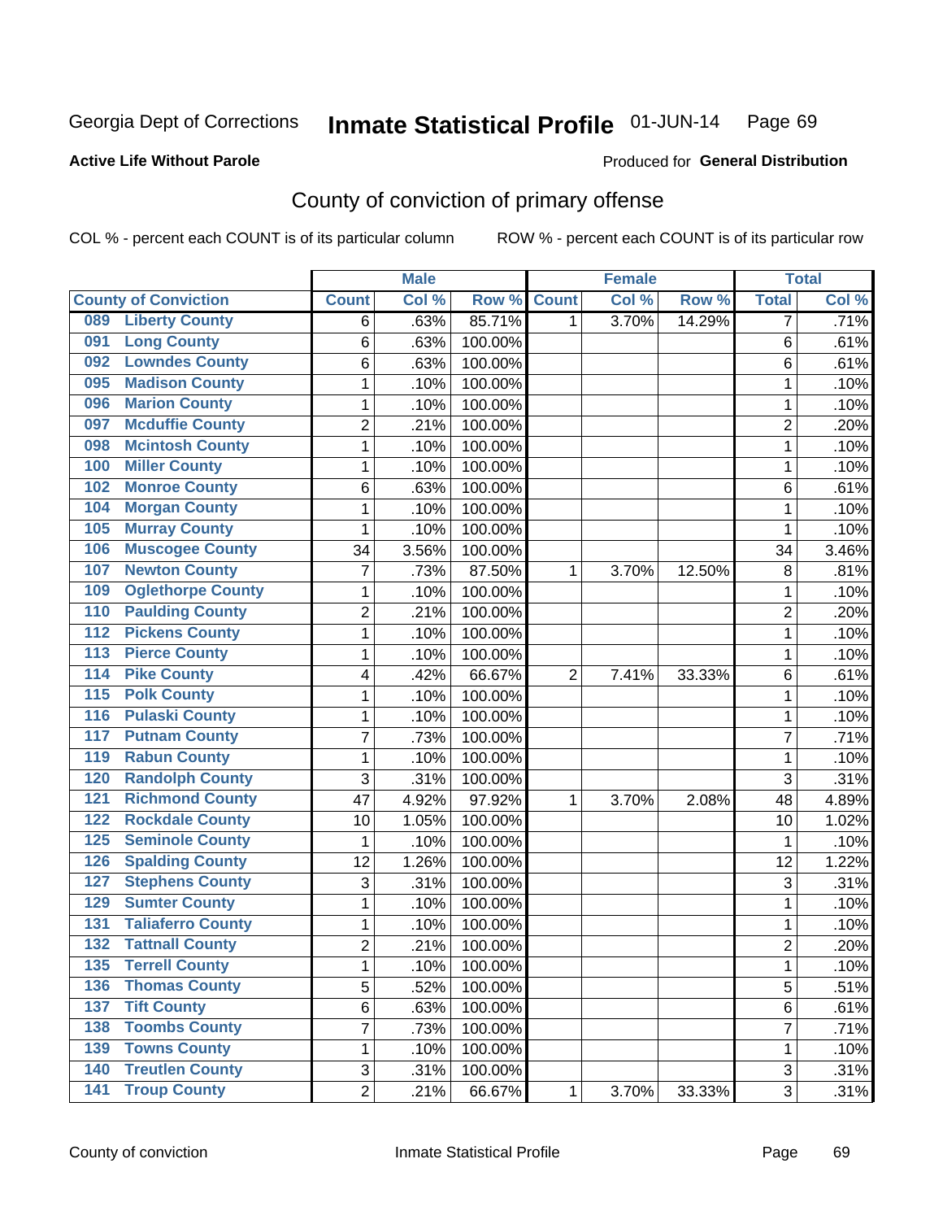Georgia Dept of Corrections **Inmate Statistical Profile** 01-JUN-14

**Active Life Without Parole**

Produced for **General Distribution**

## County of conviction of primary offense

COL % - percent each COUNT is of its particular column ROW % - percent each COUNT is of its particular row

| | Male | | | Female | | | Total | |
|---|---|---|---|---|---|---|---|---|
| County of Conviction | Count | Col % | Row % | Count | Col % | Row % | Total | Col % |
| 089 Liberty County | 6 | .63% | 85.71% | 1 | 3.70% | 14.29% | 7 | .71% |
| 091 Long County | 6 | .63% | 100.00% | | | | 6 | .61% |
| 092 Lowndes County | 6 | .63% | 100.00% | | | | 6 | .61% |
| 095 Madison County | 1 | .10% | 100.00% | | | | 1 | .10% |
| 096 Marion County | 1 | .10% | 100.00% | | | | 1 | .10% |
| 097 Mcduffie County | 2 | .21% | 100.00% | | | | 2 | .20% |
| 098 Mcintosh County | 1 | .10% | 100.00% | | | | 1 | .10% |
| 100 Miller County | 1 | .10% | 100.00% | | | | 1 | .10% |
| 102 Monroe County | 6 | .63% | 100.00% | | | | 6 | .61% |
| 104 Morgan County | 1 | .10% | 100.00% | | | | 1 | .10% |
| 105 Murray County | 1 | .10% | 100.00% | | | | 1 | .10% |
| 106 Muscogee County | 34 | 3.56% | 100.00% | | | | 34 | 3.46% |
| 107 Newton County | 7 | .73% | 87.50% | 1 | 3.70% | 12.50% | 8 | .81% |
| 109 Oglethorpe County | 1 | .10% | 100.00% | | | | 1 | .10% |
| 110 Paulding County | 2 | .21% | 100.00% | | | | 2 | .20% |
| 112 Pickens County | 1 | .10% | 100.00% | | | | 1 | .10% |
| 113 Pierce County | 1 | .10% | 100.00% | | | | 1 | .10% |
| 114 Pike County | 4 | .42% | 66.67% | 2 | 7.41% | 33.33% | 6 | .61% |
| 115 Polk County | 1 | .10% | 100.00% | | | | 1 | .10% |
| 116 Pulaski County | 1 | .10% | 100.00% | | | | 1 | .10% |
| 117 Putnam County | 7 | .73% | 100.00% | | | | 7 | .71% |
| 119 Rabun County | 1 | .10% | 100.00% | | | | 1 | .10% |
| 120 Randolph County | 3 | .31% | 100.00% | | | | 3 | .31% |
| 121 Richmond County | 47 | 4.92% | 97.92% | 1 | 3.70% | 2.08% | 48 | 4.89% |
| 122 Rockdale County | 10 | 1.05% | 100.00% | | | | 10 | 1.02% |
| 125 Seminole County | 1 | .10% | 100.00% | | | | 1 | .10% |
| 126 Spalding County | 12 | 1.26% | 100.00% | | | | 12 | 1.22% |
| 127 Stephens County | 3 | .31% | 100.00% | | | | 3 | .31% |
| 129 Sumter County | 1 | .10% | 100.00% | | | | 1 | .10% |
| 131 Taliaferro County | 1 | .10% | 100.00% | | | | 1 | .10% |
| 132 Tattnall County | 2 | .21% | 100.00% | | | | 2 | .20% |
| 135 Terrell County | 1 | .10% | 100.00% | | | | 1 | .10% |
| 136 Thomas County | 5 | .52% | 100.00% | | | | 5 | .51% |
| 137 Tift County | 6 | .63% | 100.00% | | | | 6 | .61% |
| 138 Toombs County | 7 | .73% | 100.00% | | | | 7 | .71% |
| 139 Towns County | 1 | .10% | 100.00% | | | | 1 | .10% |
| 140 Treutlen County | 3 | .31% | 100.00% | | | | 3 | .31% |
| 141 Troup County | 2 | .21% | 66.67% | 1 | 3.70% | 33.33% | 3 | .31% |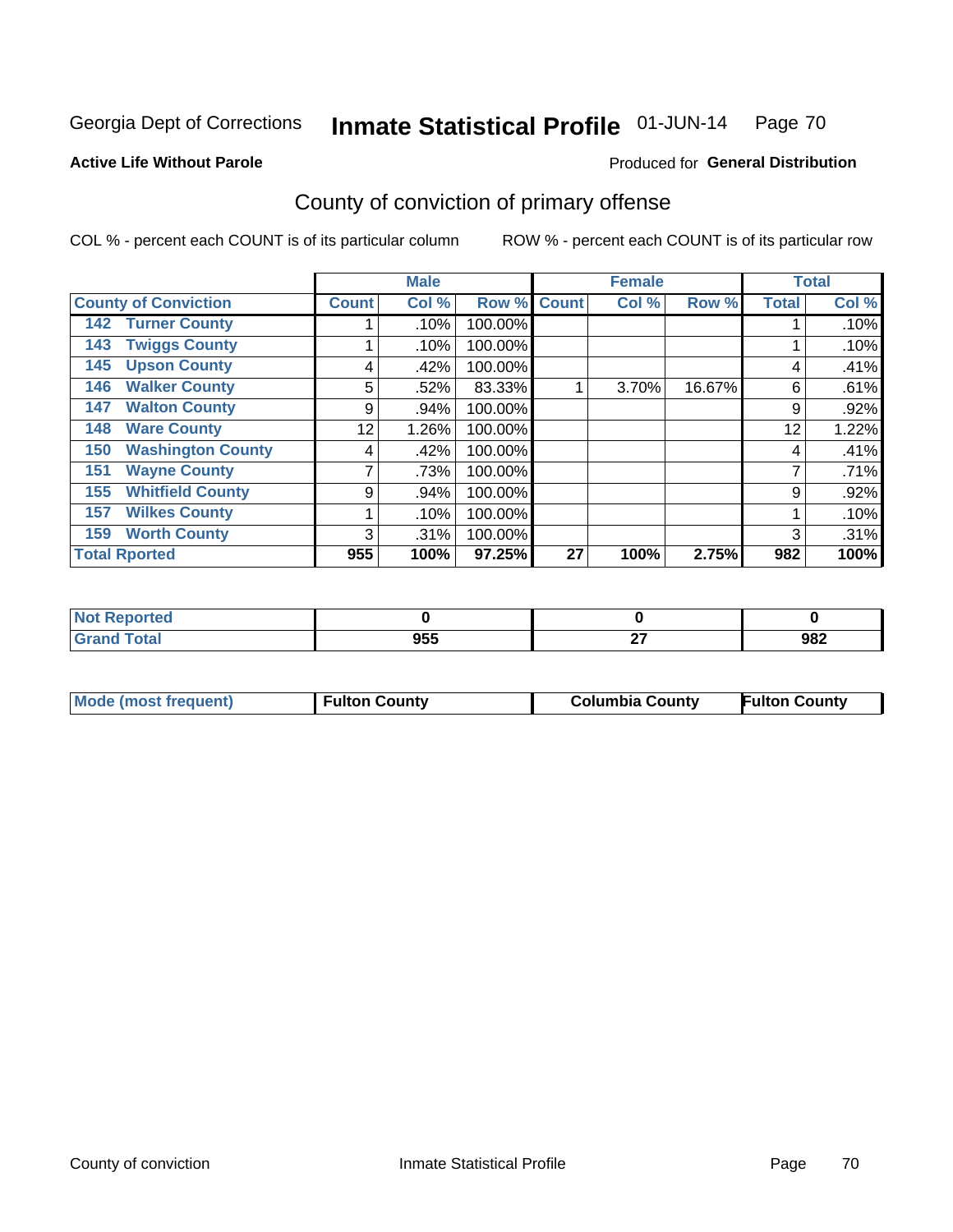Georgia Dept of Corrections **Inmate Statistical Profile** 01-JUN-14

**Active Life Without Parole**

Produced for **General Distribution**

## County of conviction of primary offense

COL % - percent each COUNT is of its particular column ROW % - percent each COUNT is of its particular row

| County of Conviction | Male | | | Female | | | Total | |
|---|---|---|---|---|---|---|---|---|
| | Count | Col % | Row % | Count | Col % | Row % | Total | Col % |
| 142 Turner County | 1 | .10% | 100.00% | | | | 1 | .10% |
| 143 Twiggs County | 1 | .10% | 100.00% | | | | 1 | .10% |
| 145 Upson County | 4 | .42% | 100.00% | | | | 4 | .41% |
| 146 Walker County | 5 | .52% | 83.33% | 1 | 3.70% | 16.67% | 6 | .61% |
| 147 Walton County | 9 | .94% | 100.00% | | | | 9 | .92% |
| 148 Ware County | 12 | 1.26% | 100.00% | | | | 12 | 1.22% |
| 150 Washington County | 4 | .42% | 100.00% | | | | 4 | .41% |
| 151 Wayne County | 7 | .73% | 100.00% | | | | 7 | .71% |
| 155 Whitfield County | 9 | .94% | 100.00% | | | | 9 | .92% |
| 157 Wilkes County | 1 | .10% | 100.00% | | | | 1 | .10% |
| 159 Worth County | 3 | .31% | 100.00% | | | | 3 | .31% |
| **Total Rported** | **955** | **100%** | **97.25%** | **27** | **100%** | **2.75%** | **982** | **100%** |

| | Male | Female | Total |
|---|---|---|---|
| Not Reported | 0 | 0 | 0 |
| Grand Total | 955 | 27 | 982 |

| | Male | Female | Total |
|---|---|---|---|
| Mode (most frequent) | Fulton County | Columbia County | Fulton County |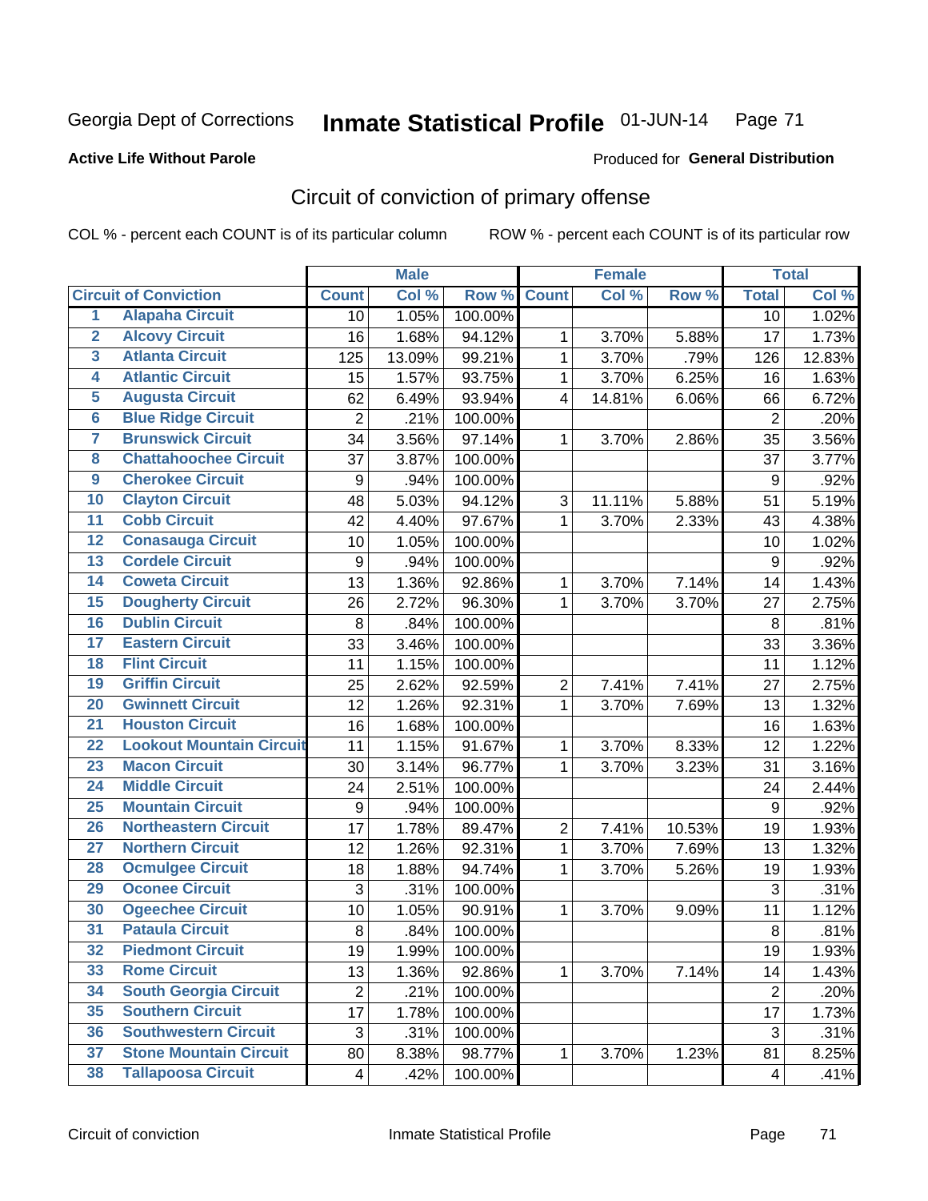Georgia Dept of Corrections **Inmate Statistical Profile** 01-JUN-14

**Active Life Without Parole**

Produced for **General Distribution**

## Circuit of conviction of primary offense

COL % - percent each COUNT is of its particular column ROW % - percent each COUNT is of its particular row

| | | Male | | | Female | | | Total | |
|---|---|---|---|---|---|---|---|---|---|
| | Circuit of Conviction | Count | Col % | Row % | Count | Col % | Row % | Total | Col % |
| 1 | Alapaha Circuit | 10 | 1.05% | 100.00% | | | | 10 | 1.02% |
| 2 | Alcovy Circuit | 16 | 1.68% | 94.12% | 1 | 3.70% | 5.88% | 17 | 1.73% |
| 3 | Atlanta Circuit | 125 | 13.09% | 99.21% | 1 | 3.70% | .79% | 126 | 12.83% |
| 4 | Atlantic Circuit | 15 | 1.57% | 93.75% | 1 | 3.70% | 6.25% | 16 | 1.63% |
| 5 | Augusta Circuit | 62 | 6.49% | 93.94% | 4 | 14.81% | 6.06% | 66 | 6.72% |
| 6 | Blue Ridge Circuit | 2 | .21% | 100.00% | | | | 2 | .20% |
| 7 | Brunswick Circuit | 34 | 3.56% | 97.14% | 1 | 3.70% | 2.86% | 35 | 3.56% |
| 8 | Chattahoochee Circuit | 37 | 3.87% | 100.00% | | | | 37 | 3.77% |
| 9 | Cherokee Circuit | 9 | .94% | 100.00% | | | | 9 | .92% |
| 10 | Clayton Circuit | 48 | 5.03% | 94.12% | 3 | 11.11% | 5.88% | 51 | 5.19% |
| 11 | Cobb Circuit | 42 | 4.40% | 97.67% | 1 | 3.70% | 2.33% | 43 | 4.38% |
| 12 | Conasauga Circuit | 10 | 1.05% | 100.00% | | | | 10 | 1.02% |
| 13 | Cordele Circuit | 9 | .94% | 100.00% | | | | 9 | .92% |
| 14 | Coweta Circuit | 13 | 1.36% | 92.86% | 1 | 3.70% | 7.14% | 14 | 1.43% |
| 15 | Dougherty Circuit | 26 | 2.72% | 96.30% | 1 | 3.70% | 3.70% | 27 | 2.75% |
| 16 | Dublin Circuit | 8 | .84% | 100.00% | | | | 8 | .81% |
| 17 | Eastern Circuit | 33 | 3.46% | 100.00% | | | | 33 | 3.36% |
| 18 | Flint Circuit | 11 | 1.15% | 100.00% | | | | 11 | 1.12% |
| 19 | Griffin Circuit | 25 | 2.62% | 92.59% | 2 | 7.41% | 7.41% | 27 | 2.75% |
| 20 | Gwinnett Circuit | 12 | 1.26% | 92.31% | 1 | 3.70% | 7.69% | 13 | 1.32% |
| 21 | Houston Circuit | 16 | 1.68% | 100.00% | | | | 16 | 1.63% |
| 22 | Lookout Mountain Circuit | 11 | 1.15% | 91.67% | 1 | 3.70% | 8.33% | 12 | 1.22% |
| 23 | Macon Circuit | 30 | 3.14% | 96.77% | 1 | 3.70% | 3.23% | 31 | 3.16% |
| 24 | Middle Circuit | 24 | 2.51% | 100.00% | | | | 24 | 2.44% |
| 25 | Mountain Circuit | 9 | .94% | 100.00% | | | | 9 | .92% |
| 26 | Northeastern Circuit | 17 | 1.78% | 89.47% | 2 | 7.41% | 10.53% | 19 | 1.93% |
| 27 | Northern Circuit | 12 | 1.26% | 92.31% | 1 | 3.70% | 7.69% | 13 | 1.32% |
| 28 | Ocmulgee Circuit | 18 | 1.88% | 94.74% | 1 | 3.70% | 5.26% | 19 | 1.93% |
| 29 | Oconee Circuit | 3 | .31% | 100.00% | | | | 3 | .31% |
| 30 | Ogeechee Circuit | 10 | 1.05% | 90.91% | 1 | 3.70% | 9.09% | 11 | 1.12% |
| 31 | Pataula Circuit | 8 | .84% | 100.00% | | | | 8 | .81% |
| 32 | Piedmont Circuit | 19 | 1.99% | 100.00% | | | | 19 | 1.93% |
| 33 | Rome Circuit | 13 | 1.36% | 92.86% | 1 | 3.70% | 7.14% | 14 | 1.43% |
| 34 | South Georgia Circuit | 2 | .21% | 100.00% | | | | 2 | .20% |
| 35 | Southern Circuit | 17 | 1.78% | 100.00% | | | | 17 | 1.73% |
| 36 | Southwestern Circuit | 3 | .31% | 100.00% | | | | 3 | .31% |
| 37 | Stone Mountain Circuit | 80 | 8.38% | 98.77% | 1 | 3.70% | 1.23% | 81 | 8.25% |
| 38 | Tallapoosa Circuit | 4 | .42% | 100.00% | | | | 4 | .41% |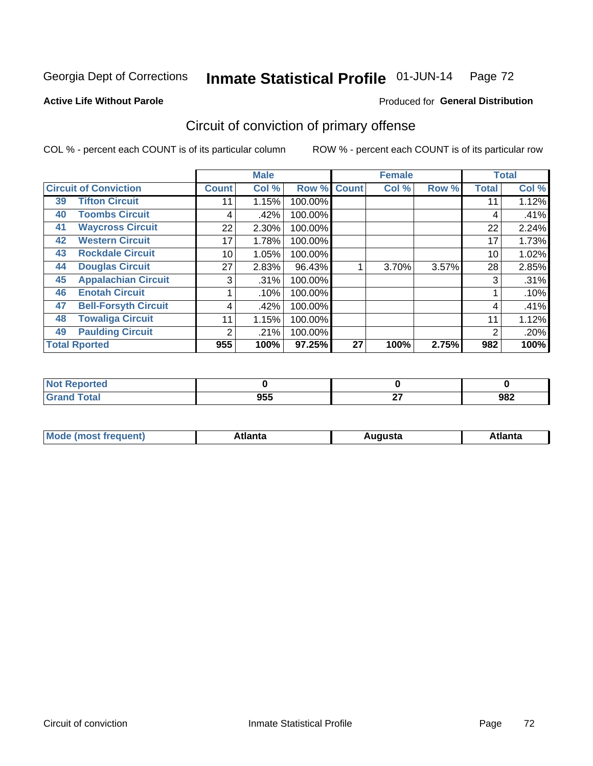Georgia Dept of Corrections **Inmate Statistical Profile** 01-JUN-14

**Active Life Without Parole**

Produced for **General Distribution**

## Circuit of conviction of primary offense

COL % - percent each COUNT is of its particular column    ROW % - percent each COUNT is of its particular row

| Circuit of Conviction | | Male | | | Female | | | Total | |
|---|---|---|---|---|---|---|---|---|---|
| | | Count | Col % | Row % | Count | Col % | Row % | Total | Col % |
| 39 | Tifton Circuit | 11 | 1.15% | 100.00% | | | | 11 | 1.12% |
| 40 | Toombs Circuit | 4 | .42% | 100.00% | | | | 4 | .41% |
| 41 | Waycross Circuit | 22 | 2.30% | 100.00% | | | | 22 | 2.24% |
| 42 | Western Circuit | 17 | 1.78% | 100.00% | | | | 17 | 1.73% |
| 43 | Rockdale Circuit | 10 | 1.05% | 100.00% | | | | 10 | 1.02% |
| 44 | Douglas Circuit | 27 | 2.83% | 96.43% | 1 | 3.70% | 3.57% | 28 | 2.85% |
| 45 | Appalachian Circuit | 3 | .31% | 100.00% | | | | 3 | .31% |
| 46 | Enotah Circuit | 1 | .10% | 100.00% | | | | 1 | .10% |
| 47 | Bell-Forsyth Circuit | 4 | .42% | 100.00% | | | | 4 | .41% |
| 48 | Towaliga Circuit | 11 | 1.15% | 100.00% | | | | 11 | 1.12% |
| 49 | Paulding Circuit | 2 | .21% | 100.00% | | | | 2 | .20% |
| **Total Rported** | | **955** | **100%** | **97.25%** | **27** | **100%** | **2.75%** | **982** | **100%** |

| | Male | Female | Total |
|---|---|---|---|
| Not Reported | **0** | **0** | **0** |
| Grand Total | **955** | **27** | **982** |

| | Male | Female | Total |
|---|---|---|---|
| Mode (most frequent) | **Atlanta** | **Augusta** | **Atlanta** |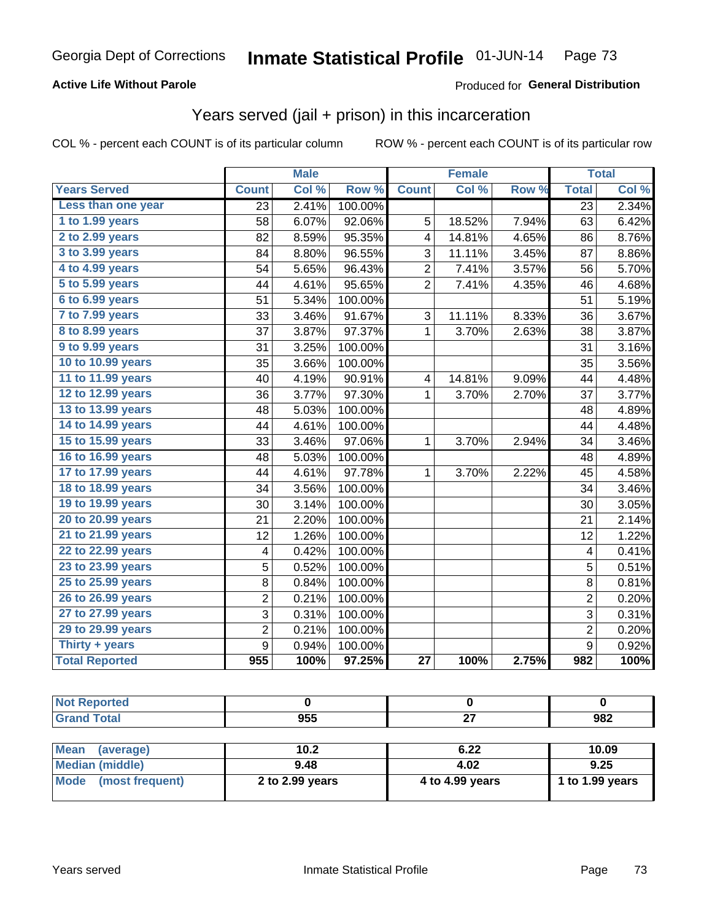Georgia Dept of Corrections **Inmate Statistical Profile** 01-JUN-14

**Active Life Without Parole**

Produced for **General Distribution**

## Years served (jail + prison) in this incarceration

COL % - percent each COUNT is of its particular column

ROW % - percent each COUNT is of its particular row

| | Male | | | Female | | | Total | |
|---|---|---|---|---|---|---|---|---|
| **Years Served** | **Count** | **Col %** | **Row %** | **Count** | **Col %** | **Row %** | **Total** | **Col %** |
| Less than one year | 23 | 2.41% | 100.00% | | | | 23 | 2.34% |
| 1 to 1.99 years | 58 | 6.07% | 92.06% | 5 | 18.52% | 7.94% | 63 | 6.42% |
| 2 to 2.99 years | 82 | 8.59% | 95.35% | 4 | 14.81% | 4.65% | 86 | 8.76% |
| 3 to 3.99 years | 84 | 8.80% | 96.55% | 3 | 11.11% | 3.45% | 87 | 8.86% |
| 4 to 4.99 years | 54 | 5.65% | 96.43% | 2 | 7.41% | 3.57% | 56 | 5.70% |
| 5 to 5.99 years | 44 | 4.61% | 95.65% | 2 | 7.41% | 4.35% | 46 | 4.68% |
| 6 to 6.99 years | 51 | 5.34% | 100.00% | | | | 51 | 5.19% |
| 7 to 7.99 years | 33 | 3.46% | 91.67% | 3 | 11.11% | 8.33% | 36 | 3.67% |
| 8 to 8.99 years | 37 | 3.87% | 97.37% | 1 | 3.70% | 2.63% | 38 | 3.87% |
| 9 to 9.99 years | 31 | 3.25% | 100.00% | | | | 31 | 3.16% |
| 10 to 10.99 years | 35 | 3.66% | 100.00% | | | | 35 | 3.56% |
| 11 to 11.99 years | 40 | 4.19% | 90.91% | 4 | 14.81% | 9.09% | 44 | 4.48% |
| 12 to 12.99 years | 36 | 3.77% | 97.30% | 1 | 3.70% | 2.70% | 37 | 3.77% |
| 13 to 13.99 years | 48 | 5.03% | 100.00% | | | | 48 | 4.89% |
| 14 to 14.99 years | 44 | 4.61% | 100.00% | | | | 44 | 4.48% |
| 15 to 15.99 years | 33 | 3.46% | 97.06% | 1 | 3.70% | 2.94% | 34 | 3.46% |
| 16 to 16.99 years | 48 | 5.03% | 100.00% | | | | 48 | 4.89% |
| 17 to 17.99 years | 44 | 4.61% | 97.78% | 1 | 3.70% | 2.22% | 45 | 4.58% |
| 18 to 18.99 years | 34 | 3.56% | 100.00% | | | | 34 | 3.46% |
| 19 to 19.99 years | 30 | 3.14% | 100.00% | | | | 30 | 3.05% |
| 20 to 20.99 years | 21 | 2.20% | 100.00% | | | | 21 | 2.14% |
| 21 to 21.99 years | 12 | 1.26% | 100.00% | | | | 12 | 1.22% |
| 22 to 22.99 years | 4 | 0.42% | 100.00% | | | | 4 | 0.41% |
| 23 to 23.99 years | 5 | 0.52% | 100.00% | | | | 5 | 0.51% |
| 25 to 25.99 years | 8 | 0.84% | 100.00% | | | | 8 | 0.81% |
| 26 to 26.99 years | 2 | 0.21% | 100.00% | | | | 2 | 0.20% |
| 27 to 27.99 years | 3 | 0.31% | 100.00% | | | | 3 | 0.31% |
| 29 to 29.99 years | 2 | 0.21% | 100.00% | | | | 2 | 0.20% |
| Thirty + years | 9 | 0.94% | 100.00% | | | | 9 | 0.92% |
| **Total Reported** | **955** | **100%** | **97.25%** | **27** | **100%** | **2.75%** | **982** | **100%** |

| | Male | Female | Total |
|---|---|---|---|
| Not Reported | 0 | 0 | 0 |
| Grand Total | 955 | 27 | 982 |

| | Male | Female | Total |
|---|---|---|---|
| Mean (average) | 10.2 | 6.22 | 10.09 |
| Median (middle) | 9.48 | 4.02 | 9.25 |
| Mode (most frequent) | 2 to 2.99 years | 4 to 4.99 years | 1 to 1.99 years |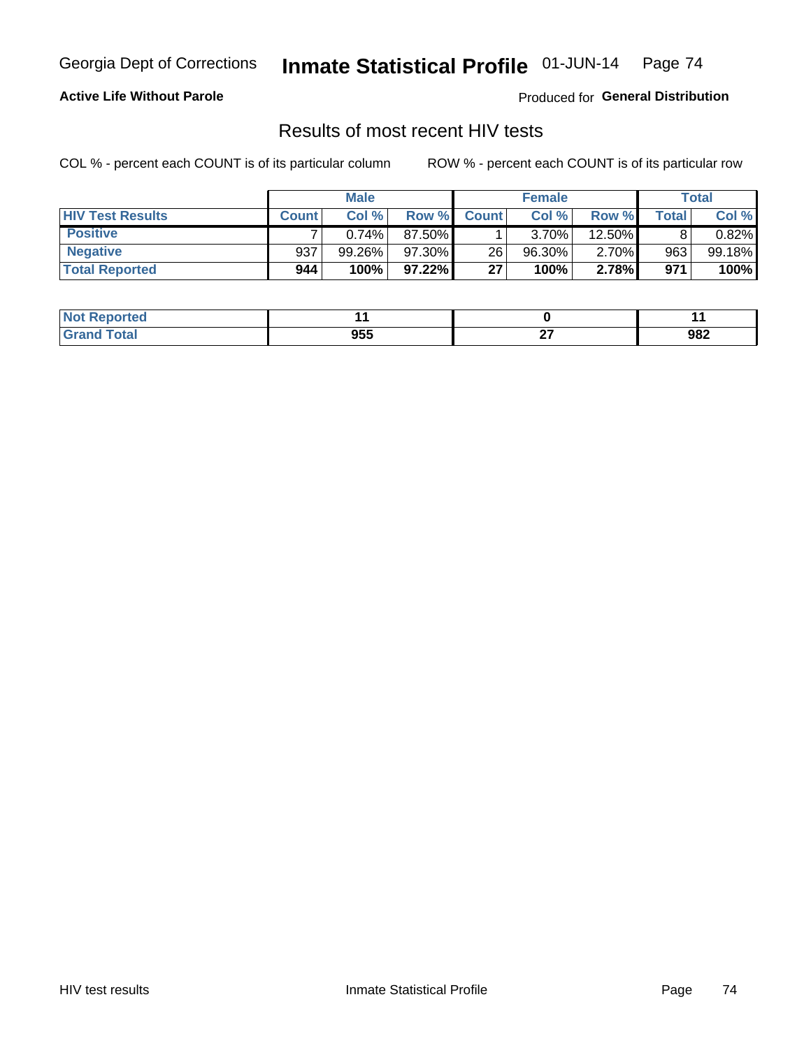Georgia Dept of Corrections **Inmate Statistical Profile** 01-JUN-14

**Active Life Without Parole**

Produced for **General Distribution**

## Results of most recent HIV tests

COL % - percent each COUNT is of its particular column

ROW % - percent each COUNT is of its particular row

| | Male | | | Female | | | Total | |
|---|---|---|---|---|---|---|---|---|
| **HIV Test Results** | **Count** | **Col %** | **Row %** | **Count** | **Col %** | **Row %** | **Total** | **Col %** |
| **Positive** | 7 | 0.74% | 87.50% | 1 | 3.70% | 12.50% | 8 | 0.82% |
| **Negative** | 937 | 99.26% | 97.30% | 26 | 96.30% | 2.70% | 963 | 99.18% |
| **Total Reported** | **944** | **100%** | **97.22%** | **27** | **100%** | **2.78%** | **971** | **100%** |

| | Male | Female | Total |
|---|---|---|---|
| **Not Reported** | **11** | **0** | **11** |
| **Grand Total** | **955** | **27** | **982** |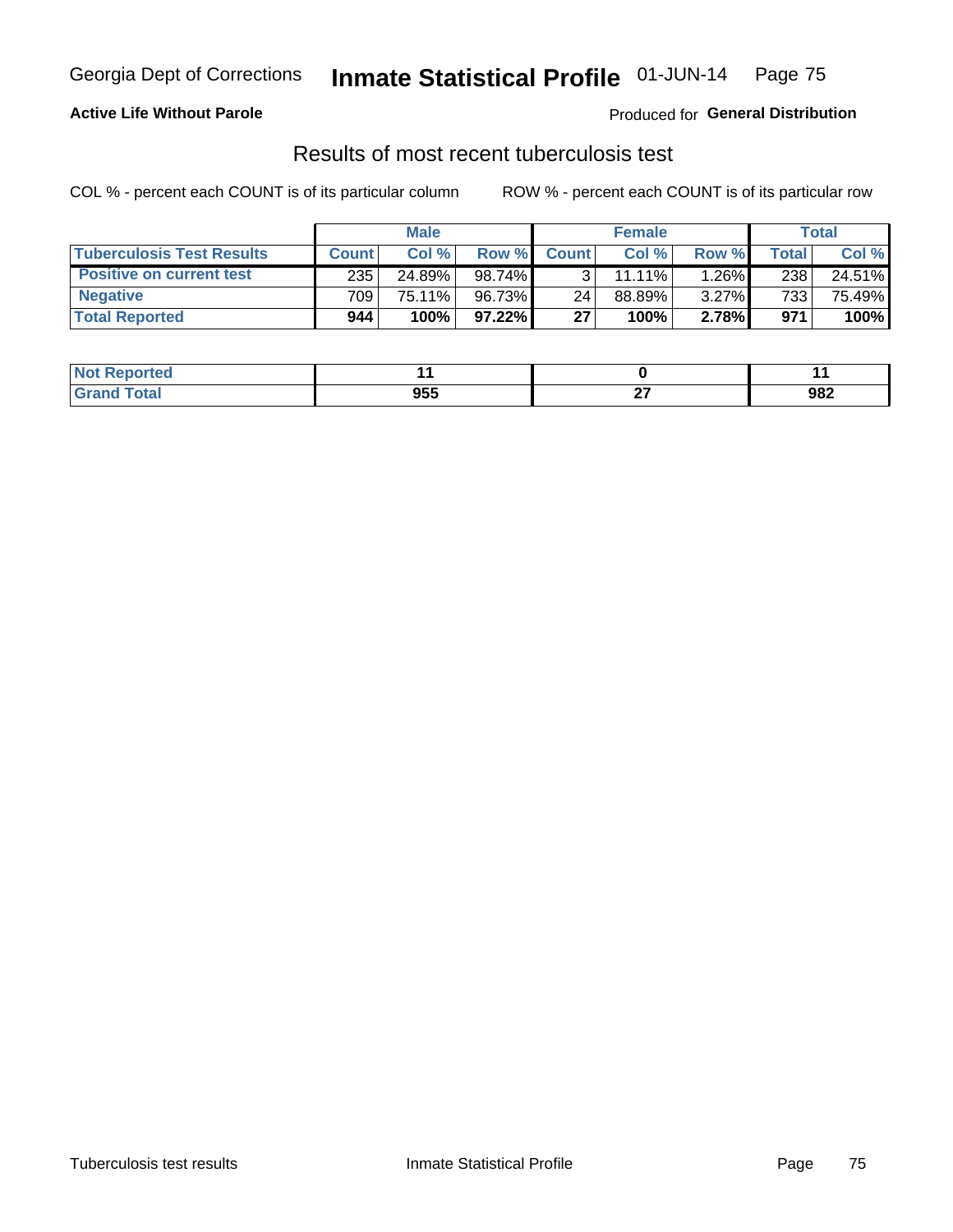Georgia Dept of Corrections **Inmate Statistical Profile** 01-JUN-14

**Active Life Without Parole**

Produced for **General Distribution**

## Results of most recent tuberculosis test

COL % - percent each COUNT is of its particular column    ROW % - percent each COUNT is of its particular row

| | Male | | | Female | | | Total | |
|---|---|---|---|---|---|---|---|---|
| **Tuberculosis Test Results** | **Count** | **Col %** | **Row %** | **Count** | **Col %** | **Row %** | **Total** | **Col %** |
| **Positive on current test** | 235 | 24.89% | 98.74% | 3 | 11.11% | 1.26% | 238 | 24.51% |
| **Negative** | 709 | 75.11% | 96.73% | 24 | 88.89% | 3.27% | 733 | 75.49% |
| **Total Reported** | **944** | **100%** | **97.22%** | **27** | **100%** | **2.78%** | **971** | **100%** |

| | Male | Female | Total |
|---|---|---|---|
| **Not Reported** | **11** | **0** | **11** |
| **Grand Total** | **955** | **27** | **982** |

Tuberculosis test results    Inmate Statistical Profile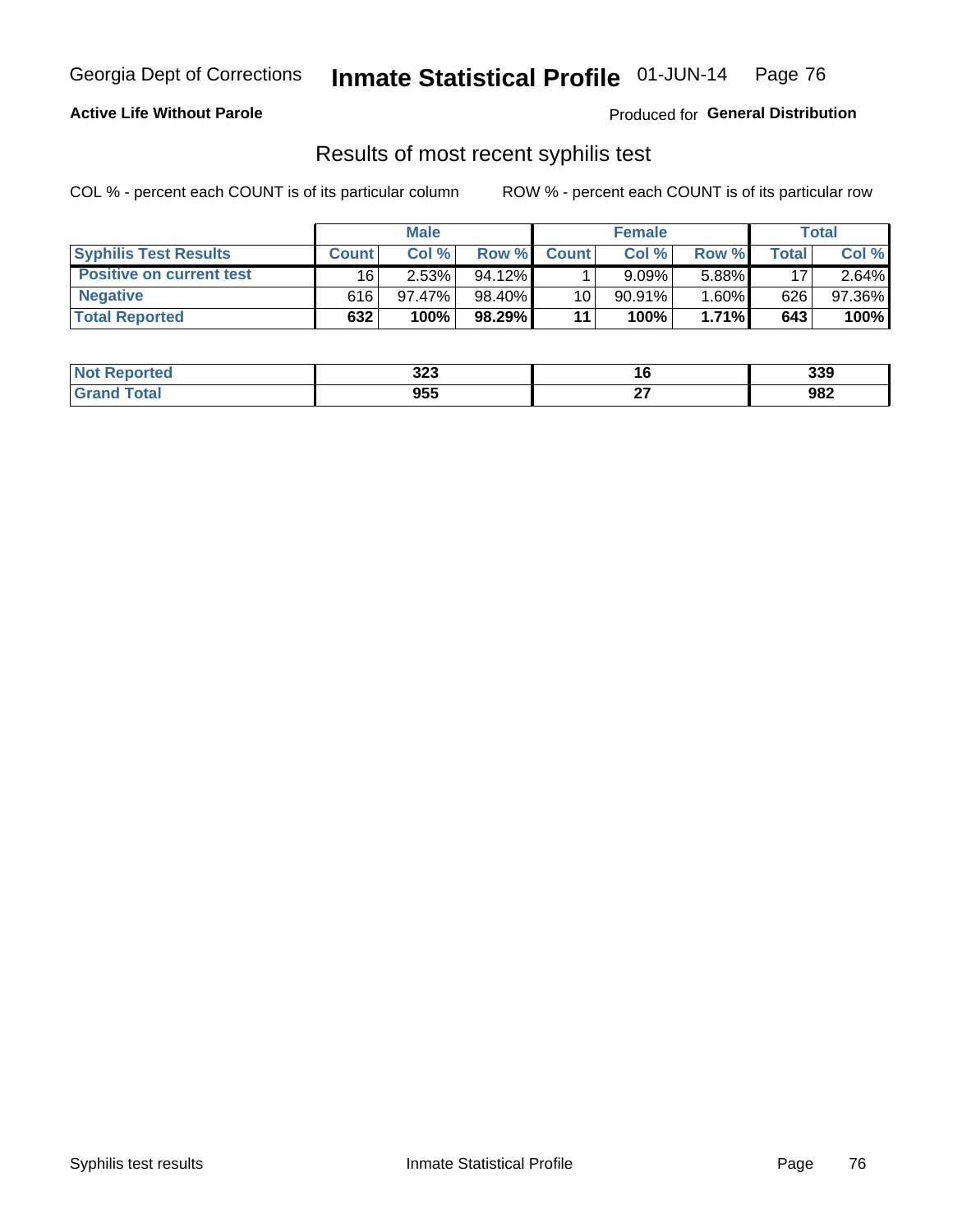Georgia Dept of Corrections **Inmate Statistical Profile** 01-JUN-14

**Active Life Without Parole**

Produced for **General Distribution**

## Results of most recent syphilis test

COL % - percent each COUNT is of its particular column ROW % - percent each COUNT is of its particular row

| | Male | | | Female | | | Total | |
|---|---|---|---|---|---|---|---|---|
| **Syphilis Test Results** | **Count** | **Col %** | **Row %** | **Count** | **Col %** | **Row %** | **Total** | **Col %** |
| **Positive on current test** | 16 | 2.53% | 94.12% | 1 | 9.09% | 5.88% | 17 | 2.64% |
| **Negative** | 616 | 97.47% | 98.40% | 10 | 90.91% | 1.60% | 626 | 97.36% |
| **Total Reported** | **632** | **100%** | **98.29%** | **11** | **100%** | **1.71%** | **643** | **100%** |

| | Male | Female | Total |
|---|---|---|---|
| **Not Reported** | **323** | **16** | **339** |
| **Grand Total** | **955** | **27** | **982** |

Syphilis test results Inmate Statistical Profile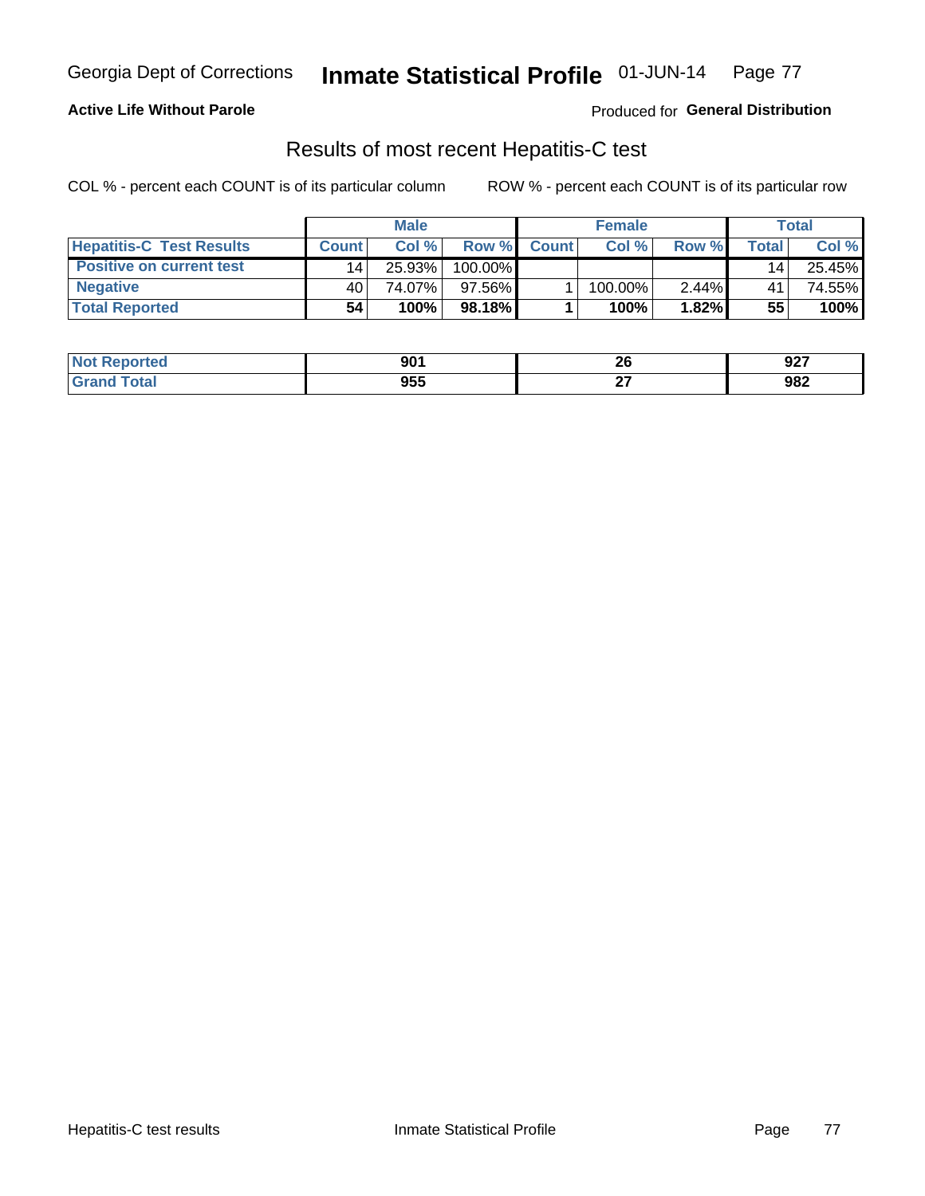Georgia Dept of Corrections **Inmate Statistical Profile** 01-JUN-14

**Active Life Without Parole**

Produced for **General Distribution**

## Results of most recent Hepatitis-C test

COL % - percent each COUNT is of its particular column ROW % - percent each COUNT is of its particular row

| | Male | | | Female | | | Total | |
|---|---|---|---|---|---|---|---|---|
| **Hepatitis-C Test Results** | **Count** | **Col %** | **Row %** | **Count** | **Col %** | **Row %** | **Total** | **Col %** |
| **Positive on current test** | 14 | 25.93% | 100.00% | | | | 14 | 25.45% |
| **Negative** | 40 | 74.07% | 97.56% | 1 | 100.00% | 2.44% | 41 | 74.55% |
| **Total Reported** | **54** | **100%** | **98.18%** | **1** | **100%** | **1.82%** | **55** | **100%** |

| | Male | Female | Total |
|---|---|---|---|
| **Not Reported** | **901** | **26** | **927** |
| **Grand Total** | **955** | **27** | **982** |

Hepatitis-C test results Inmate Statistical Profile